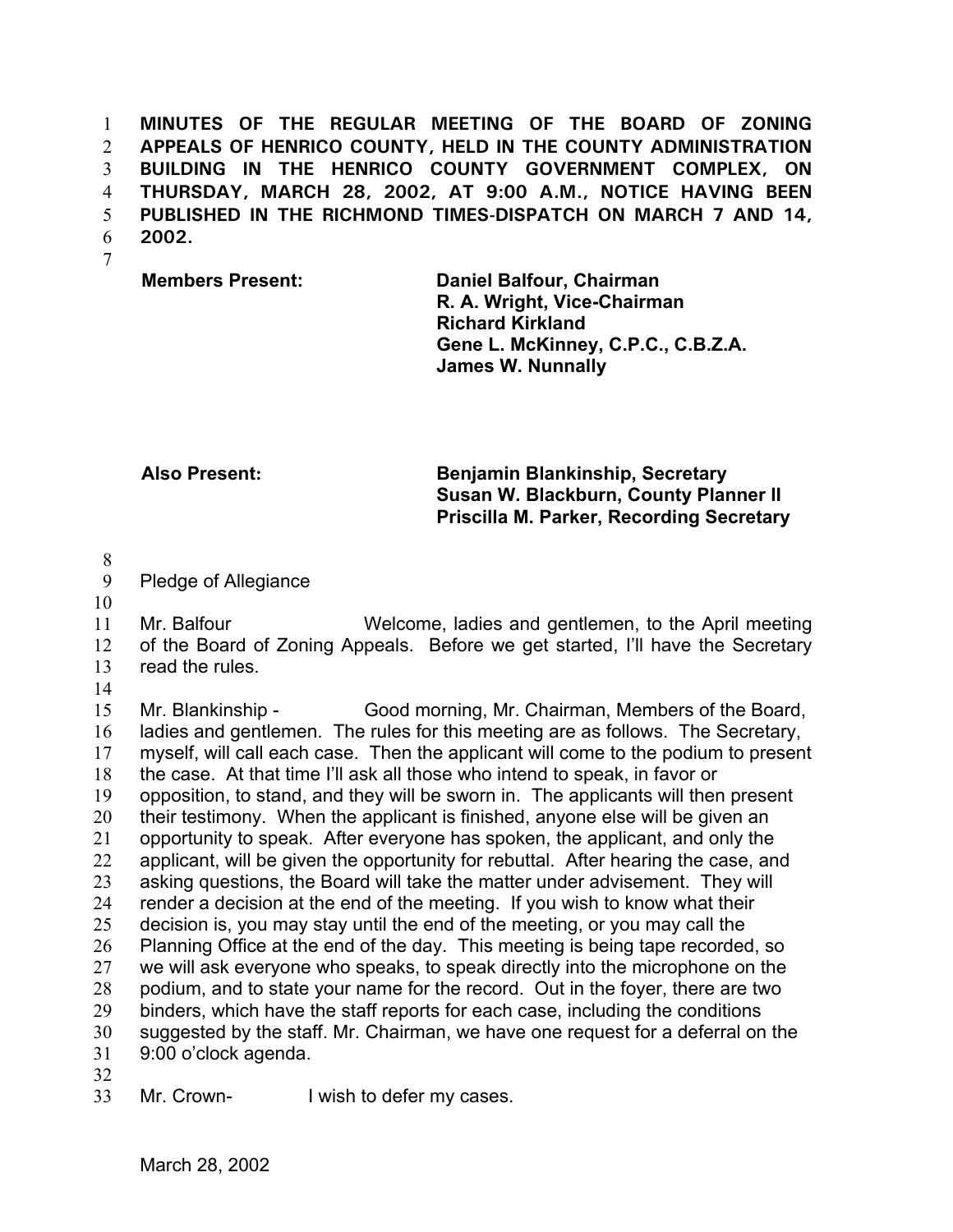**MINUTES OF THE REGULAR MEETING OF THE BOARD OF ZONING APPEALS OF HENRICO COUNTY, HELD IN THE COUNTY ADMINISTRATION BUILDING IN THE HENRICO COUNTY GOVERNMENT COMPLEX, ON THURSDAY, MARCH 28, 2002, AT 9:00 A.M., NOTICE HAVING BEEN PUBLISHED IN THE RICHMOND TIMES-DISPATCH ON MARCH 7 AND 14, 2002.**

| | |
|---|---|
| **Members Present:** | **Daniel Balfour, Chairman** |
| | **R. A. Wright, Vice-Chairman** |
| | **Richard Kirkland** |
| | **Gene L. McKinney, C.P.C., C.B.Z.A.** |
| | **James W. Nunnally** |
| | |
| **Also Present:** | **Benjamin Blankinship, Secretary** |
| | **Susan W. Blackburn, County Planner II** |
| | **Priscilla M. Parker, Recording Secretary** |

Pledge of Allegiance

Mr. Balfour Welcome, ladies and gentlemen, to the April meeting of the Board of Zoning Appeals. Before we get started, I'll have the Secretary read the rules.

Mr. Blankinship - Good morning, Mr. Chairman, Members of the Board, ladies and gentlemen. The rules for this meeting are as follows. The Secretary, myself, will call each case. Then the applicant will come to the podium to present the case. At that time I'll ask all those who intend to speak, in favor or opposition, to stand, and they will be sworn in. The applicants will then present their testimony. When the applicant is finished, anyone else will be given an opportunity to speak. After everyone has spoken, the applicant, and only the applicant, will be given the opportunity for rebuttal. After hearing the case, and asking questions, the Board will take the matter under advisement. They will render a decision at the end of the meeting. If you wish to know what their decision is, you may stay until the end of the meeting, or you may call the Planning Office at the end of the day. This meeting is being tape recorded, so we will ask everyone who speaks, to speak directly into the microphone on the podium, and to state your name for the record. Out in the foyer, there are two binders, which have the staff reports for each case, including the conditions suggested by the staff. Mr. Chairman, we have one request for a deferral on the 9:00 o'clock agenda.

Mr. Crown- I wish to defer my cases.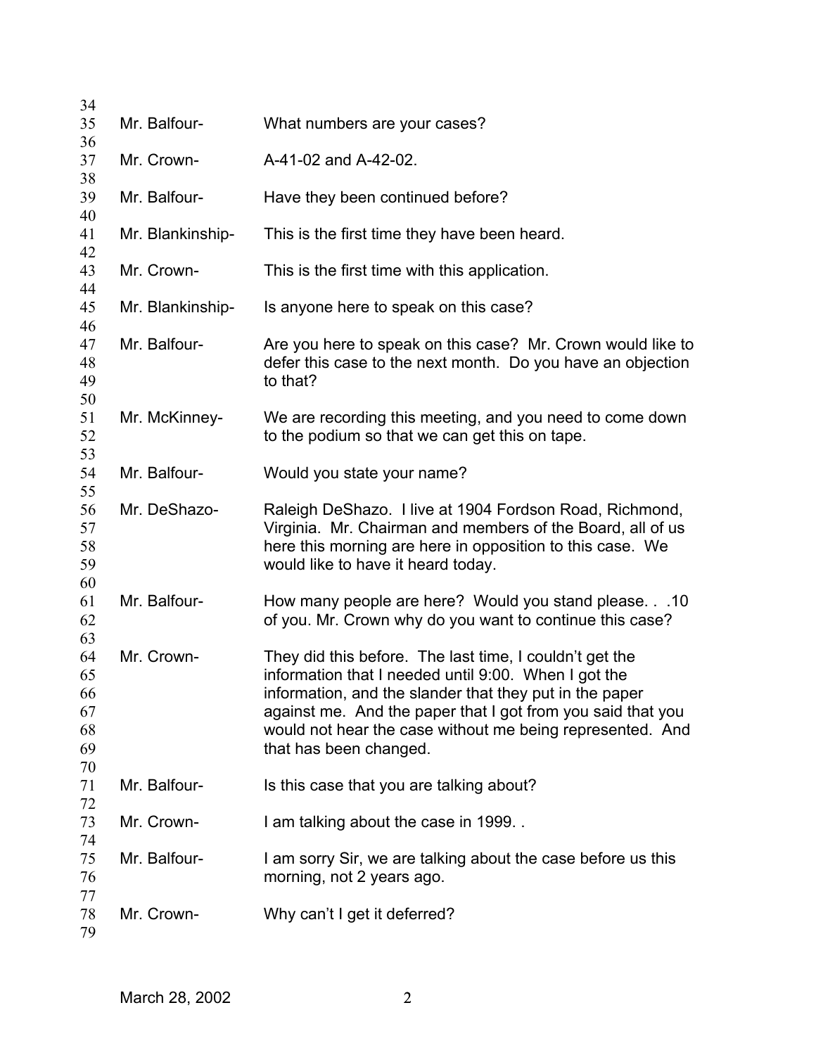Mr. Balfour- What numbers are your cases?

Mr. Crown- A-41-02 and A-42-02.

Mr. Balfour- Have they been continued before?

Mr. Blankinship- This is the first time they have been heard.

Mr. Crown- This is the first time with this application.

Mr. Blankinship- Is anyone here to speak on this case?

Mr. Balfour- Are you here to speak on this case? Mr. Crown would like to defer this case to the next month. Do you have an objection to that?

Mr. McKinney- We are recording this meeting, and you need to come down to the podium so that we can get this on tape.

Mr. Balfour- Would you state your name?

Mr. DeShazo- Raleigh DeShazo. I live at 1904 Fordson Road, Richmond, Virginia. Mr. Chairman and members of the Board, all of us here this morning are here in opposition to this case. We would like to have it heard today.

Mr. Balfour- How many people are here? Would you stand please. . .10 of you. Mr. Crown why do you want to continue this case?

Mr. Crown- They did this before. The last time, I couldn't get the information that I needed until 9:00. When I got the information, and the slander that they put in the paper against me. And the paper that I got from you said that you would not hear the case without me being represented. And that has been changed.

Mr. Balfour- Is this case that you are talking about?

Mr. Crown- I am talking about the case in 1999. .

Mr. Balfour- I am sorry Sir, we are talking about the case before us this morning, not 2 years ago.

Mr. Crown- Why can't I get it deferred?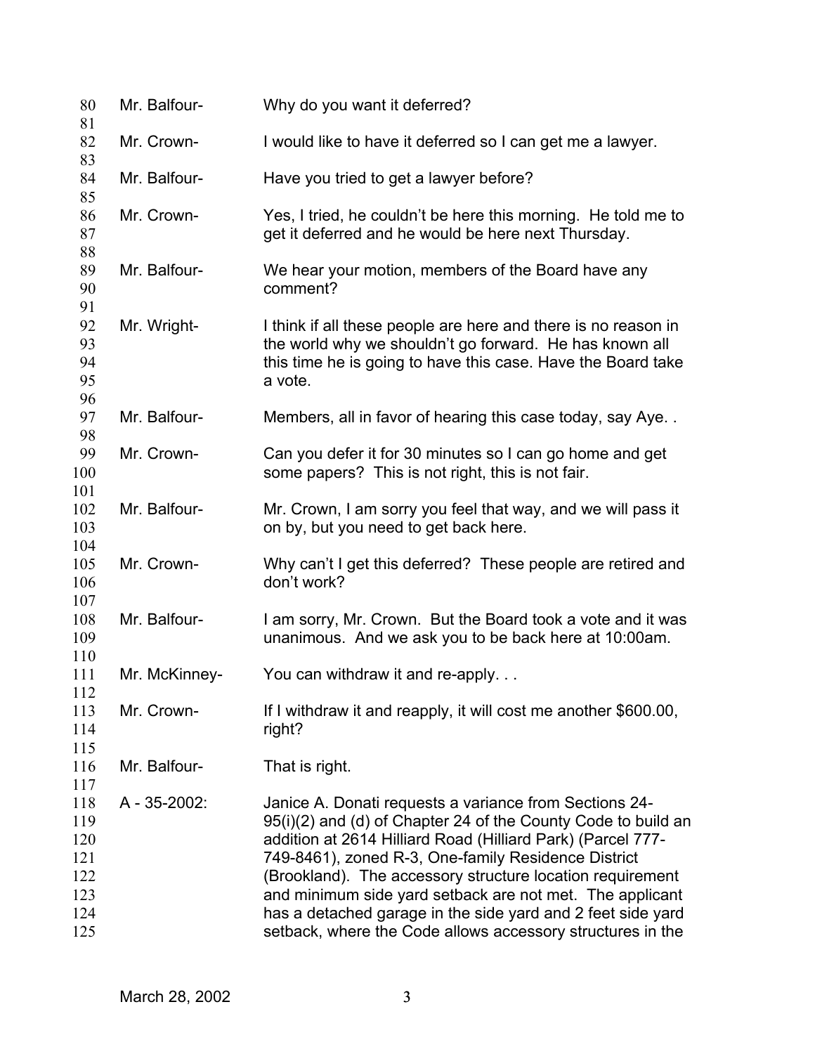Mr. Balfour- Why do you want it deferred?

Mr. Crown- I would like to have it deferred so I can get me a lawyer.

Mr. Balfour- Have you tried to get a lawyer before?

Mr. Crown- Yes, I tried, he couldn't be here this morning. He told me to get it deferred and he would be here next Thursday.

Mr. Balfour- We hear your motion, members of the Board have any comment?

Mr. Wright- I think if all these people are here and there is no reason in the world why we shouldn't go forward. He has known all this time he is going to have this case. Have the Board take a vote.

Mr. Balfour- Members, all in favor of hearing this case today, say Aye. .

Mr. Crown- Can you defer it for 30 minutes so I can go home and get some papers? This is not right, this is not fair.

Mr. Balfour- Mr. Crown, I am sorry you feel that way, and we will pass it on by, but you need to get back here.

Mr. Crown- Why can't I get this deferred? These people are retired and don't work?

Mr. Balfour- I am sorry, Mr. Crown. But the Board took a vote and it was unanimous. And we ask you to be back here at 10:00am.

Mr. McKinney- You can withdraw it and re-apply. . .

Mr. Crown- If I withdraw it and reapply, it will cost me another $600.00, right?

Mr. Balfour- That is right.

A - 35-2002: Janice A. Donati requests a variance from Sections 24-95(i)(2) and (d) of Chapter 24 of the County Code to build an addition at 2614 Hilliard Road (Hilliard Park) (Parcel 777-749-8461), zoned R-3, One-family Residence District (Brookland). The accessory structure location requirement and minimum side yard setback are not met. The applicant has a detached garage in the side yard and 2 feet side yard setback, where the Code allows accessory structures in the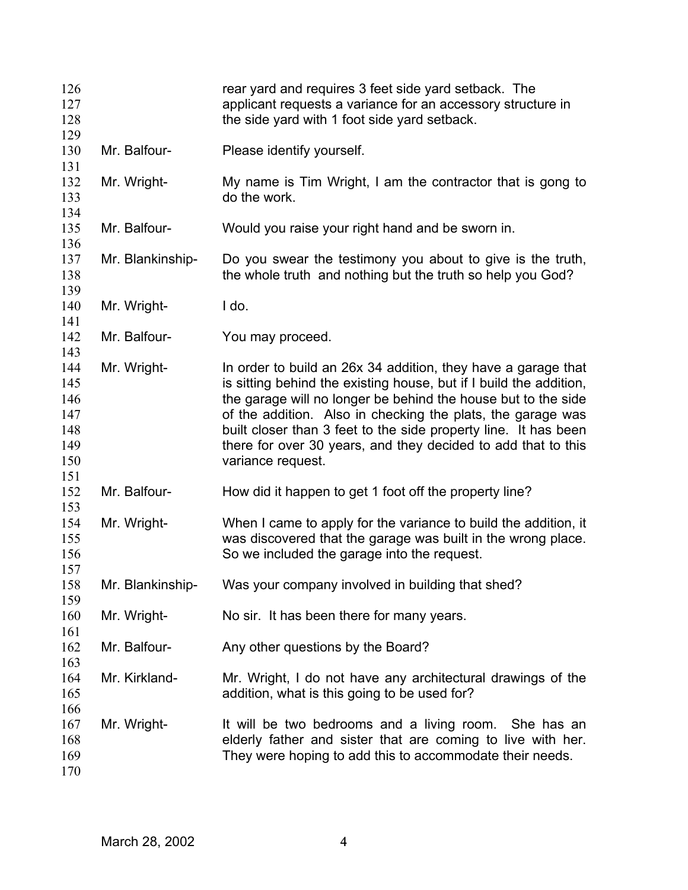rear yard and requires 3 feet side yard setback. The applicant requests a variance for an accessory structure in the side yard with 1 foot side yard setback.

Mr. Balfour- Please identify yourself.

Mr. Wright- My name is Tim Wright, I am the contractor that is gong to do the work.

Mr. Balfour- Would you raise your right hand and be sworn in.

Mr. Blankinship- Do you swear the testimony you about to give is the truth, the whole truth and nothing but the truth so help you God?

Mr. Wright- I do.

Mr. Balfour- You may proceed.

Mr. Wright- In order to build an 26x 34 addition, they have a garage that is sitting behind the existing house, but if I build the addition, the garage will no longer be behind the house but to the side of the addition. Also in checking the plats, the garage was built closer than 3 feet to the side property line. It has been there for over 30 years, and they decided to add that to this variance request.

Mr. Balfour- How did it happen to get 1 foot off the property line?

Mr. Wright- When I came to apply for the variance to build the addition, it was discovered that the garage was built in the wrong place. So we included the garage into the request.

Mr. Blankinship- Was your company involved in building that shed?

Mr. Wright- No sir. It has been there for many years.

Mr. Balfour- Any other questions by the Board?

Mr. Kirkland- Mr. Wright, I do not have any architectural drawings of the addition, what is this going to be used for?

Mr. Wright- It will be two bedrooms and a living room. She has an elderly father and sister that are coming to live with her. They were hoping to add this to accommodate their needs.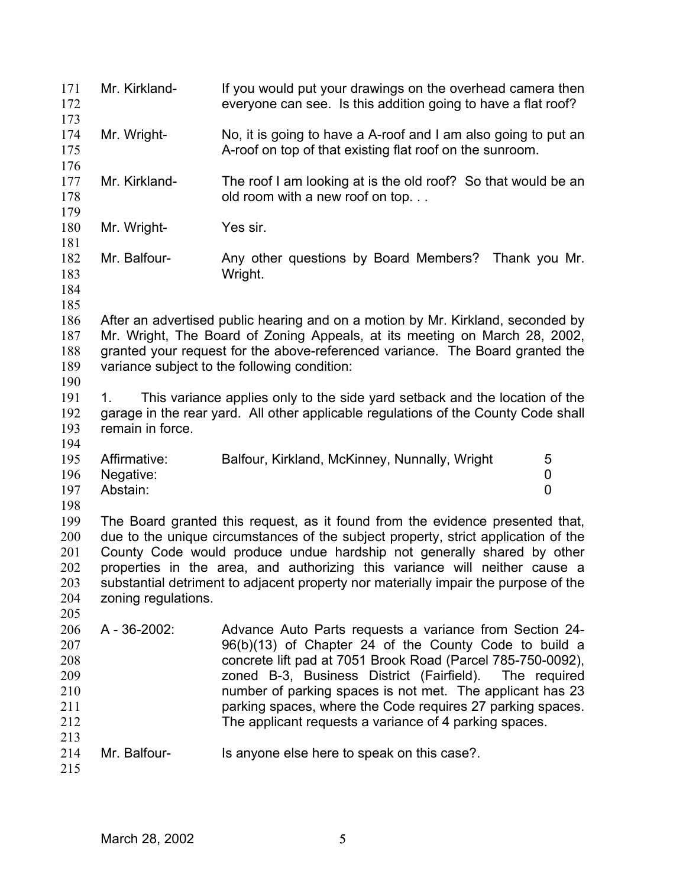Mr. Kirkland- If you would put your drawings on the overhead camera then everyone can see. Is this addition going to have a flat roof?

Mr. Wright- No, it is going to have a A-roof and I am also going to put an A-roof on top of that existing flat roof on the sunroom.

Mr. Kirkland- The roof I am looking at is the old roof? So that would be an old room with a new roof on top. . .

Mr. Wright- Yes sir.

Mr. Balfour- Any other questions by Board Members? Thank you Mr. Wright.

After an advertised public hearing and on a motion by Mr. Kirkland, seconded by Mr. Wright, The Board of Zoning Appeals, at its meeting on March 28, 2002, granted your request for the above-referenced variance. The Board granted the variance subject to the following condition:

1. This variance applies only to the side yard setback and the location of the garage in the rear yard. All other applicable regulations of the County Code shall remain in force.

| | | |
|---|---|---|
| Affirmative: | Balfour, Kirkland, McKinney, Nunnally, Wright | 5 |
| Negative: | | 0 |
| Abstain: | | 0 |

The Board granted this request, as it found from the evidence presented that, due to the unique circumstances of the subject property, strict application of the County Code would produce undue hardship not generally shared by other properties in the area, and authorizing this variance will neither cause a substantial detriment to adjacent property nor materially impair the purpose of the zoning regulations.

A - 36-2002: Advance Auto Parts requests a variance from Section 24-96(b)(13) of Chapter 24 of the County Code to build a concrete lift pad at 7051 Brook Road (Parcel 785-750-0092), zoned B-3, Business District (Fairfield). The required number of parking spaces is not met. The applicant has 23 parking spaces, where the Code requires 27 parking spaces. The applicant requests a variance of 4 parking spaces.

Mr. Balfour- Is anyone else here to speak on this case?.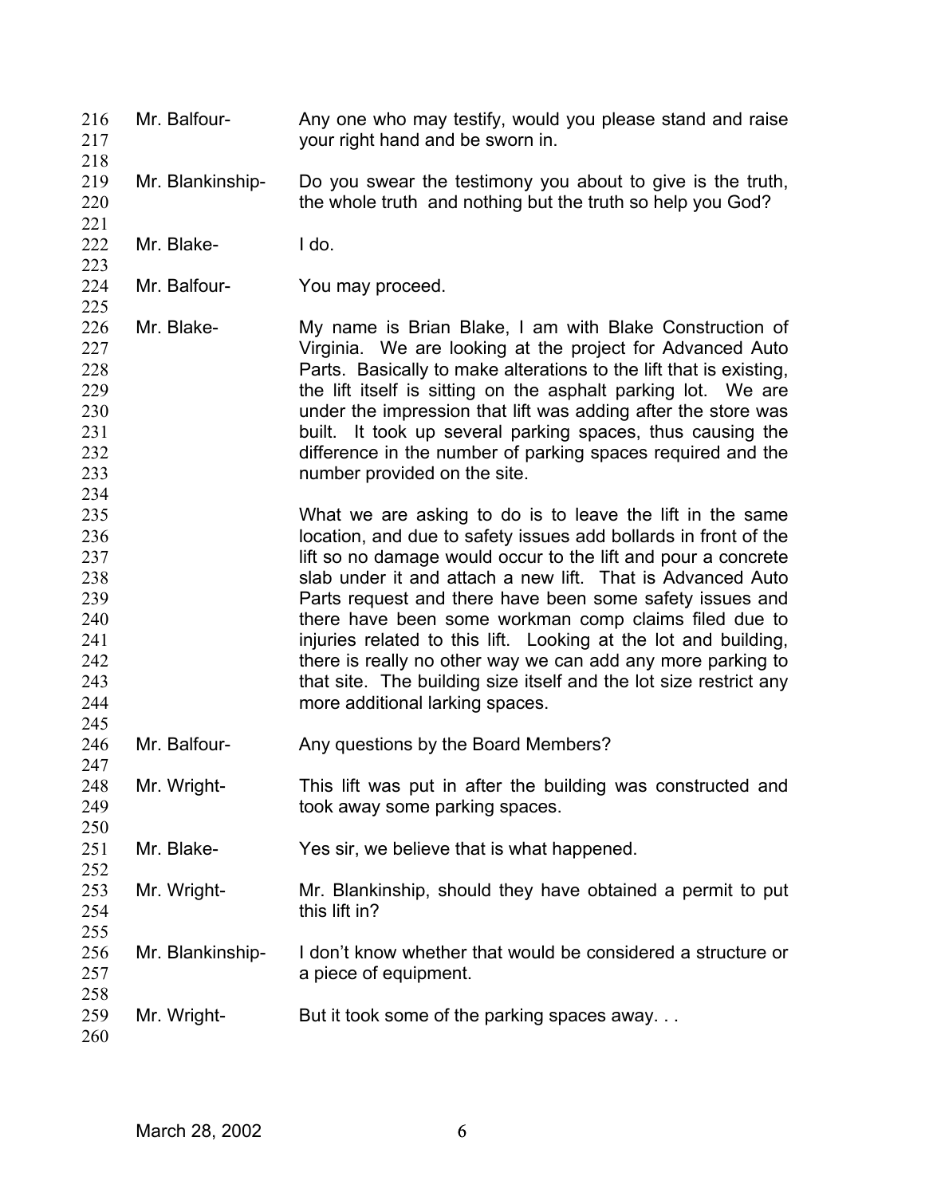Mr. Balfour- Any one who may testify, would you please stand and raise your right hand and be sworn in.

Mr. Blankinship- Do you swear the testimony you about to give is the truth, the whole truth and nothing but the truth so help you God?

Mr. Blake- I do.

Mr. Balfour- You may proceed.

Mr. Blake- My name is Brian Blake, I am with Blake Construction of Virginia. We are looking at the project for Advanced Auto Parts. Basically to make alterations to the lift that is existing, the lift itself is sitting on the asphalt parking lot. We are under the impression that lift was adding after the store was built. It took up several parking spaces, thus causing the difference in the number of parking spaces required and the number provided on the site.

What we are asking to do is to leave the lift in the same location, and due to safety issues add bollards in front of the lift so no damage would occur to the lift and pour a concrete slab under it and attach a new lift. That is Advanced Auto Parts request and there have been some safety issues and there have been some workman comp claims filed due to injuries related to this lift. Looking at the lot and building, there is really no other way we can add any more parking to that site. The building size itself and the lot size restrict any more additional larking spaces.

Mr. Balfour- Any questions by the Board Members?

Mr. Wright- This lift was put in after the building was constructed and took away some parking spaces.

Mr. Blake- Yes sir, we believe that is what happened.

Mr. Wright- Mr. Blankinship, should they have obtained a permit to put this lift in?

Mr. Blankinship- I don't know whether that would be considered a structure or a piece of equipment.

Mr. Wright- But it took some of the parking spaces away. . .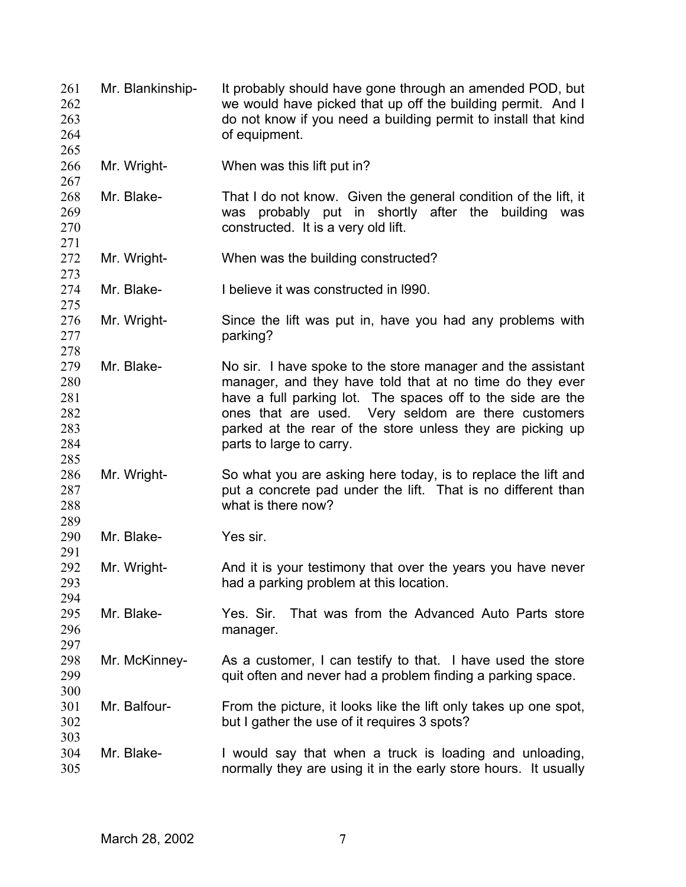261 Mr. Blankinship- It probably should have gone through an amended POD, but
262 we would have picked that up off the building permit. And I
263 do not know if you need a building permit to install that kind
264 of equipment.
265
266 Mr. Wright- When was this lift put in?
267
268 Mr. Blake- That I do not know. Given the general condition of the lift, it
269 was probably put in shortly after the building was
270 constructed. It is a very old lift.
271
272 Mr. Wright- When was the building constructed?
273
274 Mr. Blake- I believe it was constructed in l990.
275
276 Mr. Wright- Since the lift was put in, have you had any problems with
277 parking?
278
279 Mr. Blake- No sir. I have spoke to the store manager and the assistant
280 manager, and they have told that at no time do they ever
281 have a full parking lot. The spaces off to the side are the
282 ones that are used. Very seldom are there customers
283 parked at the rear of the store unless they are picking up
284 parts to large to carry.
285
286 Mr. Wright- So what you are asking here today, is to replace the lift and
287 put a concrete pad under the lift. That is no different than
288 what is there now?
289
290 Mr. Blake- Yes sir.
291
292 Mr. Wright- And it is your testimony that over the years you have never
293 had a parking problem at this location.
294
295 Mr. Blake- Yes. Sir. That was from the Advanced Auto Parts store
296 manager.
297
298 Mr. McKinney- As a customer, I can testify to that. I have used the store
299 quit often and never had a problem finding a parking space.
300
301 Mr. Balfour- From the picture, it looks like the lift only takes up one spot,
302 but I gather the use of it requires 3 spots?
303
304 Mr. Blake- I would say that when a truck is loading and unloading,
305 normally they are using it in the early store hours. It usually

March 28, 2002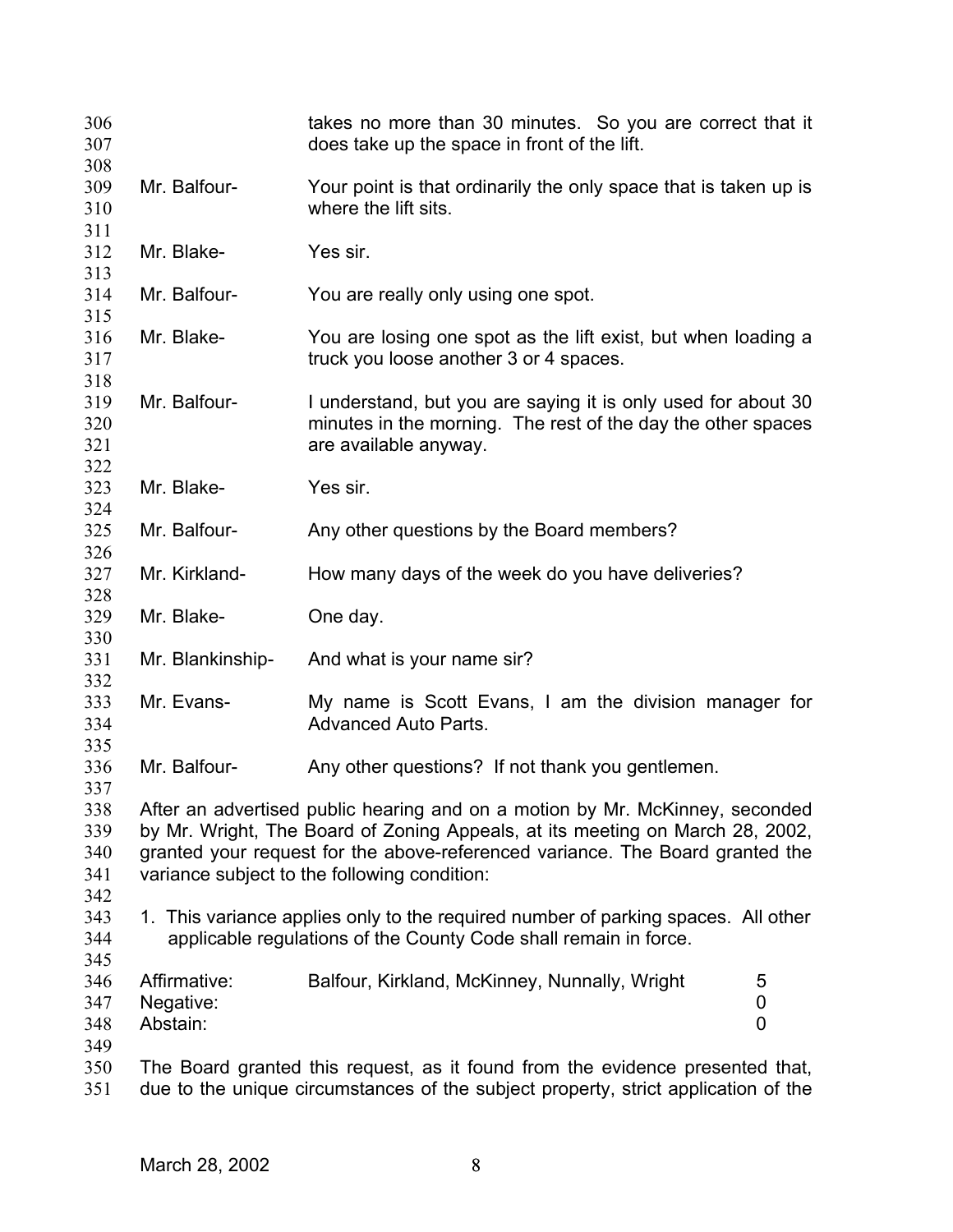takes no more than 30 minutes. So you are correct that it does take up the space in front of the lift.

Mr. Balfour- Your point is that ordinarily the only space that is taken up is where the lift sits.

Mr. Blake- Yes sir.

Mr. Balfour- You are really only using one spot.

Mr. Blake- You are losing one spot as the lift exist, but when loading a truck you loose another 3 or 4 spaces.

Mr. Balfour- I understand, but you are saying it is only used for about 30 minutes in the morning. The rest of the day the other spaces are available anyway.

Mr. Blake- Yes sir.

Mr. Balfour- Any other questions by the Board members?

Mr. Kirkland- How many days of the week do you have deliveries?

Mr. Blake- One day.

Mr. Blankinship- And what is your name sir?

Mr. Evans- My name is Scott Evans, I am the division manager for Advanced Auto Parts.

Mr. Balfour- Any other questions? If not thank you gentlemen.

After an advertised public hearing and on a motion by Mr. McKinney, seconded by Mr. Wright, The Board of Zoning Appeals, at its meeting on March 28, 2002, granted your request for the above-referenced variance. The Board granted the variance subject to the following condition:

1. This variance applies only to the required number of parking spaces. All other applicable regulations of the County Code shall remain in force.

| | | |
|---|---|---|
| Affirmative: | Balfour, Kirkland, McKinney, Nunnally, Wright | 5 |
| Negative: | | 0 |
| Abstain: | | 0 |

The Board granted this request, as it found from the evidence presented that, due to the unique circumstances of the subject property, strict application of the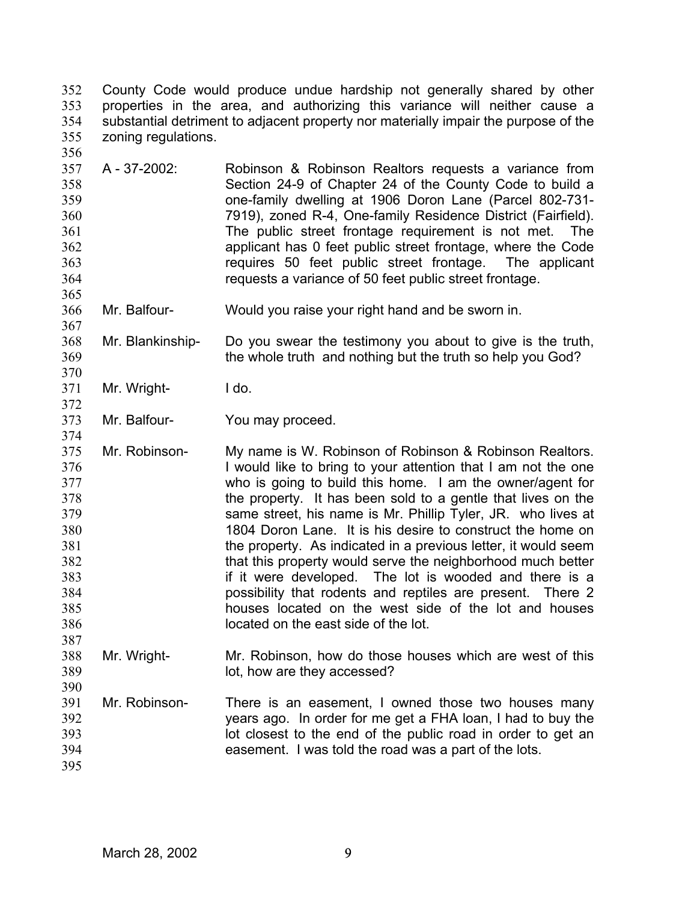County Code would produce undue hardship not generally shared by other properties in the area, and authorizing this variance will neither cause a substantial detriment to adjacent property nor materially impair the purpose of the zoning regulations.

A - 37-2002: Robinson & Robinson Realtors requests a variance from Section 24-9 of Chapter 24 of the County Code to build a one-family dwelling at 1906 Doron Lane (Parcel 802-731-7919), zoned R-4, One-family Residence District (Fairfield). The public street frontage requirement is not met. The applicant has 0 feet public street frontage, where the Code requires 50 feet public street frontage. The applicant requests a variance of 50 feet public street frontage.

Mr. Balfour- Would you raise your right hand and be sworn in.

Mr. Blankinship- Do you swear the testimony you about to give is the truth, the whole truth and nothing but the truth so help you God?

Mr. Wright- I do.

Mr. Balfour- You may proceed.

Mr. Robinson- My name is W. Robinson of Robinson & Robinson Realtors. I would like to bring to your attention that I am not the one who is going to build this home. I am the owner/agent for the property. It has been sold to a gentle that lives on the same street, his name is Mr. Phillip Tyler, JR. who lives at 1804 Doron Lane. It is his desire to construct the home on the property. As indicated in a previous letter, it would seem that this property would serve the neighborhood much better if it were developed. The lot is wooded and there is a possibility that rodents and reptiles are present. There 2 houses located on the west side of the lot and houses located on the east side of the lot.

Mr. Wright- Mr. Robinson, how do those houses which are west of this lot, how are they accessed?

Mr. Robinson- There is an easement, I owned those two houses many years ago. In order for me get a FHA loan, I had to buy the lot closest to the end of the public road in order to get an easement. I was told the road was a part of the lots.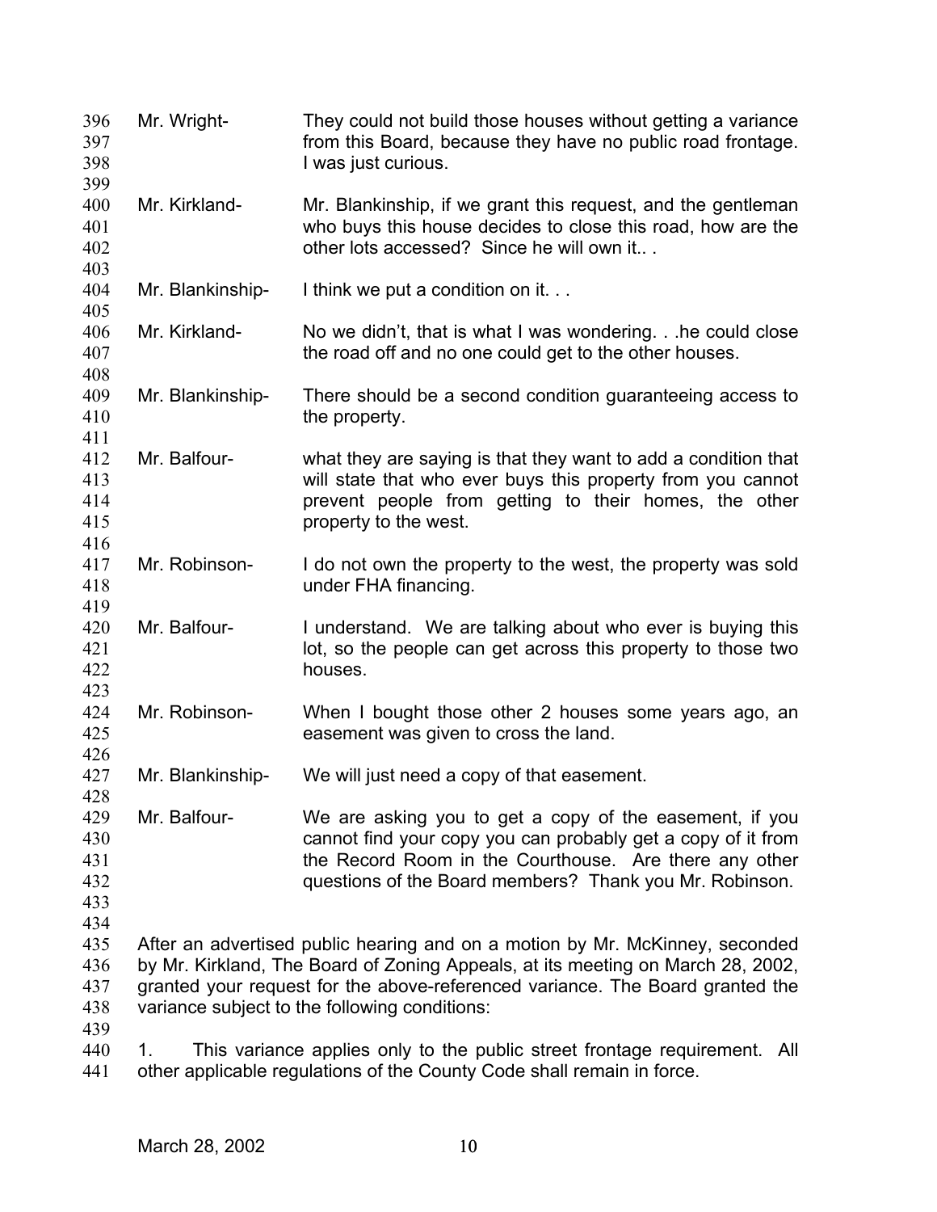396 Mr. Wright- They could not build those houses without getting a variance
397 from this Board, because they have no public road frontage.
398 I was just curious.
399
400 Mr. Kirkland- Mr. Blankinship, if we grant this request, and the gentleman
401 who buys this house decides to close this road, how are the
402 other lots accessed? Since he will own it.. .
403
404 Mr. Blankinship- I think we put a condition on it. . .
405
406 Mr. Kirkland- No we didn't, that is what I was wondering. . .he could close
407 the road off and no one could get to the other houses.
408
409 Mr. Blankinship- There should be a second condition guaranteeing access to
410 the property.
411
412 Mr. Balfour- what they are saying is that they want to add a condition that
413 will state that who ever buys this property from you cannot
414 prevent people from getting to their homes, the other
415 property to the west.
416
417 Mr. Robinson- I do not own the property to the west, the property was sold
418 under FHA financing.
419
420 Mr. Balfour- I understand. We are talking about who ever is buying this
421 lot, so the people can get across this property to those two
422 houses.
423
424 Mr. Robinson- When I bought those other 2 houses some years ago, an
425 easement was given to cross the land.
426
427 Mr. Blankinship- We will just need a copy of that easement.
428
429 Mr. Balfour- We are asking you to get a copy of the easement, if you
430 cannot find your copy you can probably get a copy of it from
431 the Record Room in the Courthouse. Are there any other
432 questions of the Board members? Thank you Mr. Robinson.
433
434
435 After an advertised public hearing and on a motion by Mr. McKinney, seconded
436 by Mr. Kirkland, The Board of Zoning Appeals, at its meeting on March 28, 2002,
437 granted your request for the above-referenced variance. The Board granted the
438 variance subject to the following conditions:
439
440 1. This variance applies only to the public street frontage requirement. All
441 other applicable regulations of the County Code shall remain in force.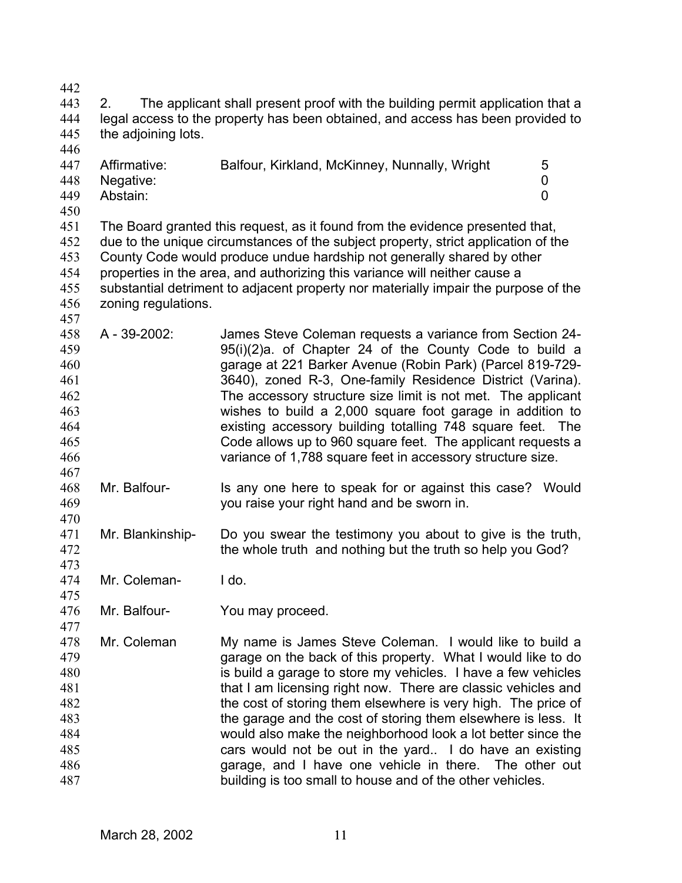2. The applicant shall present proof with the building permit application that a legal access to the property has been obtained, and access has been provided to the adjoining lots.

| | | |
|---|---|---|
| Affirmative: | Balfour, Kirkland, McKinney, Nunnally, Wright | 5 |
| Negative: | | 0 |
| Abstain: | | 0 |

The Board granted this request, as it found from the evidence presented that, due to the unique circumstances of the subject property, strict application of the County Code would produce undue hardship not generally shared by other properties in the area, and authorizing this variance will neither cause a substantial detriment to adjacent property nor materially impair the purpose of the zoning regulations.

A - 39-2002: James Steve Coleman requests a variance from Section 24-95(i)(2)a. of Chapter 24 of the County Code to build a garage at 221 Barker Avenue (Robin Park) (Parcel 819-729-3640), zoned R-3, One-family Residence District (Varina). The accessory structure size limit is not met. The applicant wishes to build a 2,000 square foot garage in addition to existing accessory building totalling 748 square feet. The Code allows up to 960 square feet. The applicant requests a variance of 1,788 square feet in accessory structure size.

Mr. Balfour- Is any one here to speak for or against this case? Would you raise your right hand and be sworn in.

Mr. Blankinship- Do you swear the testimony you about to give is the truth, the whole truth and nothing but the truth so help you God?

Mr. Coleman- I do.

Mr. Balfour- You may proceed.

Mr. Coleman My name is James Steve Coleman. I would like to build a garage on the back of this property. What I would like to do is build a garage to store my vehicles. I have a few vehicles that I am licensing right now. There are classic vehicles and the cost of storing them elsewhere is very high. The price of the garage and the cost of storing them elsewhere is less. It would also make the neighborhood look a lot better since the cars would not be out in the yard.. I do have an existing garage, and I have one vehicle in there. The other out building is too small to house and of the other vehicles.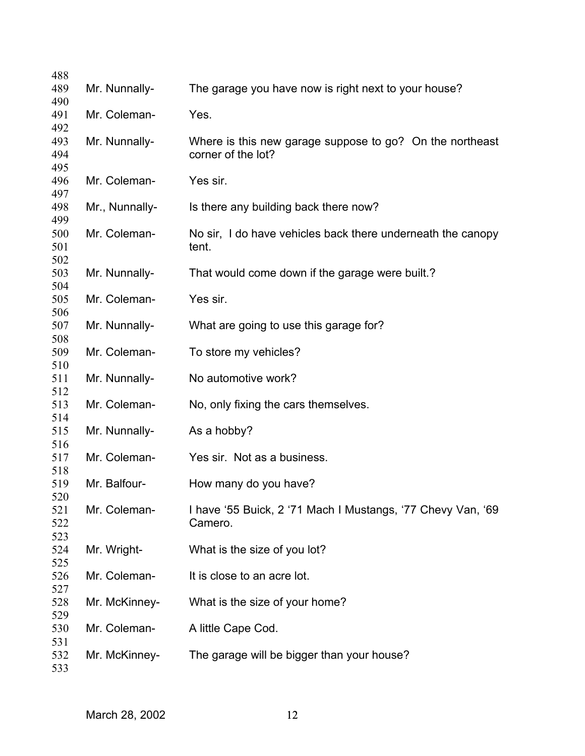Mr. Nunnally- The garage you have now is right next to your house?

Mr. Coleman- Yes.

Mr. Nunnally- Where is this new garage suppose to go? On the northeast corner of the lot?

Mr. Coleman- Yes sir.

Mr., Nunnally- Is there any building back there now?

Mr. Coleman- No sir, I do have vehicles back there underneath the canopy tent.

Mr. Nunnally- That would come down if the garage were built.?

Mr. Coleman- Yes sir.

Mr. Nunnally- What are going to use this garage for?

Mr. Coleman- To store my vehicles?

Mr. Nunnally- No automotive work?

Mr. Coleman- No, only fixing the cars themselves.

Mr. Nunnally- As a hobby?

Mr. Coleman- Yes sir. Not as a business.

Mr. Balfour- How many do you have?

Mr. Coleman- I have '55 Buick, 2 '71 Mach I Mustangs, '77 Chevy Van, '69 Camero.

Mr. Wright- What is the size of you lot?

Mr. Coleman- It is close to an acre lot.

Mr. McKinney- What is the size of your home?

Mr. Coleman- A little Cape Cod.

Mr. McKinney- The garage will be bigger than your house?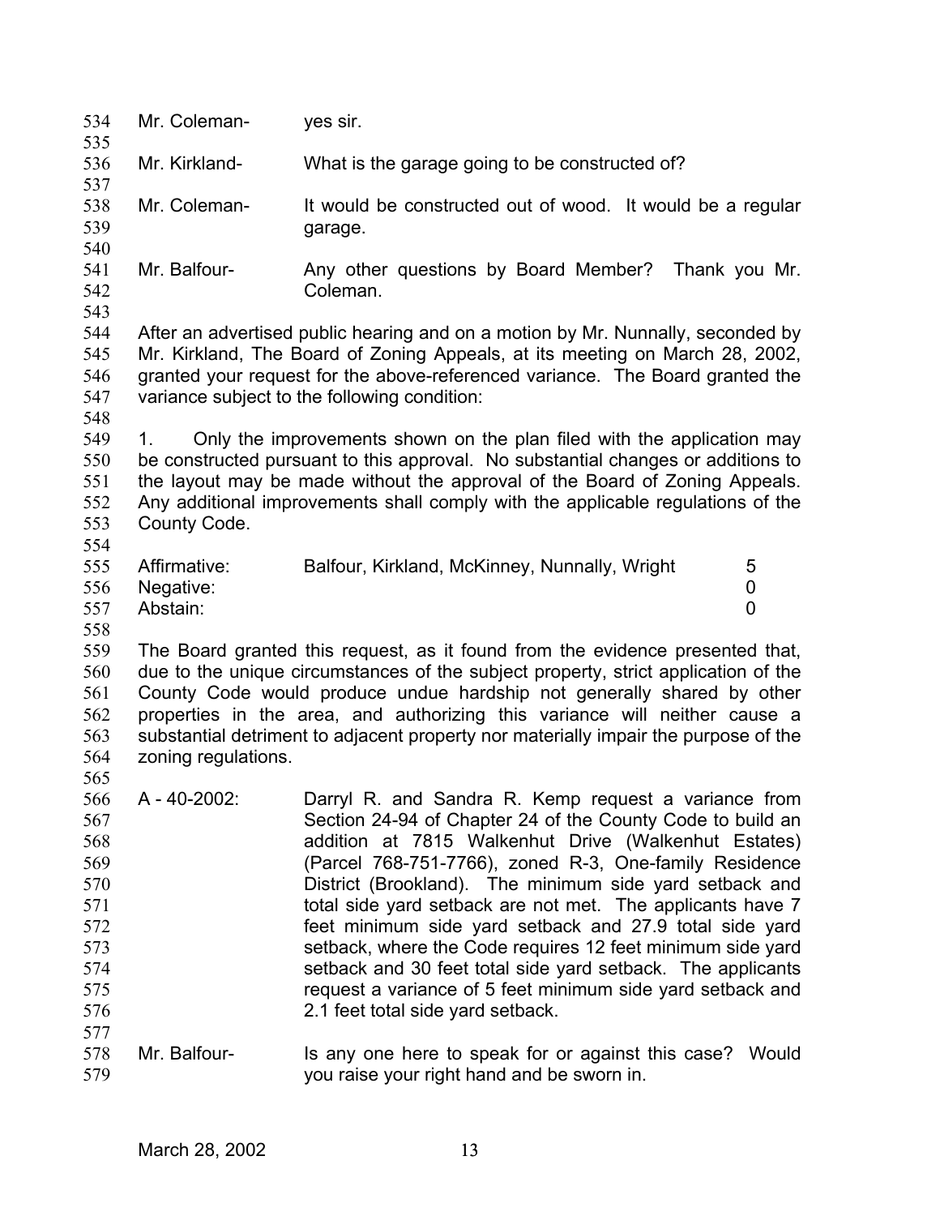Mr. Coleman- yes sir.

Mr. Kirkland- What is the garage going to be constructed of?

Mr. Coleman- It would be constructed out of wood. It would be a regular garage.

Mr. Balfour- Any other questions by Board Member? Thank you Mr. Coleman.

After an advertised public hearing and on a motion by Mr. Nunnally, seconded by Mr. Kirkland, The Board of Zoning Appeals, at its meeting on March 28, 2002, granted your request for the above-referenced variance. The Board granted the variance subject to the following condition:

1. Only the improvements shown on the plan filed with the application may be constructed pursuant to this approval. No substantial changes or additions to the layout may be made without the approval of the Board of Zoning Appeals. Any additional improvements shall comply with the applicable regulations of the County Code.

| | | |
|---|---|---|
| Affirmative: | Balfour, Kirkland, McKinney, Nunnally, Wright | 5 |
| Negative: | | 0 |
| Abstain: | | 0 |

The Board granted this request, as it found from the evidence presented that, due to the unique circumstances of the subject property, strict application of the County Code would produce undue hardship not generally shared by other properties in the area, and authorizing this variance will neither cause a substantial detriment to adjacent property nor materially impair the purpose of the zoning regulations.

A - 40-2002: Darryl R. and Sandra R. Kemp request a variance from Section 24-94 of Chapter 24 of the County Code to build an addition at 7815 Walkenhut Drive (Walkenhut Estates) (Parcel 768-751-7766), zoned R-3, One-family Residence District (Brookland). The minimum side yard setback and total side yard setback are not met. The applicants have 7 feet minimum side yard setback and 27.9 total side yard setback, where the Code requires 12 feet minimum side yard setback and 30 feet total side yard setback. The applicants request a variance of 5 feet minimum side yard setback and 2.1 feet total side yard setback.

Mr. Balfour- Is any one here to speak for or against this case? Would you raise your right hand and be sworn in.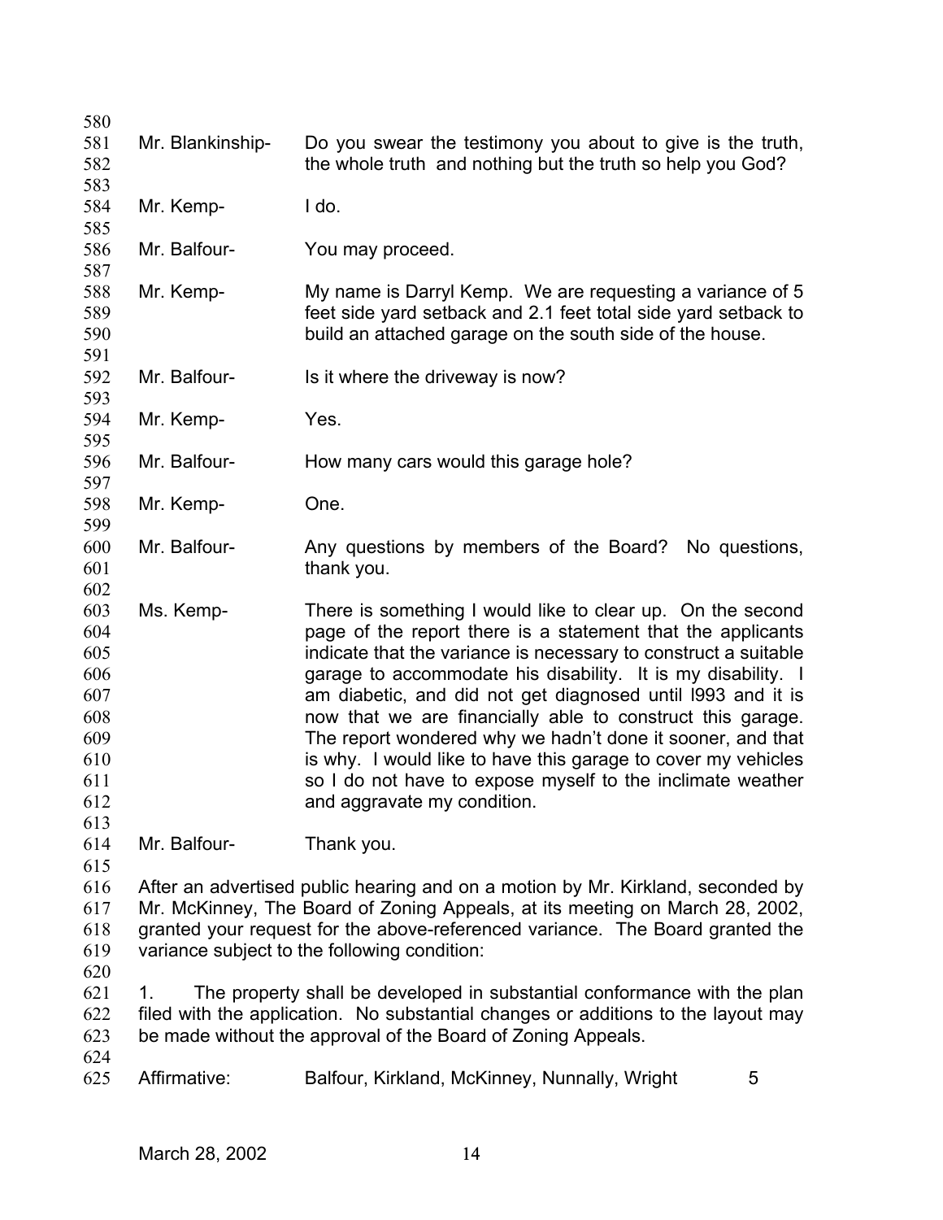Mr. Blankinship- Do you swear the testimony you about to give is the truth, the whole truth and nothing but the truth so help you God?

Mr. Kemp- I do.

Mr. Balfour- You may proceed.

Mr. Kemp- My name is Darryl Kemp. We are requesting a variance of 5 feet side yard setback and 2.1 feet total side yard setback to build an attached garage on the south side of the house.

Mr. Balfour- Is it where the driveway is now?

Mr. Kemp- Yes.

Mr. Balfour- How many cars would this garage hole?

Mr. Kemp- One.

Mr. Balfour- Any questions by members of the Board? No questions, thank you.

Ms. Kemp- There is something I would like to clear up. On the second page of the report there is a statement that the applicants indicate that the variance is necessary to construct a suitable garage to accommodate his disability. It is my disability. I am diabetic, and did not get diagnosed until l993 and it is now that we are financially able to construct this garage. The report wondered why we hadn't done it sooner, and that is why. I would like to have this garage to cover my vehicles so I do not have to expose myself to the inclimate weather and aggravate my condition.

Mr. Balfour- Thank you.

After an advertised public hearing and on a motion by Mr. Kirkland, seconded by Mr. McKinney, The Board of Zoning Appeals, at its meeting on March 28, 2002, granted your request for the above-referenced variance. The Board granted the variance subject to the following condition:

1. The property shall be developed in substantial conformance with the plan filed with the application. No substantial changes or additions to the layout may be made without the approval of the Board of Zoning Appeals.

Affirmative: Balfour, Kirkland, McKinney, Nunnally, Wright 5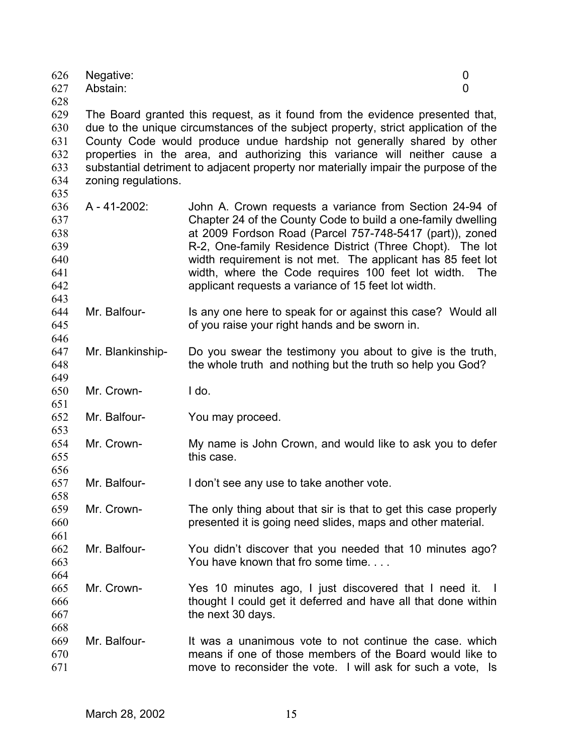Negative: 0
Abstain: 0

The Board granted this request, as it found from the evidence presented that, due to the unique circumstances of the subject property, strict application of the County Code would produce undue hardship not generally shared by other properties in the area, and authorizing this variance will neither cause a substantial detriment to adjacent property nor materially impair the purpose of the zoning regulations.

A - 41-2002: John A. Crown requests a variance from Section 24-94 of Chapter 24 of the County Code to build a one-family dwelling at 2009 Fordson Road (Parcel 757-748-5417 (part)), zoned R-2, One-family Residence District (Three Chopt). The lot width requirement is not met. The applicant has 85 feet lot width, where the Code requires 100 feet lot width. The applicant requests a variance of 15 feet lot width.

Mr. Balfour- Is any one here to speak for or against this case? Would all of you raise your right hands and be sworn in.

Mr. Blankinship- Do you swear the testimony you about to give is the truth, the whole truth and nothing but the truth so help you God?

Mr. Crown- I do.

Mr. Balfour- You may proceed.

Mr. Crown- My name is John Crown, and would like to ask you to defer this case.

Mr. Balfour- I don't see any use to take another vote.

Mr. Crown- The only thing about that sir is that to get this case properly presented it is going need slides, maps and other material.

Mr. Balfour- You didn't discover that you needed that 10 minutes ago? You have known that fro some time. . . .

Mr. Crown- Yes 10 minutes ago, I just discovered that I need it. I thought I could get it deferred and have all that done within the next 30 days.

Mr. Balfour- It was a unanimous vote to not continue the case. which means if one of those members of the Board would like to move to reconsider the vote. I will ask for such a vote, Is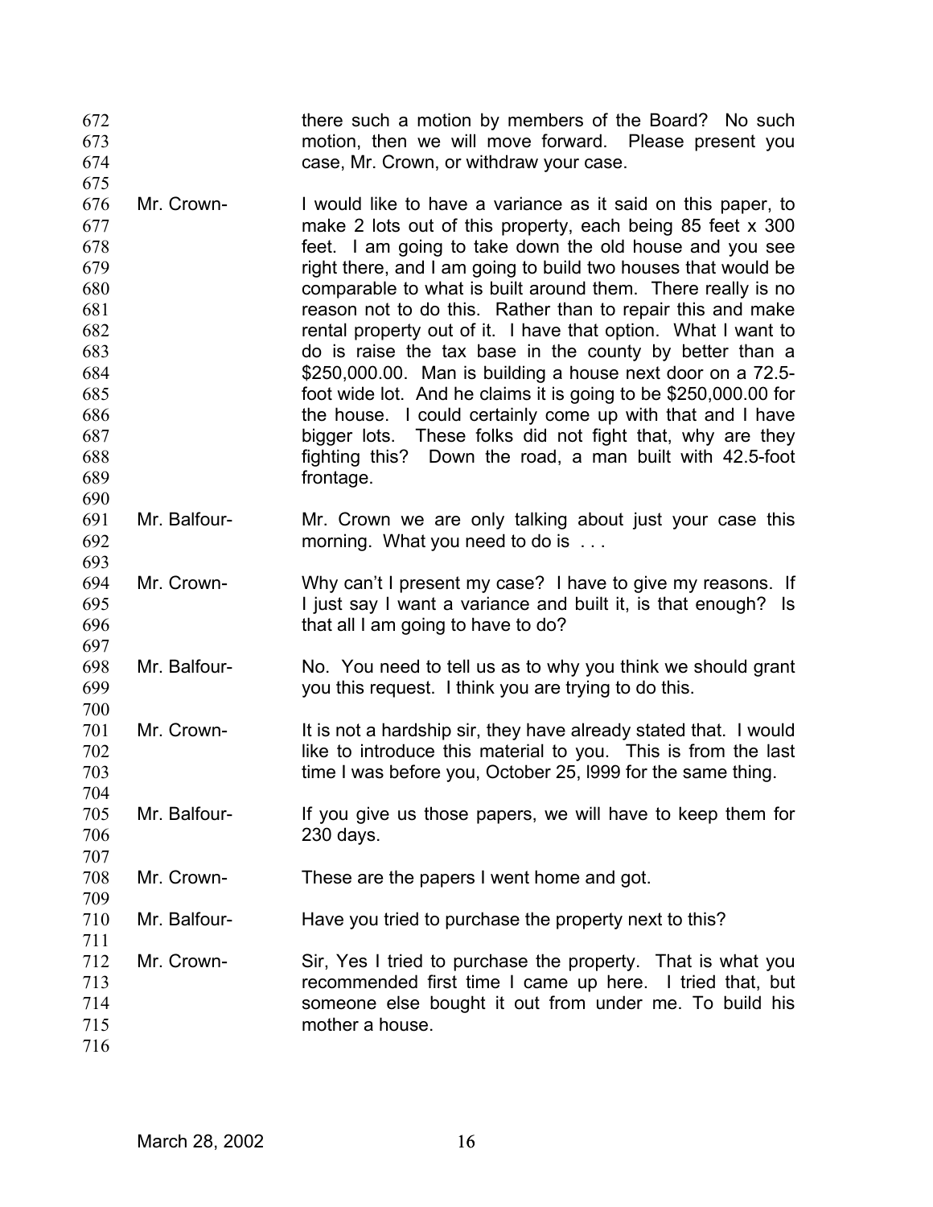672 there such a motion by members of the Board? No such
673 motion, then we will move forward. Please present you
674 case, Mr. Crown, or withdraw your case.
675
676 Mr. Crown- I would like to have a variance as it said on this paper, to
677 make 2 lots out of this property, each being 85 feet x 300
678 feet. I am going to take down the old house and you see
679 right there, and I am going to build two houses that would be
680 comparable to what is built around them. There really is no
681 reason not to do this. Rather than to repair this and make
682 rental property out of it. I have that option. What I want to
683 do is raise the tax base in the county by better than a
684 $250,000.00. Man is building a house next door on a 72.5-
685 foot wide lot. And he claims it is going to be $250,000.00 for
686 the house. I could certainly come up with that and I have
687 bigger lots. These folks did not fight that, why are they
688 fighting this? Down the road, a man built with 42.5-foot
689 frontage.
690
691 Mr. Balfour- Mr. Crown we are only talking about just your case this
692 morning. What you need to do is . . .
693
694 Mr. Crown- Why can't I present my case? I have to give my reasons. If
695 I just say I want a variance and built it, is that enough? Is
696 that all I am going to have to do?
697
698 Mr. Balfour- No. You need to tell us as to why you think we should grant
699 you this request. I think you are trying to do this.
700
701 Mr. Crown- It is not a hardship sir, they have already stated that. I would
702 like to introduce this material to you. This is from the last
703 time I was before you, October 25, l999 for the same thing.
704
705 Mr. Balfour- If you give us those papers, we will have to keep them for
706 230 days.
707
708 Mr. Crown- These are the papers I went home and got.
709
710 Mr. Balfour- Have you tried to purchase the property next to this?
711
712 Mr. Crown- Sir, Yes I tried to purchase the property. That is what you
713 recommended first time I came up here. I tried that, but
714 someone else bought it out from under me. To build his
715 mother a house.
716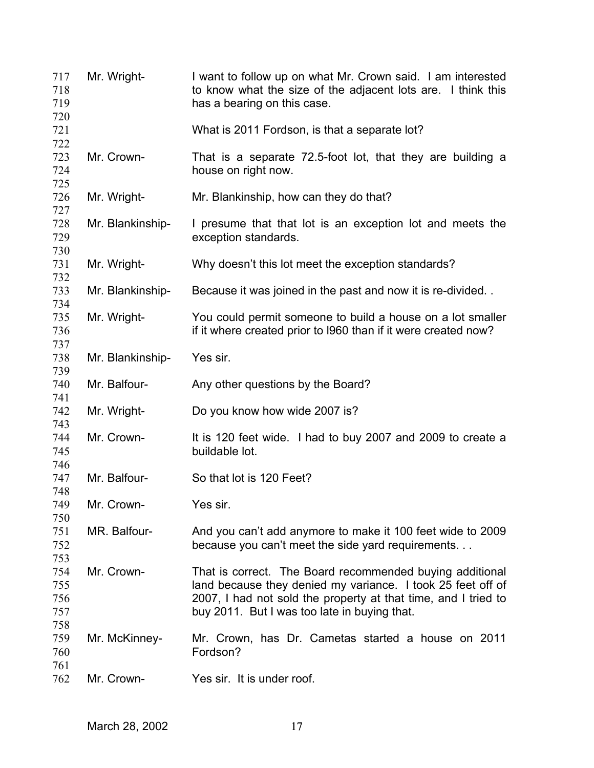717 Mr. Wright- I want to follow up on what Mr. Crown said. I am interested
718 to know what the size of the adjacent lots are. I think this
719 has a bearing on this case.
720
721 What is 2011 Fordson, is that a separate lot?
722
723 Mr. Crown- That is a separate 72.5-foot lot, that they are building a
724 house on right now.
725
726 Mr. Wright- Mr. Blankinship, how can they do that?
727
728 Mr. Blankinship- I presume that that lot is an exception lot and meets the
729 exception standards.
730
731 Mr. Wright- Why doesn't this lot meet the exception standards?
732
733 Mr. Blankinship- Because it was joined in the past and now it is re-divided. .
734
735 Mr. Wright- You could permit someone to build a house on a lot smaller
736 if it where created prior to l960 than if it were created now?
737
738 Mr. Blankinship- Yes sir.
739
740 Mr. Balfour- Any other questions by the Board?
741
742 Mr. Wright- Do you know how wide 2007 is?
743
744 Mr. Crown- It is 120 feet wide. I had to buy 2007 and 2009 to create a
745 buildable lot.
746
747 Mr. Balfour- So that lot is 120 Feet?
748
749 Mr. Crown- Yes sir.
750
751 MR. Balfour- And you can't add anymore to make it 100 feet wide to 2009
752 because you can't meet the side yard requirements. . .
753
754 Mr. Crown- That is correct. The Board recommended buying additional
755 land because they denied my variance. I took 25 feet off of
756 2007, I had not sold the property at that time, and I tried to
757 buy 2011. But I was too late in buying that.
758
759 Mr. McKinney- Mr. Crown, has Dr. Cametas started a house on 2011
760 Fordson?
761
762 Mr. Crown- Yes sir. It is under roof.

March 28, 2002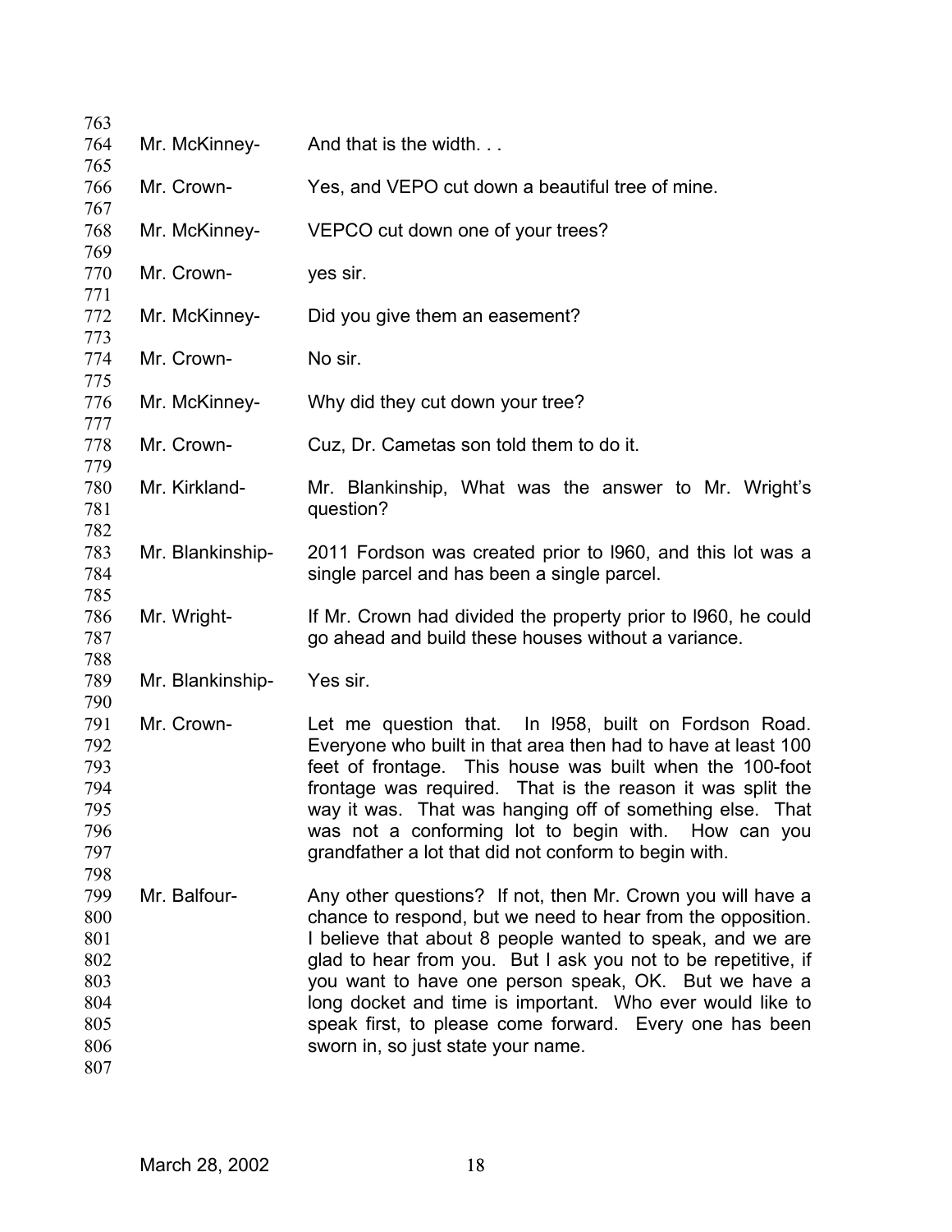763
764 Mr. McKinney- And that is the width. . .
765
766 Mr. Crown- Yes, and VEPO cut down a beautiful tree of mine.
767
768 Mr. McKinney- VEPCO cut down one of your trees?
769
770 Mr. Crown- yes sir.
771
772 Mr. McKinney- Did you give them an easement?
773
774 Mr. Crown- No sir.
775
776 Mr. McKinney- Why did they cut down your tree?
777
778 Mr. Crown- Cuz, Dr. Cametas son told them to do it.
779
780 Mr. Kirkland- Mr. Blankinship, What was the answer to Mr. Wright's
781 question?
782
783 Mr. Blankinship- 2011 Fordson was created prior to l960, and this lot was a
784 single parcel and has been a single parcel.
785
786 Mr. Wright- If Mr. Crown had divided the property prior to l960, he could
787 go ahead and build these houses without a variance.
788
789 Mr. Blankinship- Yes sir.
790
791 Mr. Crown- Let me question that. In l958, built on Fordson Road.
792 Everyone who built in that area then had to have at least 100
793 feet of frontage. This house was built when the 100-foot
794 frontage was required. That is the reason it was split the
795 way it was. That was hanging off of something else. That
796 was not a conforming lot to begin with. How can you
797 grandfather a lot that did not conform to begin with.
798
799 Mr. Balfour- Any other questions? If not, then Mr. Crown you will have a
800 chance to respond, but we need to hear from the opposition.
801 I believe that about 8 people wanted to speak, and we are
802 glad to hear from you. But I ask you not to be repetitive, if
803 you want to have one person speak, OK. But we have a
804 long docket and time is important. Who ever would like to
805 speak first, to please come forward. Every one has been
806 sworn in, so just state your name.
807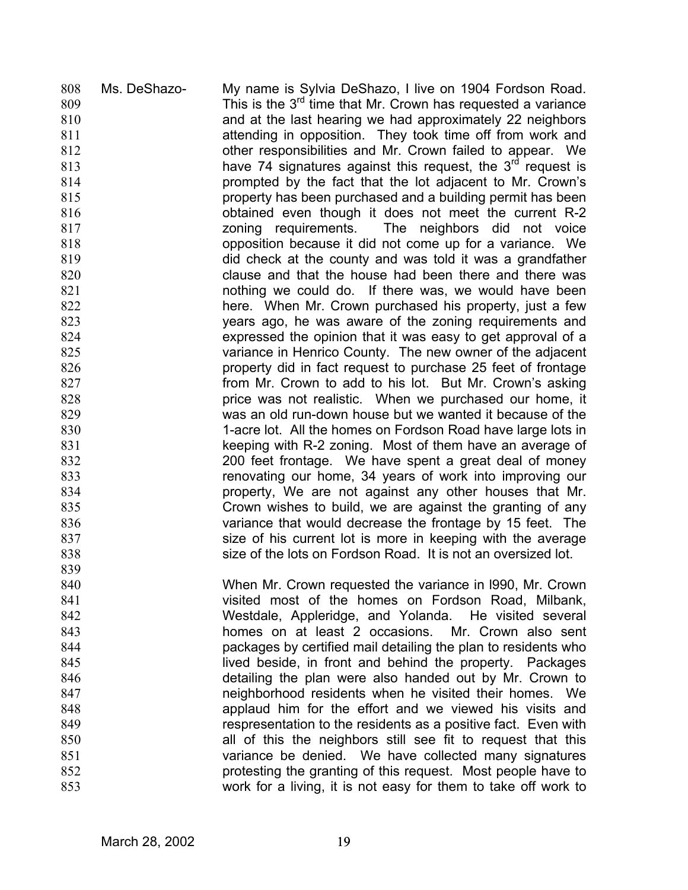Ms. DeShazo- My name is Sylvia DeShazo, I live on 1904 Fordson Road. This is the 3rd time that Mr. Crown has requested a variance and at the last hearing we had approximately 22 neighbors attending in opposition. They took time off from work and other responsibilities and Mr. Crown failed to appear. We have 74 signatures against this request, the 3rd request is prompted by the fact that the lot adjacent to Mr. Crown's property has been purchased and a building permit has been obtained even though it does not meet the current R-2 zoning requirements. The neighbors did not voice opposition because it did not come up for a variance. We did check at the county and was told it was a grandfather clause and that the house had been there and there was nothing we could do. If there was, we would have been here. When Mr. Crown purchased his property, just a few years ago, he was aware of the zoning requirements and expressed the opinion that it was easy to get approval of a variance in Henrico County. The new owner of the adjacent property did in fact request to purchase 25 feet of frontage from Mr. Crown to add to his lot. But Mr. Crown's asking price was not realistic. When we purchased our home, it was an old run-down house but we wanted it because of the 1-acre lot. All the homes on Fordson Road have large lots in keeping with R-2 zoning. Most of them have an average of 200 feet frontage. We have spent a great deal of money renovating our home, 34 years of work into improving our property, We are not against any other houses that Mr. Crown wishes to build, we are against the granting of any variance that would decrease the frontage by 15 feet. The size of his current lot is more in keeping with the average size of the lots on Fordson Road. It is not an oversized lot.

When Mr. Crown requested the variance in l990, Mr. Crown visited most of the homes on Fordson Road, Milbank, Westdale, Appleridge, and Yolanda. He visited several homes on at least 2 occasions. Mr. Crown also sent packages by certified mail detailing the plan to residents who lived beside, in front and behind the property. Packages detailing the plan were also handed out by Mr. Crown to neighborhood residents when he visited their homes. We applaud him for the effort and we viewed his visits and respresentation to the residents as a positive fact. Even with all of this the neighbors still see fit to request that this variance be denied. We have collected many signatures protesting the granting of this request. Most people have to work for a living, it is not easy for them to take off work to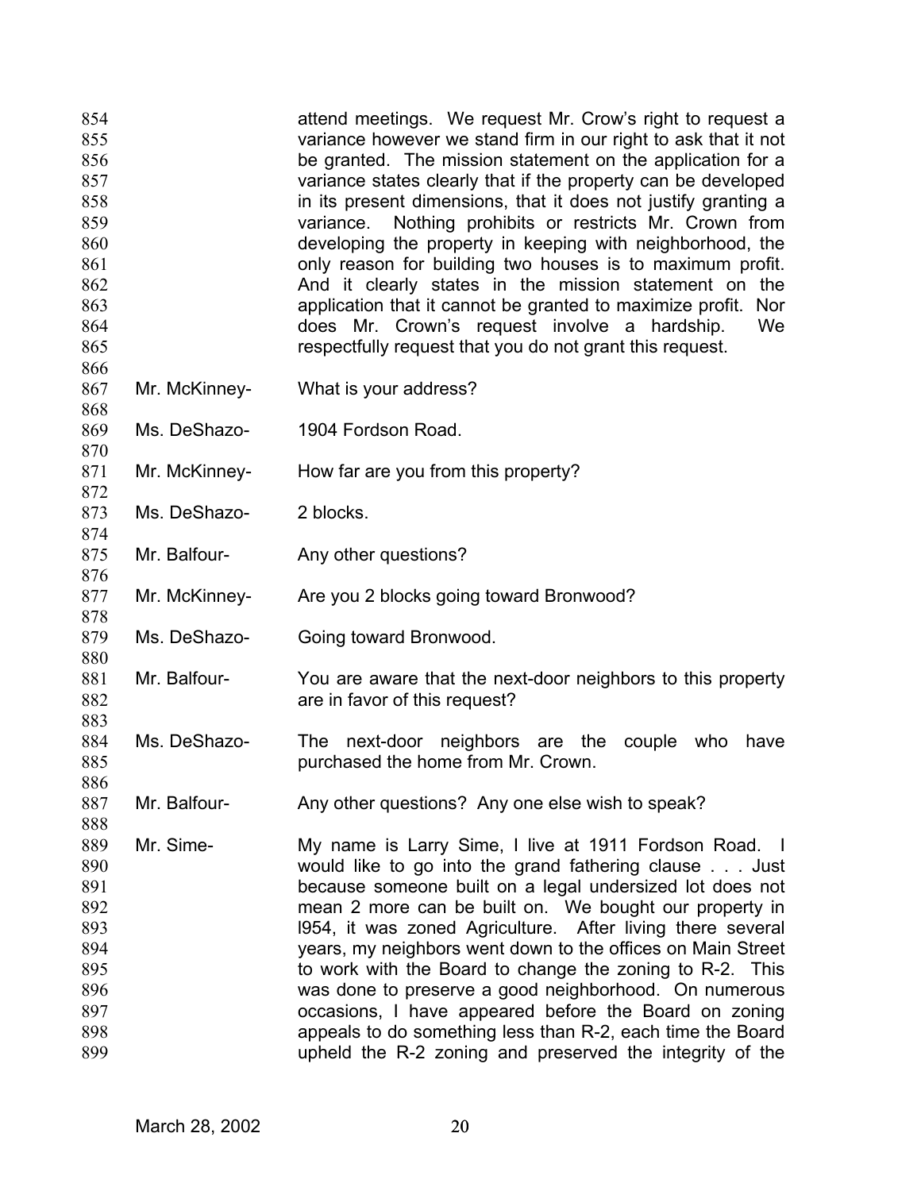attend meetings. We request Mr. Crow's right to request a variance however we stand firm in our right to ask that it not be granted. The mission statement on the application for a variance states clearly that if the property can be developed in its present dimensions, that it does not justify granting a variance. Nothing prohibits or restricts Mr. Crown from developing the property in keeping with neighborhood, the only reason for building two houses is to maximum profit. And it clearly states in the mission statement on the application that it cannot be granted to maximize profit. Nor does Mr. Crown's request involve a hardship. We respectfully request that you do not grant this request.

Mr. McKinney- What is your address?

Ms. DeShazo- 1904 Fordson Road.

Mr. McKinney- How far are you from this property?

Ms. DeShazo- 2 blocks.

Mr. Balfour- Any other questions?

Mr. McKinney- Are you 2 blocks going toward Bronwood?

Ms. DeShazo- Going toward Bronwood.

Mr. Balfour- You are aware that the next-door neighbors to this property are in favor of this request?

Ms. DeShazo- The next-door neighbors are the couple who have purchased the home from Mr. Crown.

Mr. Balfour- Any other questions? Any one else wish to speak?

Mr. Sime- My name is Larry Sime, I live at 1911 Fordson Road. I would like to go into the grand fathering clause . . . Just because someone built on a legal undersized lot does not mean 2 more can be built on. We bought our property in l954, it was zoned Agriculture. After living there several years, my neighbors went down to the offices on Main Street to work with the Board to change the zoning to R-2. This was done to preserve a good neighborhood. On numerous occasions, I have appeared before the Board on zoning appeals to do something less than R-2, each time the Board upheld the R-2 zoning and preserved the integrity of the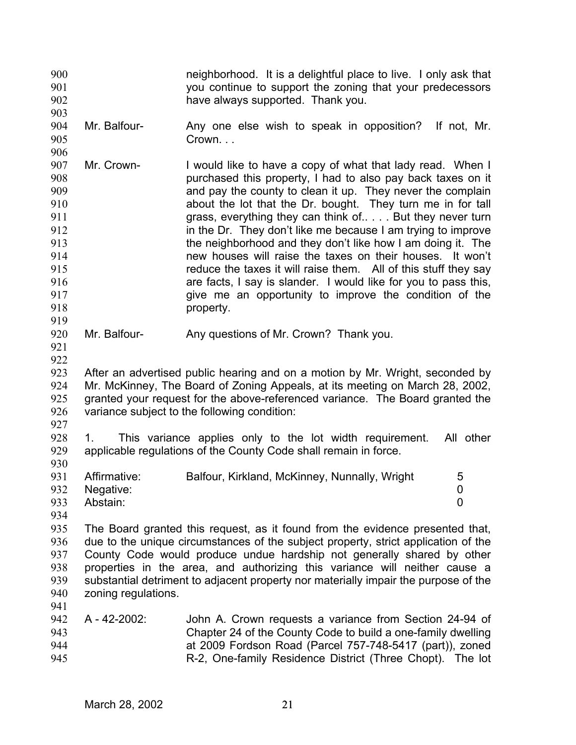neighborhood. It is a delightful place to live. I only ask that you continue to support the zoning that your predecessors have always supported. Thank you.

Mr. Balfour- Any one else wish to speak in opposition? If not, Mr. Crown. . .

Mr. Crown- I would like to have a copy of what that lady read. When I purchased this property, I had to also pay back taxes on it and pay the county to clean it up. They never the complain about the lot that the Dr. bought. They turn me in for tall grass, everything they can think of.. . . . But they never turn in the Dr. They don't like me because I am trying to improve the neighborhood and they don't like how I am doing it. The new houses will raise the taxes on their houses. It won't reduce the taxes it will raise them. All of this stuff they say are facts, I say is slander. I would like for you to pass this, give me an opportunity to improve the condition of the property.

Mr. Balfour- Any questions of Mr. Crown? Thank you.

After an advertised public hearing and on a motion by Mr. Wright, seconded by Mr. McKinney, The Board of Zoning Appeals, at its meeting on March 28, 2002, granted your request for the above-referenced variance. The Board granted the variance subject to the following condition:

1. This variance applies only to the lot width requirement. All other applicable regulations of the County Code shall remain in force.

| | | |
|---|---|---|
| Affirmative: | Balfour, Kirkland, McKinney, Nunnally, Wright | 5 |
| Negative: | | 0 |
| Abstain: | | 0 |

The Board granted this request, as it found from the evidence presented that, due to the unique circumstances of the subject property, strict application of the County Code would produce undue hardship not generally shared by other properties in the area, and authorizing this variance will neither cause a substantial detriment to adjacent property nor materially impair the purpose of the zoning regulations.

A - 42-2002: John A. Crown requests a variance from Section 24-94 of Chapter 24 of the County Code to build a one-family dwelling at 2009 Fordson Road (Parcel 757-748-5417 (part)), zoned R-2, One-family Residence District (Three Chopt). The lot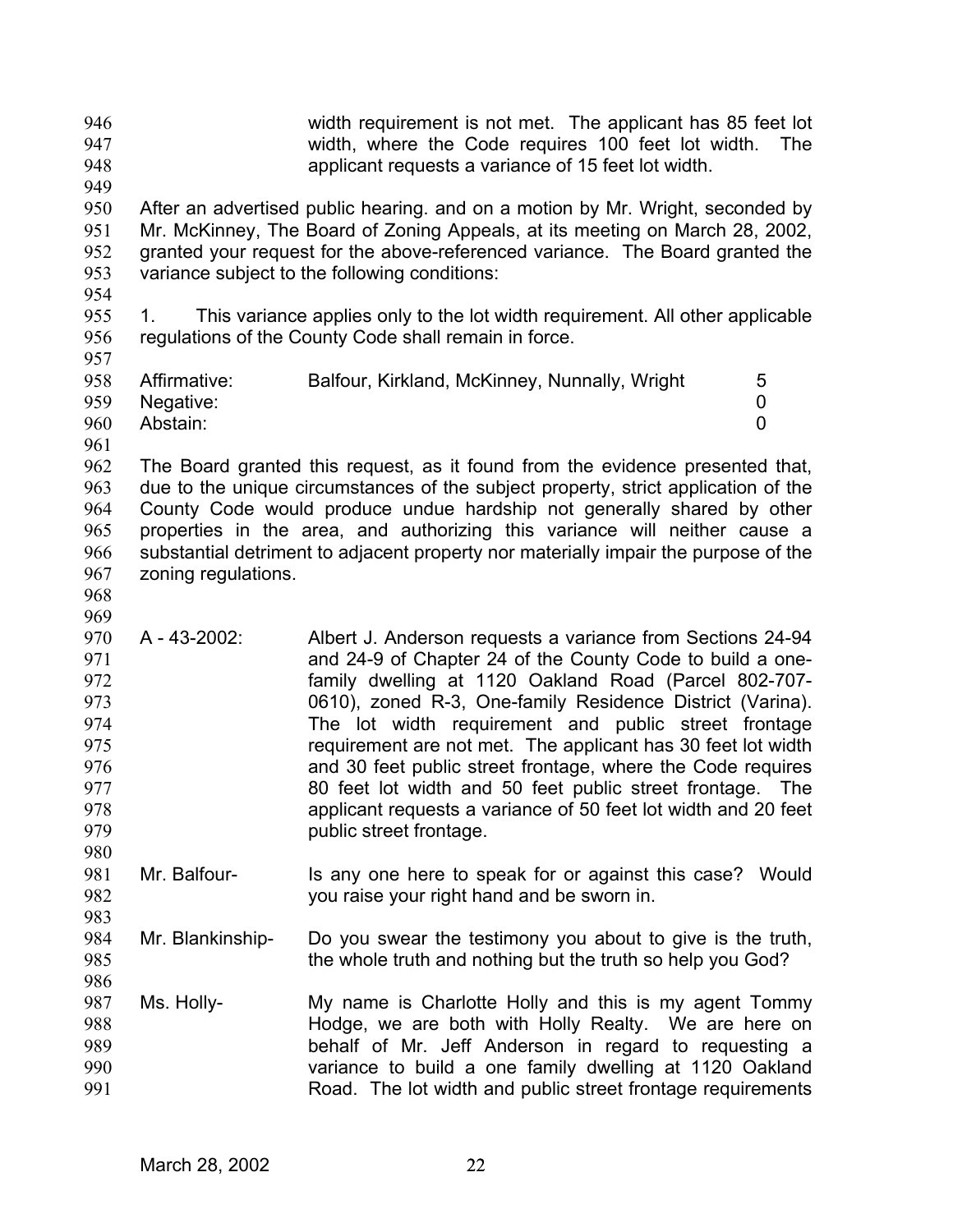width requirement is not met. The applicant has 85 feet lot width, where the Code requires 100 feet lot width. The applicant requests a variance of 15 feet lot width.

After an advertised public hearing. and on a motion by Mr. Wright, seconded by Mr. McKinney, The Board of Zoning Appeals, at its meeting on March 28, 2002, granted your request for the above-referenced variance. The Board granted the variance subject to the following conditions:

1. This variance applies only to the lot width requirement. All other applicable regulations of the County Code shall remain in force.

| | | |
|---|---|---|
| Affirmative: | Balfour, Kirkland, McKinney, Nunnally, Wright | 5 |
| Negative: | | 0 |
| Abstain: | | 0 |

The Board granted this request, as it found from the evidence presented that, due to the unique circumstances of the subject property, strict application of the County Code would produce undue hardship not generally shared by other properties in the area, and authorizing this variance will neither cause a substantial detriment to adjacent property nor materially impair the purpose of the zoning regulations.

A - 43-2002: Albert J. Anderson requests a variance from Sections 24-94 and 24-9 of Chapter 24 of the County Code to build a one-family dwelling at 1120 Oakland Road (Parcel 802-707-0610), zoned R-3, One-family Residence District (Varina). The lot width requirement and public street frontage requirement are not met. The applicant has 30 feet lot width and 30 feet public street frontage, where the Code requires 80 feet lot width and 50 feet public street frontage. The applicant requests a variance of 50 feet lot width and 20 feet public street frontage.

Mr. Balfour- Is any one here to speak for or against this case? Would you raise your right hand and be sworn in.

Mr. Blankinship- Do you swear the testimony you about to give is the truth, the whole truth and nothing but the truth so help you God?

Ms. Holly- My name is Charlotte Holly and this is my agent Tommy Hodge, we are both with Holly Realty. We are here on behalf of Mr. Jeff Anderson in regard to requesting a variance to build a one family dwelling at 1120 Oakland Road. The lot width and public street frontage requirements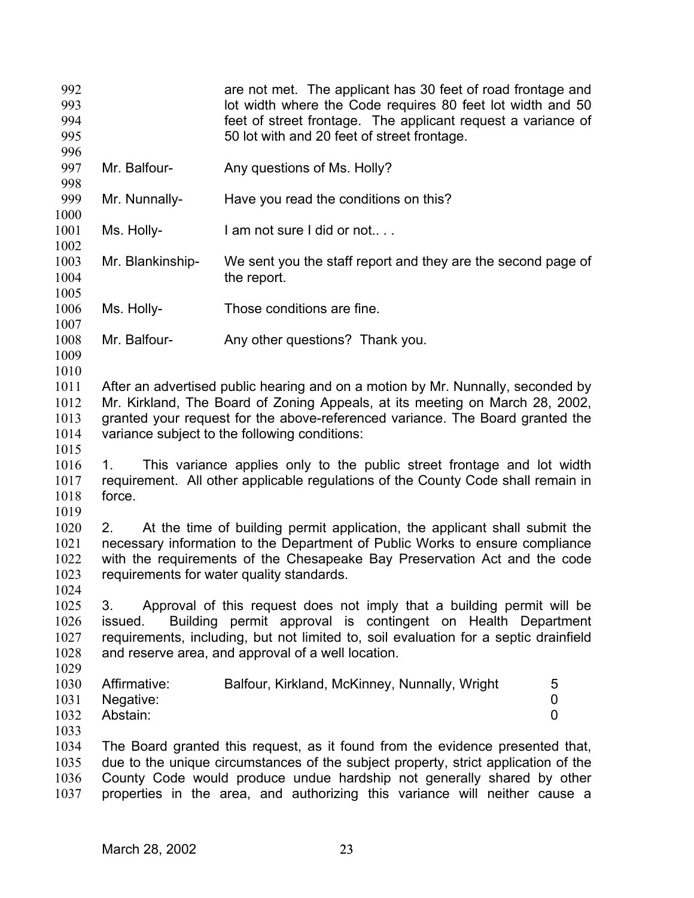are not met. The applicant has 30 feet of road frontage and lot width where the Code requires 80 feet lot width and 50 feet of street frontage. The applicant request a variance of 50 lot with and 20 feet of street frontage.

Mr. Balfour- Any questions of Ms. Holly?

Mr. Nunnally- Have you read the conditions on this?

Ms. Holly- I am not sure I did or not.. . .

Mr. Blankinship- We sent you the staff report and they are the second page of the report.

Ms. Holly- Those conditions are fine.

Mr. Balfour- Any other questions? Thank you.

After an advertised public hearing and on a motion by Mr. Nunnally, seconded by Mr. Kirkland, The Board of Zoning Appeals, at its meeting on March 28, 2002, granted your request for the above-referenced variance. The Board granted the variance subject to the following conditions:

1. This variance applies only to the public street frontage and lot width requirement. All other applicable regulations of the County Code shall remain in force.

2. At the time of building permit application, the applicant shall submit the necessary information to the Department of Public Works to ensure compliance with the requirements of the Chesapeake Bay Preservation Act and the code requirements for water quality standards.

3. Approval of this request does not imply that a building permit will be issued. Building permit approval is contingent on Health Department requirements, including, but not limited to, soil evaluation for a septic drainfield and reserve area, and approval of a well location.

| | | |
|---|---|---|
| Affirmative: | Balfour, Kirkland, McKinney, Nunnally, Wright | 5 |
| Negative: | | 0 |
| Abstain: | | 0 |

The Board granted this request, as it found from the evidence presented that, due to the unique circumstances of the subject property, strict application of the County Code would produce undue hardship not generally shared by other properties in the area, and authorizing this variance will neither cause a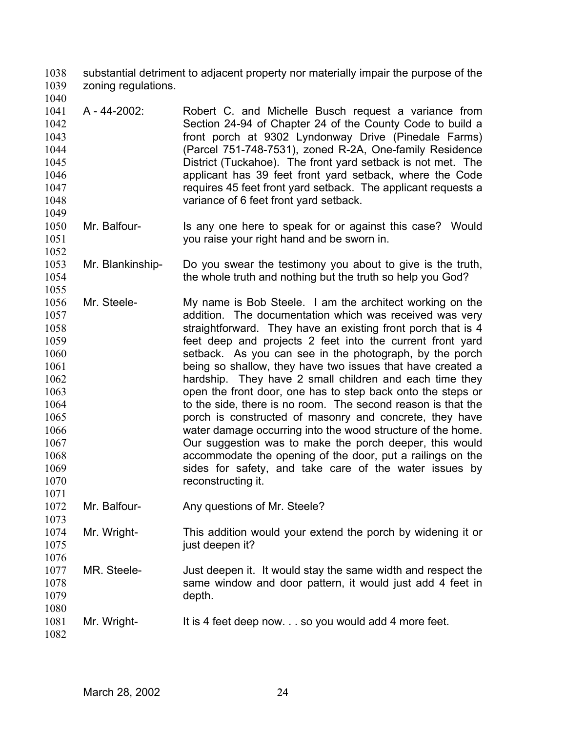substantial detriment to adjacent property nor materially impair the purpose of the zoning regulations.

A - 44-2002: Robert C. and Michelle Busch request a variance from Section 24-94 of Chapter 24 of the County Code to build a front porch at 9302 Lyndonway Drive (Pinedale Farms) (Parcel 751-748-7531), zoned R-2A, One-family Residence District (Tuckahoe). The front yard setback is not met. The applicant has 39 feet front yard setback, where the Code requires 45 feet front yard setback. The applicant requests a variance of 6 feet front yard setback.

Mr. Balfour- Is any one here to speak for or against this case? Would you raise your right hand and be sworn in.

Mr. Blankinship- Do you swear the testimony you about to give is the truth, the whole truth and nothing but the truth so help you God?

Mr. Steele- My name is Bob Steele. I am the architect working on the addition. The documentation which was received was very straightforward. They have an existing front porch that is 4 feet deep and projects 2 feet into the current front yard setback. As you can see in the photograph, by the porch being so shallow, they have two issues that have created a hardship. They have 2 small children and each time they open the front door, one has to step back onto the steps or to the side, there is no room. The second reason is that the porch is constructed of masonry and concrete, they have water damage occurring into the wood structure of the home. Our suggestion was to make the porch deeper, this would accommodate the opening of the door, put a railings on the sides for safety, and take care of the water issues by reconstructing it.

Mr. Balfour- Any questions of Mr. Steele?

Mr. Wright- This addition would your extend the porch by widening it or just deepen it?

MR. Steele- Just deepen it. It would stay the same width and respect the same window and door pattern, it would just add 4 feet in depth.

Mr. Wright- It is 4 feet deep now. . . so you would add 4 more feet.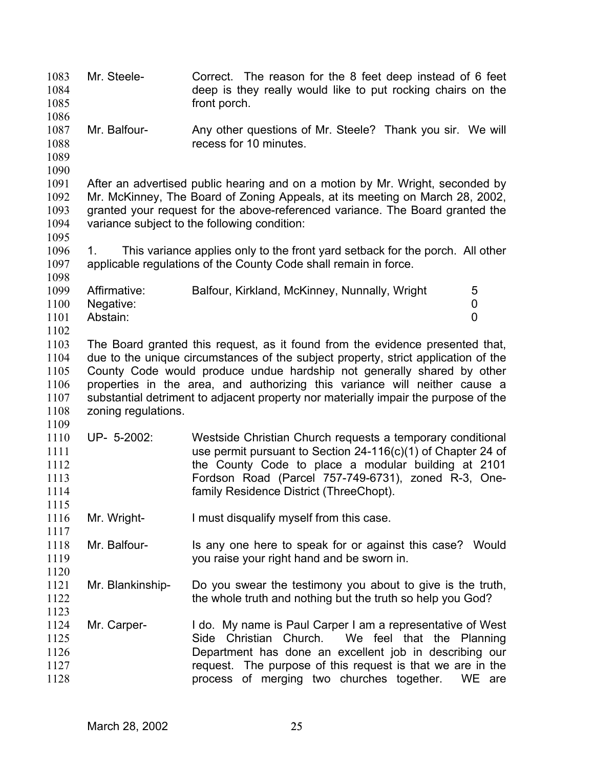Mr. Steele- Correct. The reason for the 8 feet deep instead of 6 feet deep is they really would like to put rocking chairs on the front porch.

Mr. Balfour- Any other questions of Mr. Steele? Thank you sir. We will recess for 10 minutes.

After an advertised public hearing and on a motion by Mr. Wright, seconded by Mr. McKinney, The Board of Zoning Appeals, at its meeting on March 28, 2002, granted your request for the above-referenced variance. The Board granted the variance subject to the following condition:

1. This variance applies only to the front yard setback for the porch. All other applicable regulations of the County Code shall remain in force.

| | | |
|---|---|---|
| Affirmative: | Balfour, Kirkland, McKinney, Nunnally, Wright | 5 |
| Negative: | | 0 |
| Abstain: | | 0 |

The Board granted this request, as it found from the evidence presented that, due to the unique circumstances of the subject property, strict application of the County Code would produce undue hardship not generally shared by other properties in the area, and authorizing this variance will neither cause a substantial detriment to adjacent property nor materially impair the purpose of the zoning regulations.

UP- 5-2002: Westside Christian Church requests a temporary conditional use permit pursuant to Section 24-116(c)(1) of Chapter 24 of the County Code to place a modular building at 2101 Fordson Road (Parcel 757-749-6731), zoned R-3, One-family Residence District (ThreeChopt).

Mr. Wright- I must disqualify myself from this case.

Mr. Balfour- Is any one here to speak for or against this case? Would you raise your right hand and be sworn in.

Mr. Blankinship- Do you swear the testimony you about to give is the truth, the whole truth and nothing but the truth so help you God?

Mr. Carper- I do. My name is Paul Carper I am a representative of West Side Christian Church. We feel that the Planning Department has done an excellent job in describing our request. The purpose of this request is that we are in the process of merging two churches together. WE are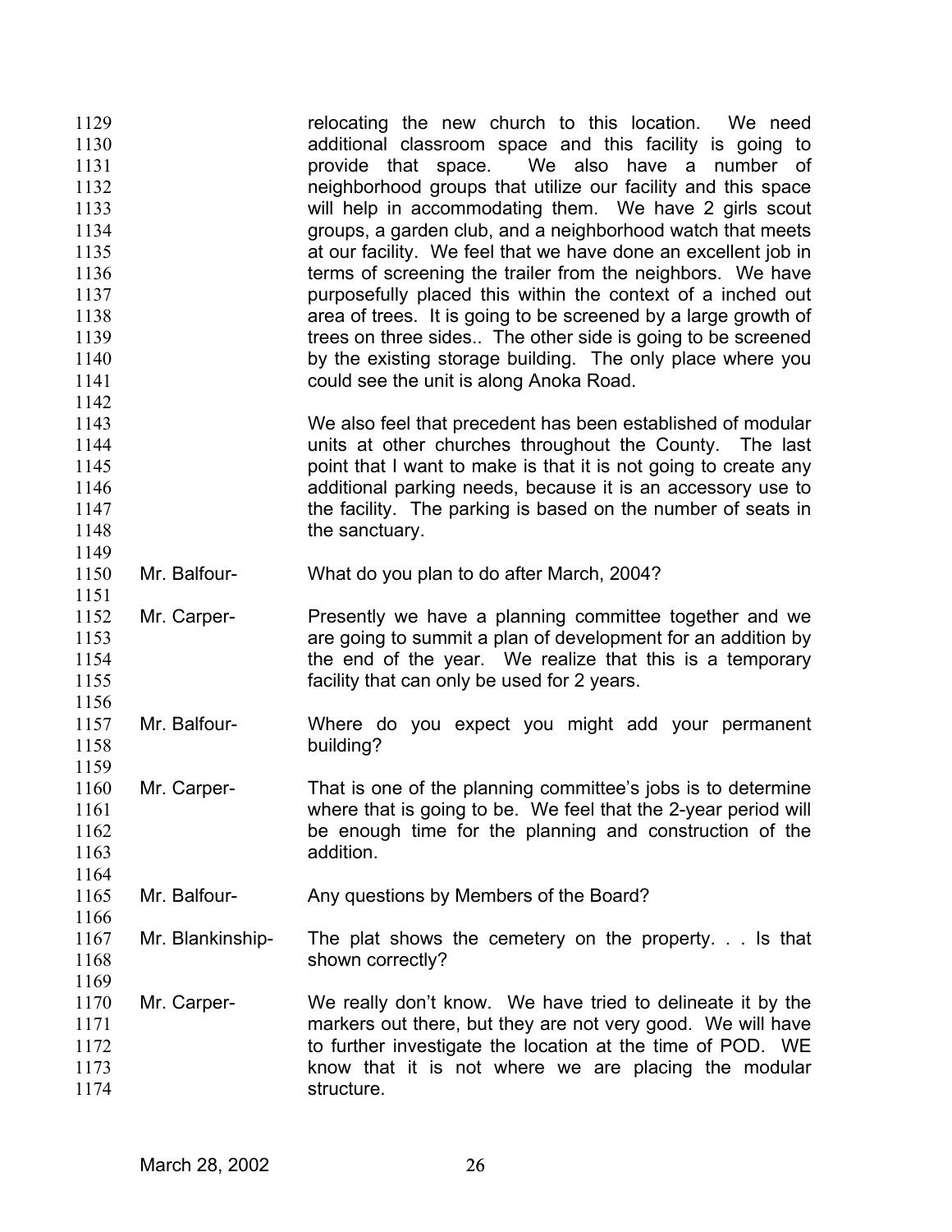relocating the new church to this location. We need additional classroom space and this facility is going to provide that space. We also have a number of neighborhood groups that utilize our facility and this space will help in accommodating them. We have 2 girls scout groups, a garden club, and a neighborhood watch that meets at our facility. We feel that we have done an excellent job in terms of screening the trailer from the neighbors. We have purposefully placed this within the context of a inched out area of trees. It is going to be screened by a large growth of trees on three sides.. The other side is going to be screened by the existing storage building. The only place where you could see the unit is along Anoka Road.

We also feel that precedent has been established of modular units at other churches throughout the County. The last point that I want to make is that it is not going to create any additional parking needs, because it is an accessory use to the facility. The parking is based on the number of seats in the sanctuary.

Mr. Balfour- What do you plan to do after March, 2004?

Mr. Carper- Presently we have a planning committee together and we are going to summit a plan of development for an addition by the end of the year. We realize that this is a temporary facility that can only be used for 2 years.

Mr. Balfour- Where do you expect you might add your permanent building?

Mr. Carper- That is one of the planning committee's jobs is to determine where that is going to be. We feel that the 2-year period will be enough time for the planning and construction of the addition.

Mr. Balfour- Any questions by Members of the Board?

Mr. Blankinship- The plat shows the cemetery on the property. . . Is that shown correctly?

Mr. Carper- We really don't know. We have tried to delineate it by the markers out there, but they are not very good. We will have to further investigate the location at the time of POD. WE know that it is not where we are placing the modular structure.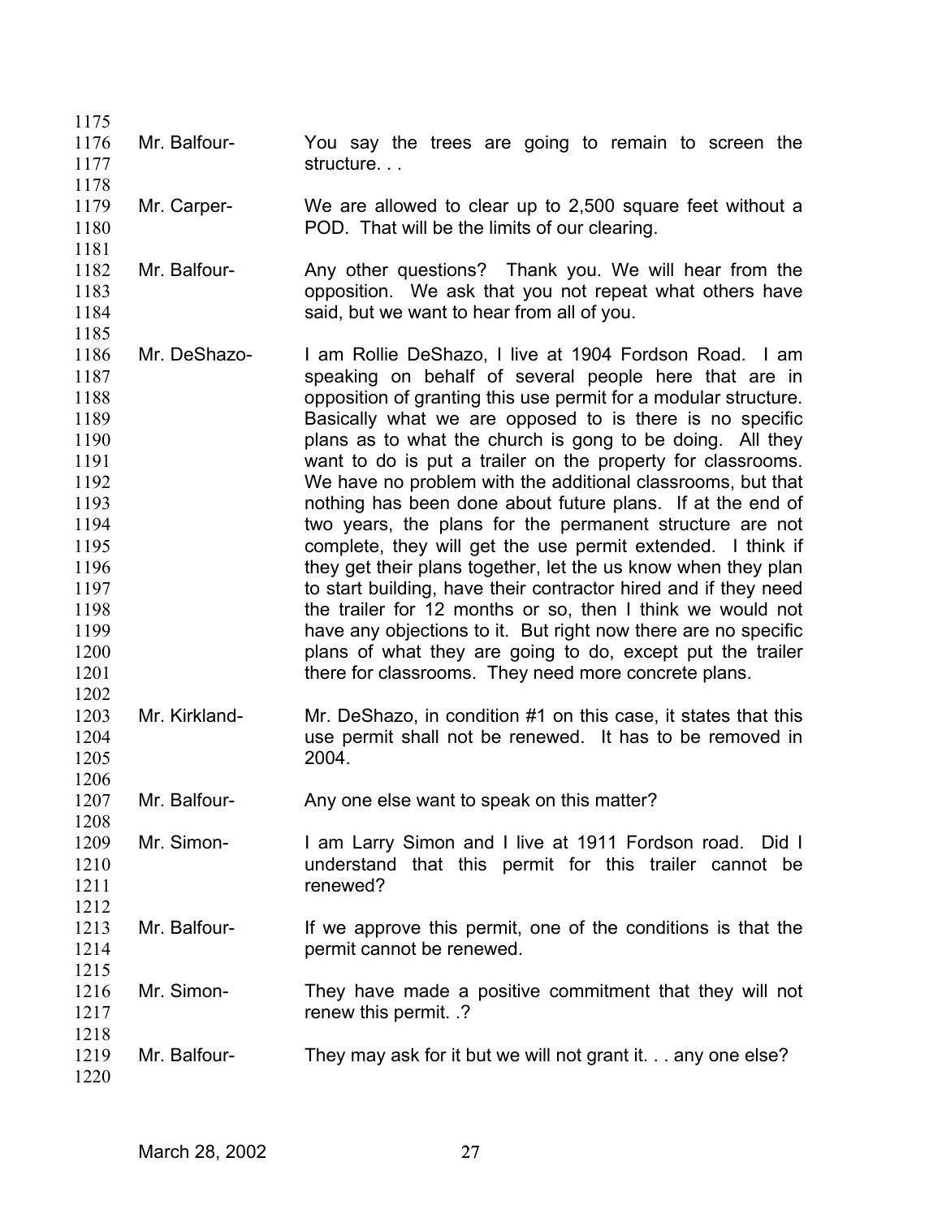Mr. Balfour- You say the trees are going to remain to screen the structure. . .

Mr. Carper- We are allowed to clear up to 2,500 square feet without a POD. That will be the limits of our clearing.

Mr. Balfour- Any other questions? Thank you. We will hear from the opposition. We ask that you not repeat what others have said, but we want to hear from all of you.

Mr. DeShazo- I am Rollie DeShazo, I live at 1904 Fordson Road. I am speaking on behalf of several people here that are in opposition of granting this use permit for a modular structure. Basically what we are opposed to is there is no specific plans as to what the church is gong to be doing. All they want to do is put a trailer on the property for classrooms. We have no problem with the additional classrooms, but that nothing has been done about future plans. If at the end of two years, the plans for the permanent structure are not complete, they will get the use permit extended. I think if they get their plans together, let the us know when they plan to start building, have their contractor hired and if they need the trailer for 12 months or so, then I think we would not have any objections to it. But right now there are no specific plans of what they are going to do, except put the trailer there for classrooms. They need more concrete plans.

Mr. Kirkland- Mr. DeShazo, in condition #1 on this case, it states that this use permit shall not be renewed. It has to be removed in 2004.

Mr. Balfour- Any one else want to speak on this matter?

Mr. Simon- I am Larry Simon and I live at 1911 Fordson road. Did I understand that this permit for this trailer cannot be renewed?

Mr. Balfour- If we approve this permit, one of the conditions is that the permit cannot be renewed.

Mr. Simon- They have made a positive commitment that they will not renew this permit. .?

Mr. Balfour- They may ask for it but we will not grant it. . . any one else?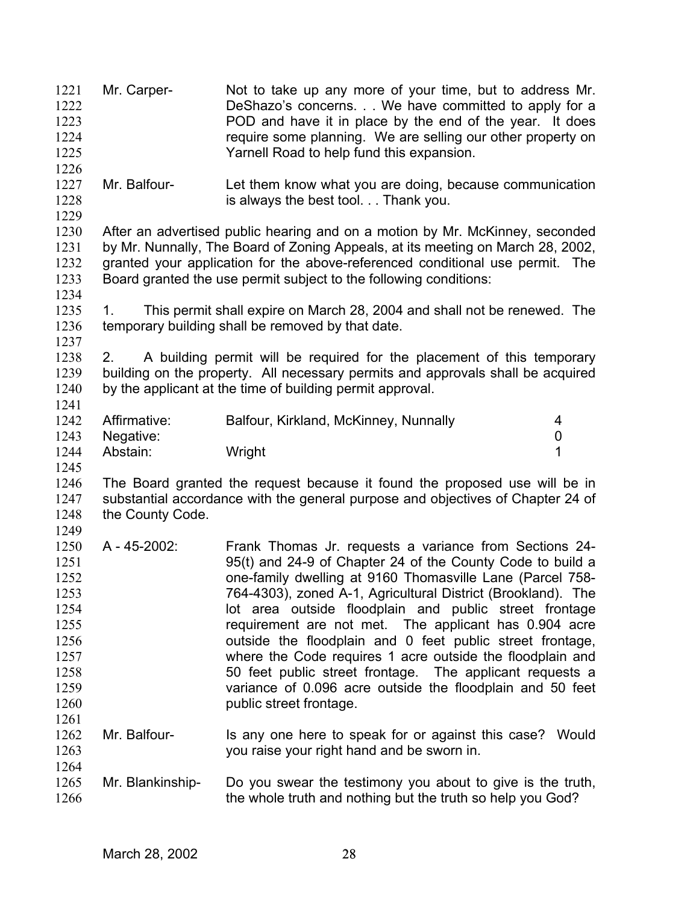Mr. Carper- Not to take up any more of your time, but to address Mr. DeShazo's concerns. . . We have committed to apply for a POD and have it in place by the end of the year. It does require some planning. We are selling our other property on Yarnell Road to help fund this expansion.

Mr. Balfour- Let them know what you are doing, because communication is always the best tool. . . Thank you.

After an advertised public hearing and on a motion by Mr. McKinney, seconded by Mr. Nunnally, The Board of Zoning Appeals, at its meeting on March 28, 2002, granted your application for the above-referenced conditional use permit. The Board granted the use permit subject to the following conditions:

1. This permit shall expire on March 28, 2004 and shall not be renewed. The temporary building shall be removed by that date.

2. A building permit will be required for the placement of this temporary building on the property. All necessary permits and approvals shall be acquired by the applicant at the time of building permit approval.

| | | |
|---|---|---|
| Affirmative: | Balfour, Kirkland, McKinney, Nunnally | 4 |
| Negative: | | 0 |
| Abstain: | Wright | 1 |

The Board granted the request because it found the proposed use will be in substantial accordance with the general purpose and objectives of Chapter 24 of the County Code.

A - 45-2002: Frank Thomas Jr. requests a variance from Sections 24-95(t) and 24-9 of Chapter 24 of the County Code to build a one-family dwelling at 9160 Thomasville Lane (Parcel 758-764-4303), zoned A-1, Agricultural District (Brookland). The lot area outside floodplain and public street frontage requirement are not met. The applicant has 0.904 acre outside the floodplain and 0 feet public street frontage, where the Code requires 1 acre outside the floodplain and 50 feet public street frontage. The applicant requests a variance of 0.096 acre outside the floodplain and 50 feet public street frontage.

Mr. Balfour- Is any one here to speak for or against this case? Would you raise your right hand and be sworn in.

Mr. Blankinship- Do you swear the testimony you about to give is the truth, the whole truth and nothing but the truth so help you God?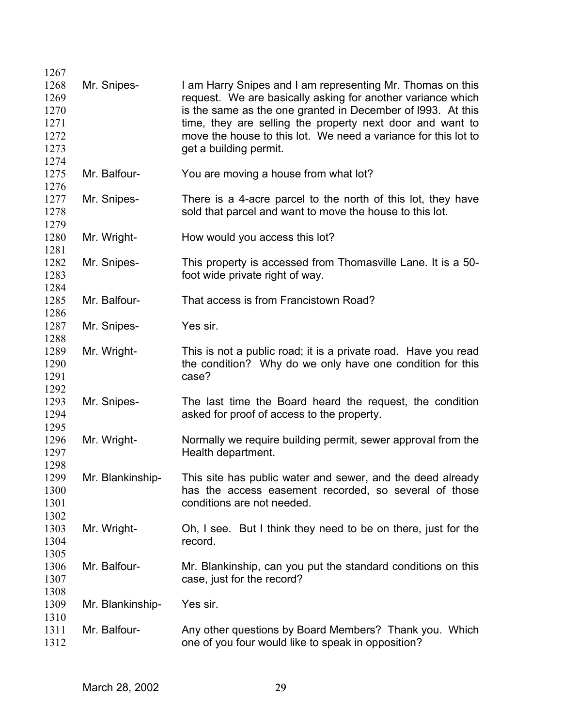Mr. Snipes- I am Harry Snipes and I am representing Mr. Thomas on this request. We are basically asking for another variance which is the same as the one granted in December of l993. At this time, they are selling the property next door and want to move the house to this lot. We need a variance for this lot to get a building permit.

Mr. Balfour- You are moving a house from what lot?

Mr. Snipes- There is a 4-acre parcel to the north of this lot, they have sold that parcel and want to move the house to this lot.

Mr. Wright- How would you access this lot?

Mr. Snipes- This property is accessed from Thomasville Lane. It is a 50-foot wide private right of way.

Mr. Balfour- That access is from Francistown Road?

Mr. Snipes- Yes sir.

Mr. Wright- This is not a public road; it is a private road. Have you read the condition? Why do we only have one condition for this case?

Mr. Snipes- The last time the Board heard the request, the condition asked for proof of access to the property.

Mr. Wright- Normally we require building permit, sewer approval from the Health department.

Mr. Blankinship- This site has public water and sewer, and the deed already has the access easement recorded, so several of those conditions are not needed.

Mr. Wright- Oh, I see. But I think they need to be on there, just for the record.

Mr. Balfour- Mr. Blankinship, can you put the standard conditions on this case, just for the record?

Mr. Blankinship- Yes sir.

Mr. Balfour- Any other questions by Board Members? Thank you. Which one of you four would like to speak in opposition?

March 28, 2002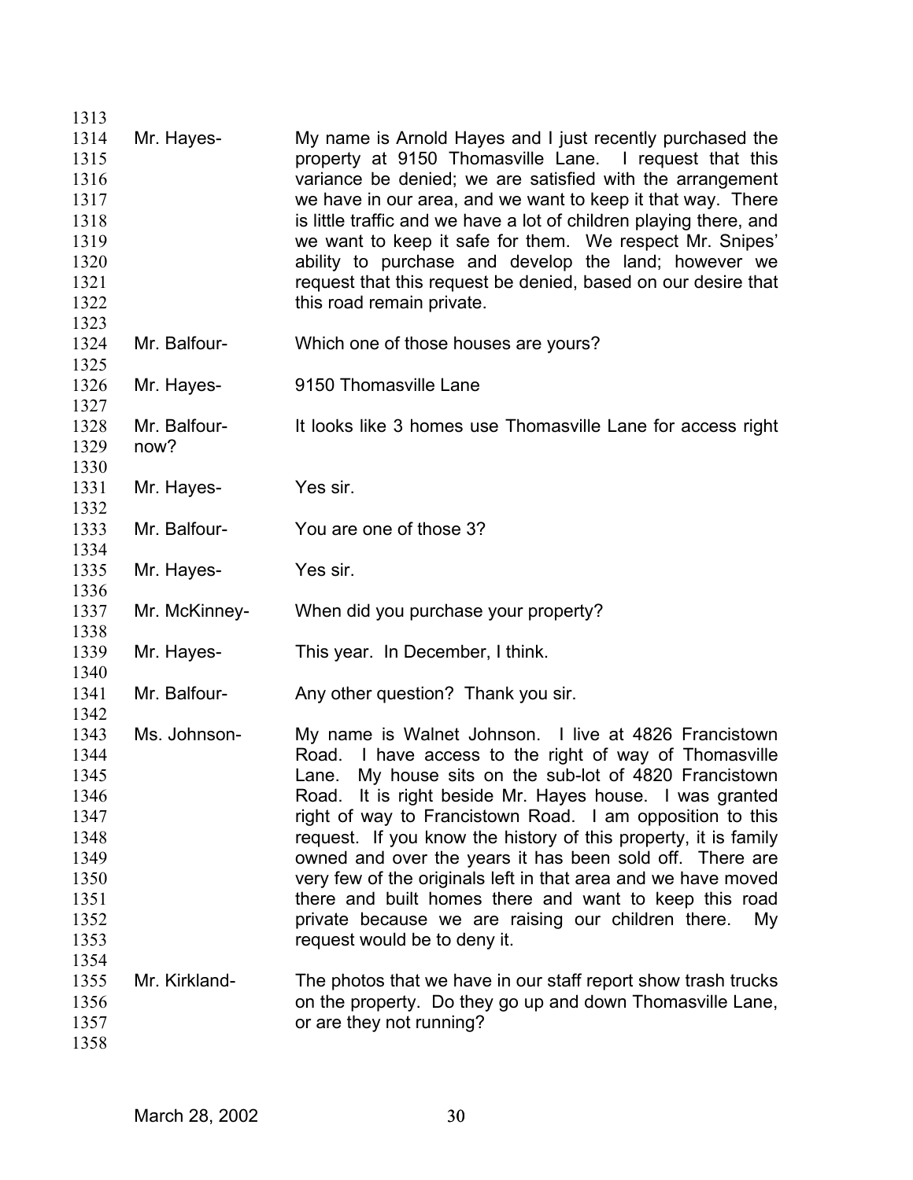Mr. Hayes- My name is Arnold Hayes and I just recently purchased the property at 9150 Thomasville Lane. I request that this variance be denied; we are satisfied with the arrangement we have in our area, and we want to keep it that way. There is little traffic and we have a lot of children playing there, and we want to keep it safe for them. We respect Mr. Snipes' ability to purchase and develop the land; however we request that this request be denied, based on our desire that this road remain private.

Mr. Balfour- Which one of those houses are yours?

Mr. Hayes- 9150 Thomasville Lane

Mr. Balfour- It looks like 3 homes use Thomasville Lane for access right now?

Mr. Hayes- Yes sir.

Mr. Balfour- You are one of those 3?

Mr. Hayes- Yes sir.

Mr. McKinney- When did you purchase your property?

Mr. Hayes- This year. In December, I think.

Mr. Balfour- Any other question? Thank you sir.

Ms. Johnson- My name is Walnet Johnson. I live at 4826 Francistown Road. I have access to the right of way of Thomasville Lane. My house sits on the sub-lot of 4820 Francistown Road. It is right beside Mr. Hayes house. I was granted right of way to Francistown Road. I am opposition to this request. If you know the history of this property, it is family owned and over the years it has been sold off. There are very few of the originals left in that area and we have moved there and built homes there and want to keep this road private because we are raising our children there. My request would be to deny it.

Mr. Kirkland- The photos that we have in our staff report show trash trucks on the property. Do they go up and down Thomasville Lane, or are they not running?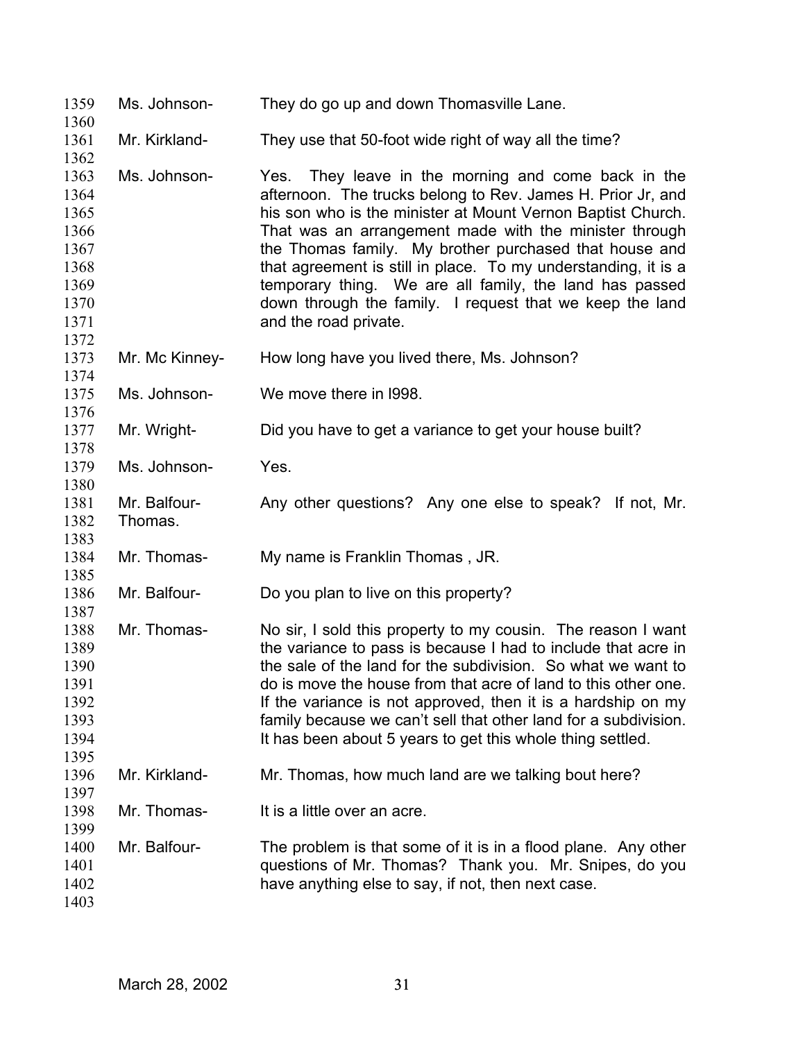1359 Ms. Johnson- They do go up and down Thomasville Lane.

1360

1361 Mr. Kirkland- They use that 50-foot wide right of way all the time?

1362

1363 Ms. Johnson- Yes. They leave in the morning and come back in the
1364 afternoon. The trucks belong to Rev. James H. Prior Jr, and
1365 his son who is the minister at Mount Vernon Baptist Church.
1366 That was an arrangement made with the minister through
1367 the Thomas family. My brother purchased that house and
1368 that agreement is still in place. To my understanding, it is a
1369 temporary thing. We are all family, the land has passed
1370 down through the family. I request that we keep the land
1371 and the road private.

1372

1373 Mr. Mc Kinney- How long have you lived there, Ms. Johnson?

1374

1375 Ms. Johnson- We move there in l998.

1376

1377 Mr. Wright- Did you have to get a variance to get your house built?

1378

1379 Ms. Johnson- Yes.

1380

1381 Mr. Balfour- Any other questions? Any one else to speak? If not, Mr.
1382 Thomas.

1383

1384 Mr. Thomas- My name is Franklin Thomas , JR.

1385

1386 Mr. Balfour- Do you plan to live on this property?

1387

1388 Mr. Thomas- No sir, I sold this property to my cousin. The reason I want
1389 the variance to pass is because I had to include that acre in
1390 the sale of the land for the subdivision. So what we want to
1391 do is move the house from that acre of land to this other one.
1392 If the variance is not approved, then it is a hardship on my
1393 family because we can't sell that other land for a subdivision.
1394 It has been about 5 years to get this whole thing settled.

1395

1396 Mr. Kirkland- Mr. Thomas, how much land are we talking bout here?

1397

1398 Mr. Thomas- It is a little over an acre.

1399

1400 Mr. Balfour- The problem is that some of it is in a flood plane. Any other
1401 questions of Mr. Thomas? Thank you. Mr. Snipes, do you
1402 have anything else to say, if not, then next case.

1403

March 28, 2002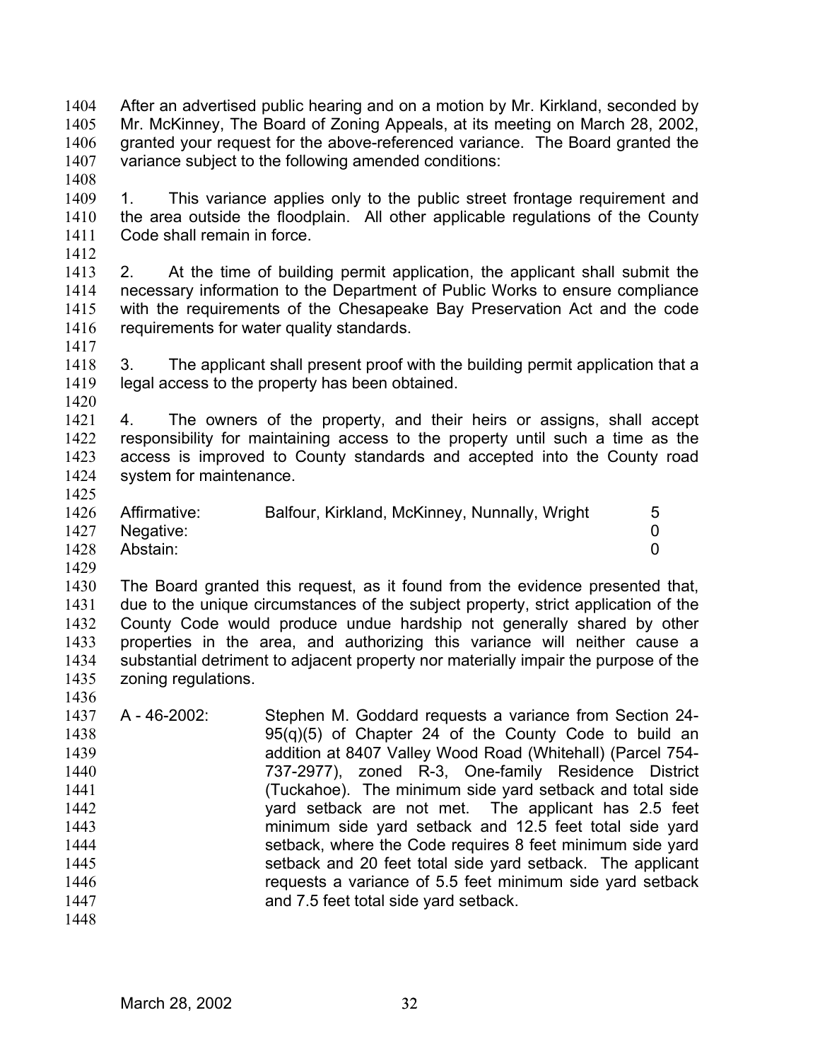After an advertised public hearing and on a motion by Mr. Kirkland, seconded by Mr. McKinney, The Board of Zoning Appeals, at its meeting on March 28, 2002, granted your request for the above-referenced variance. The Board granted the variance subject to the following amended conditions:

1. This variance applies only to the public street frontage requirement and the area outside the floodplain. All other applicable regulations of the County Code shall remain in force.

2. At the time of building permit application, the applicant shall submit the necessary information to the Department of Public Works to ensure compliance with the requirements of the Chesapeake Bay Preservation Act and the code requirements for water quality standards.

3. The applicant shall present proof with the building permit application that a legal access to the property has been obtained.

4. The owners of the property, and their heirs or assigns, shall accept responsibility for maintaining access to the property until such a time as the access is improved to County standards and accepted into the County road system for maintenance.

| | | |
|---|---|---|
| Affirmative: | Balfour, Kirkland, McKinney, Nunnally, Wright | 5 |
| Negative: | | 0 |
| Abstain: | | 0 |

The Board granted this request, as it found from the evidence presented that, due to the unique circumstances of the subject property, strict application of the County Code would produce undue hardship not generally shared by other properties in the area, and authorizing this variance will neither cause a substantial detriment to adjacent property nor materially impair the purpose of the zoning regulations.

A - 46-2002: Stephen M. Goddard requests a variance from Section 24-95(q)(5) of Chapter 24 of the County Code to build an addition at 8407 Valley Wood Road (Whitehall) (Parcel 754-737-2977), zoned R-3, One-family Residence District (Tuckahoe). The minimum side yard setback and total side yard setback are not met. The applicant has 2.5 feet minimum side yard setback and 12.5 feet total side yard setback, where the Code requires 8 feet minimum side yard setback and 20 feet total side yard setback. The applicant requests a variance of 5.5 feet minimum side yard setback and 7.5 feet total side yard setback.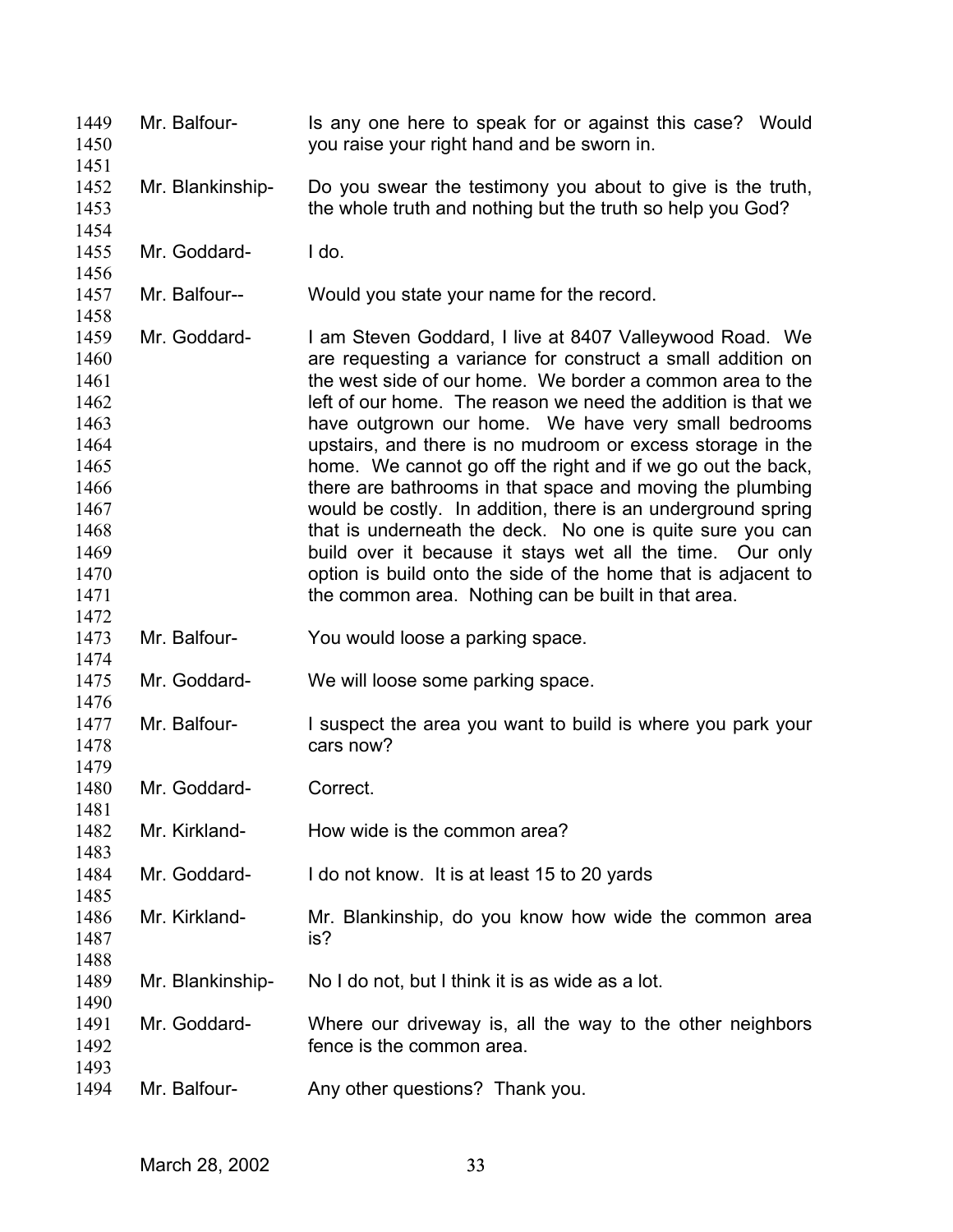1449 Mr. Balfour- Is any one here to speak for or against this case? Would
1450 you raise your right hand and be sworn in.
1451
1452 Mr. Blankinship- Do you swear the testimony you about to give is the truth,
1453 the whole truth and nothing but the truth so help you God?
1454
1455 Mr. Goddard- I do.
1456
1457 Mr. Balfour-- Would you state your name for the record.
1458
1459 Mr. Goddard- I am Steven Goddard, I live at 8407 Valleywood Road. We
1460 are requesting a variance for construct a small addition on
1461 the west side of our home. We border a common area to the
1462 left of our home. The reason we need the addition is that we
1463 have outgrown our home. We have very small bedrooms
1464 upstairs, and there is no mudroom or excess storage in the
1465 home. We cannot go off the right and if we go out the back,
1466 there are bathrooms in that space and moving the plumbing
1467 would be costly. In addition, there is an underground spring
1468 that is underneath the deck. No one is quite sure you can
1469 build over it because it stays wet all the time. Our only
1470 option is build onto the side of the home that is adjacent to
1471 the common area. Nothing can be built in that area.
1472
1473 Mr. Balfour- You would loose a parking space.
1474
1475 Mr. Goddard- We will loose some parking space.
1476
1477 Mr. Balfour- I suspect the area you want to build is where you park your
1478 cars now?
1479
1480 Mr. Goddard- Correct.
1481
1482 Mr. Kirkland- How wide is the common area?
1483
1484 Mr. Goddard- I do not know. It is at least 15 to 20 yards
1485
1486 Mr. Kirkland- Mr. Blankinship, do you know how wide the common area
1487 is?
1488
1489 Mr. Blankinship- No I do not, but I think it is as wide as a lot.
1490
1491 Mr. Goddard- Where our driveway is, all the way to the other neighbors
1492 fence is the common area.
1493
1494 Mr. Balfour- Any other questions? Thank you.

March 28, 2002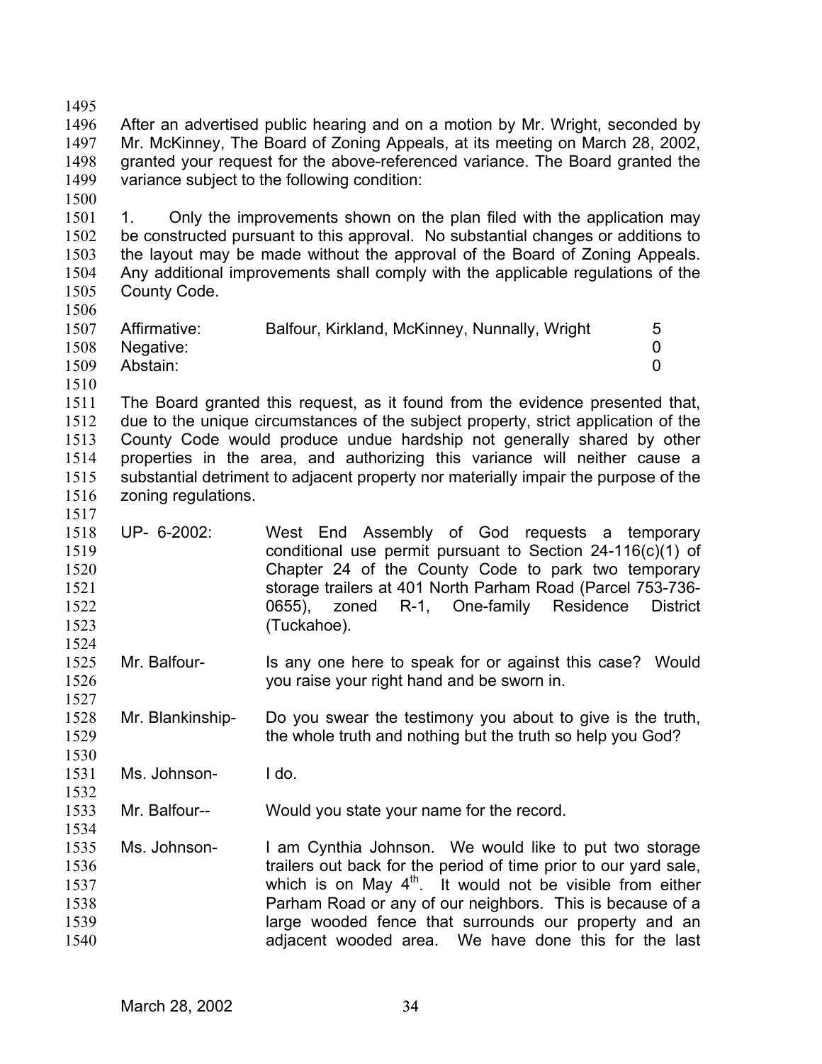After an advertised public hearing and on a motion by Mr. Wright, seconded by Mr. McKinney, The Board of Zoning Appeals, at its meeting on March 28, 2002, granted your request for the above-referenced variance. The Board granted the variance subject to the following condition:

1. Only the improvements shown on the plan filed with the application may be constructed pursuant to this approval. No substantial changes or additions to the layout may be made without the approval of the Board of Zoning Appeals. Any additional improvements shall comply with the applicable regulations of the County Code.

| | | |
|---|---|---|
| Affirmative: | Balfour, Kirkland, McKinney, Nunnally, Wright | 5 |
| Negative: | | 0 |
| Abstain: | | 0 |

The Board granted this request, as it found from the evidence presented that, due to the unique circumstances of the subject property, strict application of the County Code would produce undue hardship not generally shared by other properties in the area, and authorizing this variance will neither cause a substantial detriment to adjacent property nor materially impair the purpose of the zoning regulations.

UP- 6-2002: West End Assembly of God requests a temporary conditional use permit pursuant to Section 24-116(c)(1) of Chapter 24 of the County Code to park two temporary storage trailers at 401 North Parham Road (Parcel 753-736-0655), zoned R-1, One-family Residence District (Tuckahoe).

Mr. Balfour- Is any one here to speak for or against this case? Would you raise your right hand and be sworn in.

Mr. Blankinship- Do you swear the testimony you about to give is the truth, the whole truth and nothing but the truth so help you God?

Ms. Johnson- I do.

Mr. Balfour-- Would you state your name for the record.

Ms. Johnson- I am Cynthia Johnson. We would like to put two storage trailers out back for the period of time prior to our yard sale, which is on May 4th. It would not be visible from either Parham Road or any of our neighbors. This is because of a large wooded fence that surrounds our property and an adjacent wooded area. We have done this for the last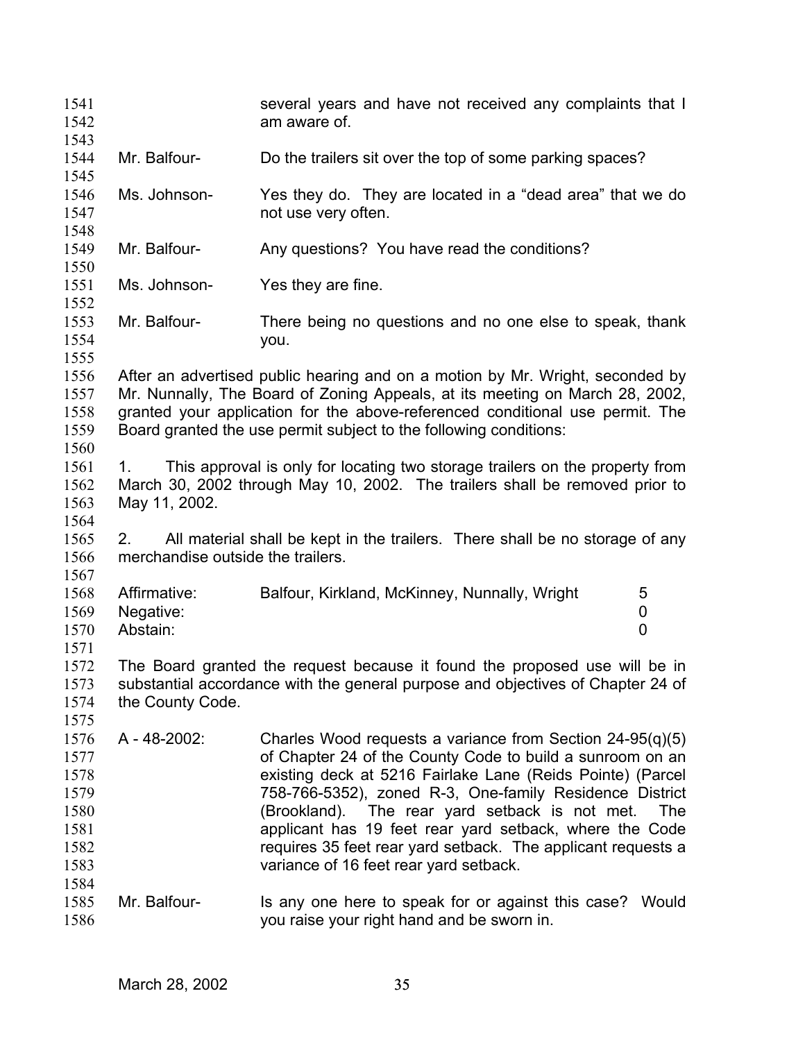several years and have not received any complaints that I am aware of.

Mr. Balfour- Do the trailers sit over the top of some parking spaces?

Ms. Johnson- Yes they do. They are located in a "dead area" that we do not use very often.

Mr. Balfour- Any questions? You have read the conditions?

Ms. Johnson- Yes they are fine.

Mr. Balfour- There being no questions and no one else to speak, thank you.

After an advertised public hearing and on a motion by Mr. Wright, seconded by Mr. Nunnally, The Board of Zoning Appeals, at its meeting on March 28, 2002, granted your application for the above-referenced conditional use permit. The Board granted the use permit subject to the following conditions:

1. This approval is only for locating two storage trailers on the property from March 30, 2002 through May 10, 2002. The trailers shall be removed prior to May 11, 2002.

2. All material shall be kept in the trailers. There shall be no storage of any merchandise outside the trailers.

| | | |
|---|---|---|
| Affirmative: | Balfour, Kirkland, McKinney, Nunnally, Wright | 5 |
| Negative: | | 0 |
| Abstain: | | 0 |

The Board granted the request because it found the proposed use will be in substantial accordance with the general purpose and objectives of Chapter 24 of the County Code.

A - 48-2002: Charles Wood requests a variance from Section 24-95(q)(5) of Chapter 24 of the County Code to build a sunroom on an existing deck at 5216 Fairlake Lane (Reids Pointe) (Parcel 758-766-5352), zoned R-3, One-family Residence District (Brookland). The rear yard setback is not met. The applicant has 19 feet rear yard setback, where the Code requires 35 feet rear yard setback. The applicant requests a variance of 16 feet rear yard setback.

Mr. Balfour- Is any one here to speak for or against this case? Would you raise your right hand and be sworn in.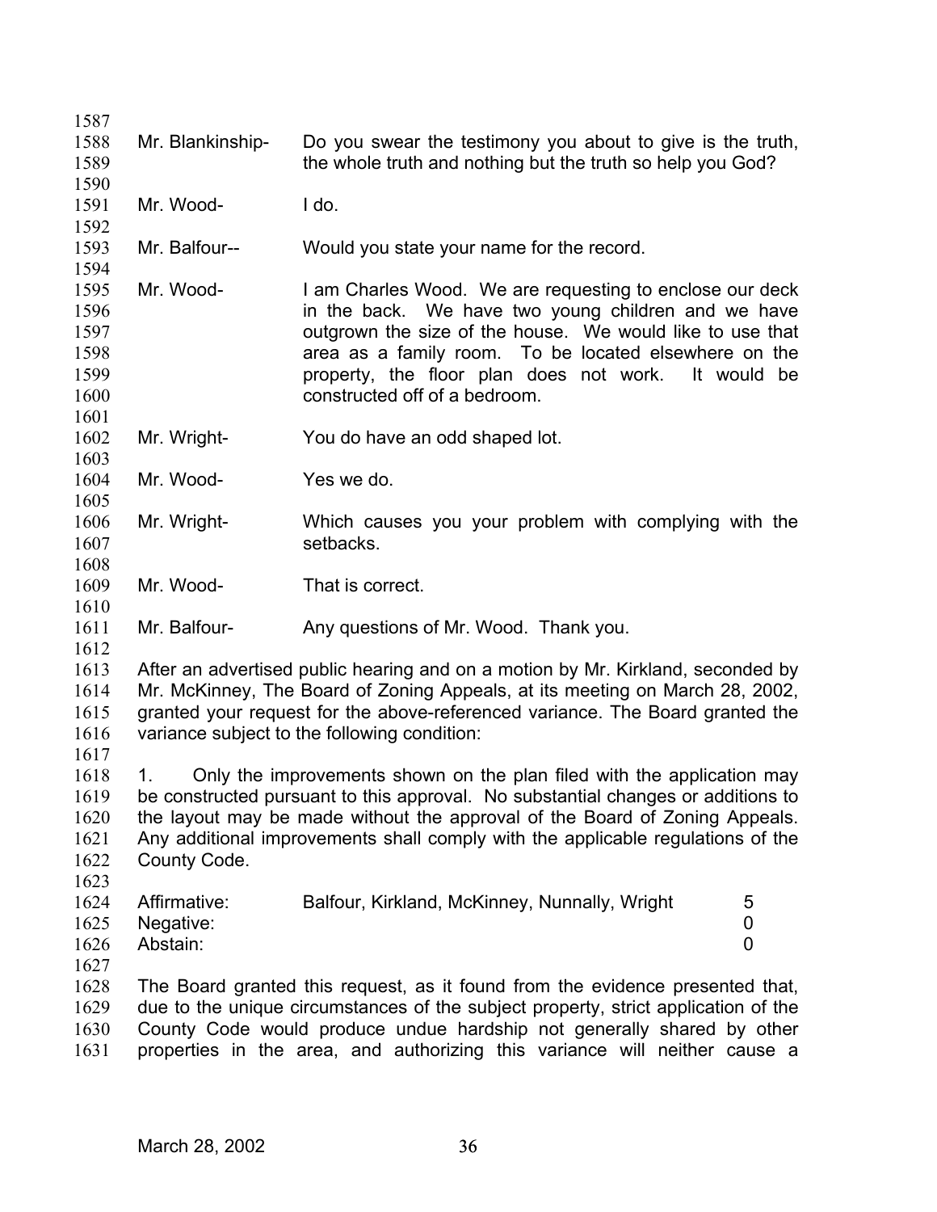Mr. Blankinship- Do you swear the testimony you about to give is the truth, the whole truth and nothing but the truth so help you God?

Mr. Wood- I do.

Mr. Balfour-- Would you state your name for the record.

Mr. Wood- I am Charles Wood. We are requesting to enclose our deck in the back. We have two young children and we have outgrown the size of the house. We would like to use that area as a family room. To be located elsewhere on the property, the floor plan does not work. It would be constructed off of a bedroom.

Mr. Wright- You do have an odd shaped lot.

Mr. Wood- Yes we do.

Mr. Wright- Which causes you your problem with complying with the setbacks.

Mr. Wood- That is correct.

Mr. Balfour- Any questions of Mr. Wood. Thank you.

After an advertised public hearing and on a motion by Mr. Kirkland, seconded by Mr. McKinney, The Board of Zoning Appeals, at its meeting on March 28, 2002, granted your request for the above-referenced variance. The Board granted the variance subject to the following condition:

1. Only the improvements shown on the plan filed with the application may be constructed pursuant to this approval. No substantial changes or additions to the layout may be made without the approval of the Board of Zoning Appeals. Any additional improvements shall comply with the applicable regulations of the County Code.

| | | |
|---|---|---|
| Affirmative: | Balfour, Kirkland, McKinney, Nunnally, Wright | 5 |
| Negative: | | 0 |
| Abstain: | | 0 |

The Board granted this request, as it found from the evidence presented that, due to the unique circumstances of the subject property, strict application of the County Code would produce undue hardship not generally shared by other properties in the area, and authorizing this variance will neither cause a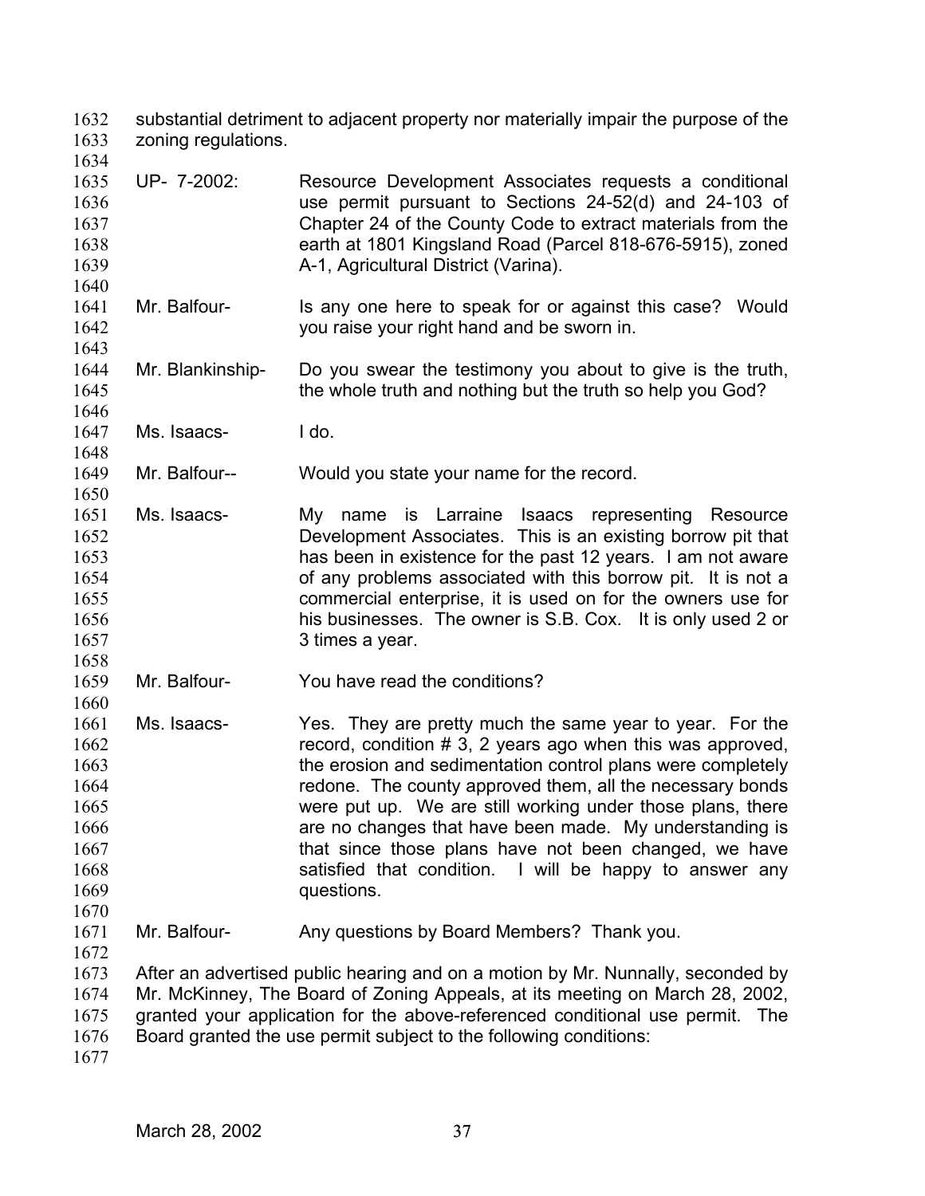substantial detriment to adjacent property nor materially impair the purpose of the zoning regulations.

UP- 7-2002: Resource Development Associates requests a conditional use permit pursuant to Sections 24-52(d) and 24-103 of Chapter 24 of the County Code to extract materials from the earth at 1801 Kingsland Road (Parcel 818-676-5915), zoned A-1, Agricultural District (Varina).

Mr. Balfour- Is any one here to speak for or against this case? Would you raise your right hand and be sworn in.

Mr. Blankinship- Do you swear the testimony you about to give is the truth, the whole truth and nothing but the truth so help you God?

Ms. Isaacs- I do.

Mr. Balfour-- Would you state your name for the record.

Ms. Isaacs- My name is Larraine Isaacs representing Resource Development Associates. This is an existing borrow pit that has been in existence for the past 12 years. I am not aware of any problems associated with this borrow pit. It is not a commercial enterprise, it is used on for the owners use for his businesses. The owner is S.B. Cox. It is only used 2 or 3 times a year.

Mr. Balfour- You have read the conditions?

Ms. Isaacs- Yes. They are pretty much the same year to year. For the record, condition # 3, 2 years ago when this was approved, the erosion and sedimentation control plans were completely redone. The county approved them, all the necessary bonds were put up. We are still working under those plans, there are no changes that have been made. My understanding is that since those plans have not been changed, we have satisfied that condition. I will be happy to answer any questions.

Mr. Balfour- Any questions by Board Members? Thank you.

After an advertised public hearing and on a motion by Mr. Nunnally, seconded by Mr. McKinney, The Board of Zoning Appeals, at its meeting on March 28, 2002, granted your application for the above-referenced conditional use permit. The Board granted the use permit subject to the following conditions: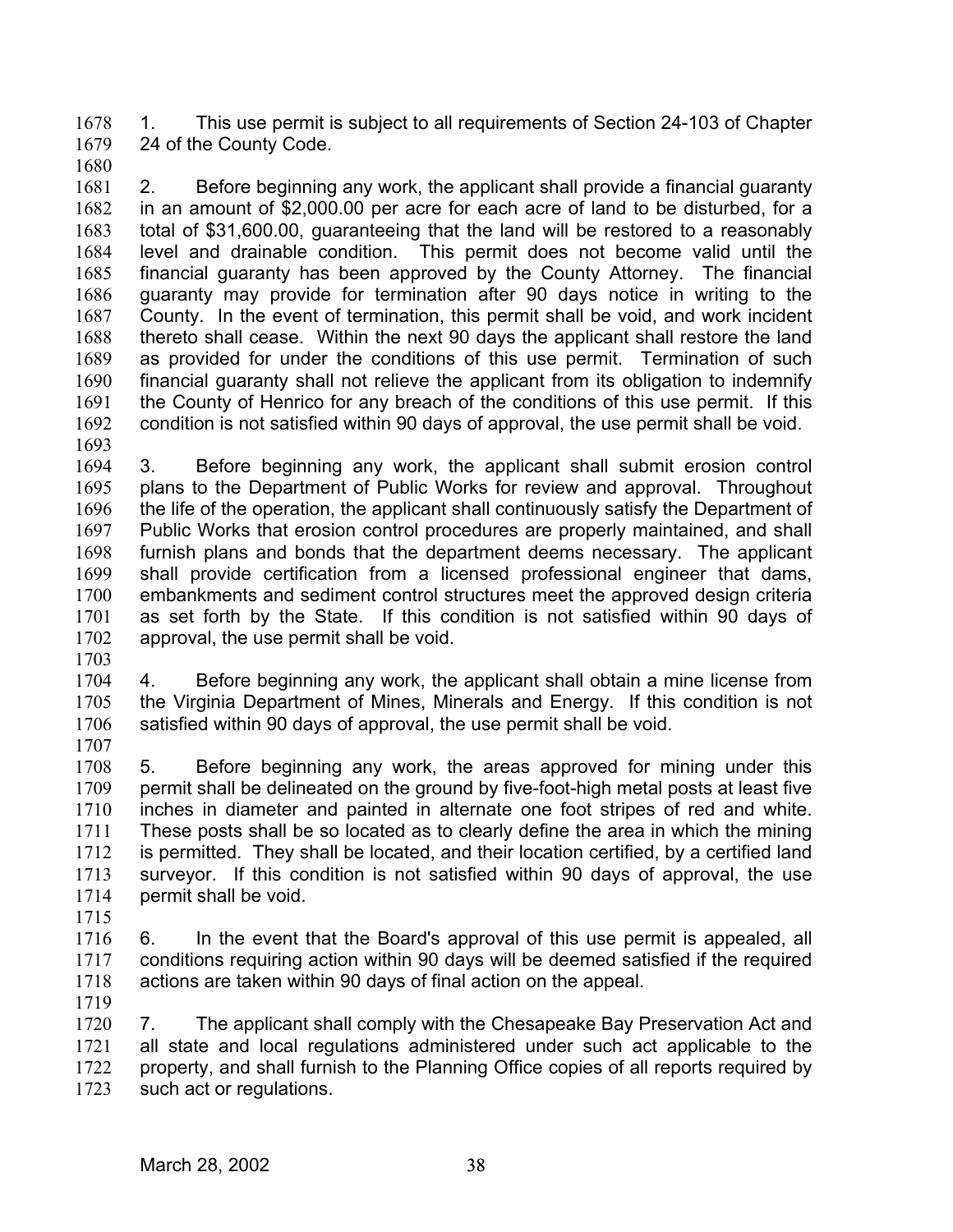1. This use permit is subject to all requirements of Section 24-103 of Chapter 24 of the County Code.

2. Before beginning any work, the applicant shall provide a financial guaranty in an amount of $2,000.00 per acre for each acre of land to be disturbed, for a total of $31,600.00, guaranteeing that the land will be restored to a reasonably level and drainable condition. This permit does not become valid until the financial guaranty has been approved by the County Attorney. The financial guaranty may provide for termination after 90 days notice in writing to the County. In the event of termination, this permit shall be void, and work incident thereto shall cease. Within the next 90 days the applicant shall restore the land as provided for under the conditions of this use permit. Termination of such financial guaranty shall not relieve the applicant from its obligation to indemnify the County of Henrico for any breach of the conditions of this use permit. If this condition is not satisfied within 90 days of approval, the use permit shall be void.

3. Before beginning any work, the applicant shall submit erosion control plans to the Department of Public Works for review and approval. Throughout the life of the operation, the applicant shall continuously satisfy the Department of Public Works that erosion control procedures are properly maintained, and shall furnish plans and bonds that the department deems necessary. The applicant shall provide certification from a licensed professional engineer that dams, embankments and sediment control structures meet the approved design criteria as set forth by the State. If this condition is not satisfied within 90 days of approval, the use permit shall be void.

4. Before beginning any work, the applicant shall obtain a mine license from the Virginia Department of Mines, Minerals and Energy. If this condition is not satisfied within 90 days of approval, the use permit shall be void.

5. Before beginning any work, the areas approved for mining under this permit shall be delineated on the ground by five-foot-high metal posts at least five inches in diameter and painted in alternate one foot stripes of red and white. These posts shall be so located as to clearly define the area in which the mining is permitted. They shall be located, and their location certified, by a certified land surveyor. If this condition is not satisfied within 90 days of approval, the use permit shall be void.

6. In the event that the Board's approval of this use permit is appealed, all conditions requiring action within 90 days will be deemed satisfied if the required actions are taken within 90 days of final action on the appeal.

7. The applicant shall comply with the Chesapeake Bay Preservation Act and all state and local regulations administered under such act applicable to the property, and shall furnish to the Planning Office copies of all reports required by such act or regulations.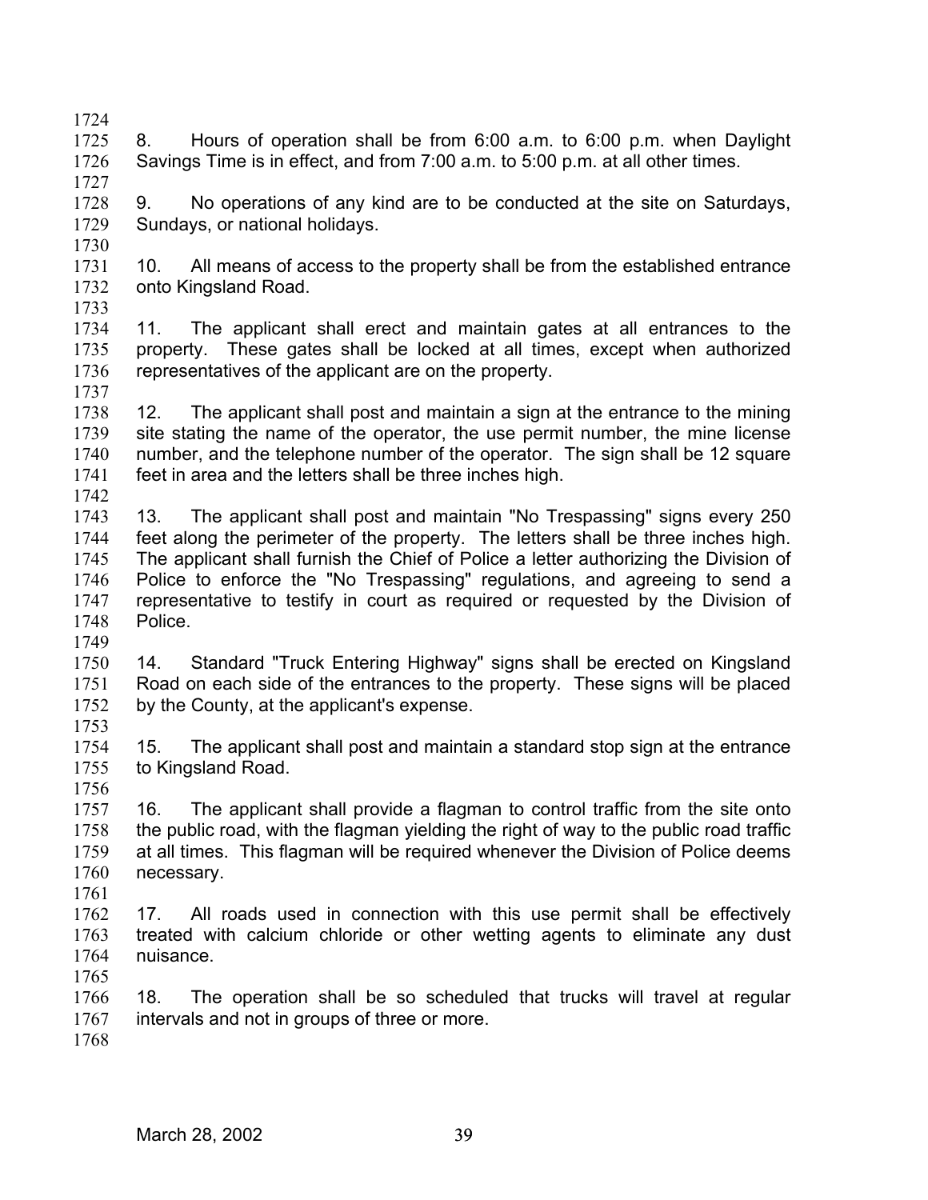8. Hours of operation shall be from 6:00 a.m. to 6:00 p.m. when Daylight Savings Time is in effect, and from 7:00 a.m. to 5:00 p.m. at all other times.

9. No operations of any kind are to be conducted at the site on Saturdays, Sundays, or national holidays.

10. All means of access to the property shall be from the established entrance onto Kingsland Road.

11. The applicant shall erect and maintain gates at all entrances to the property. These gates shall be locked at all times, except when authorized representatives of the applicant are on the property.

12. The applicant shall post and maintain a sign at the entrance to the mining site stating the name of the operator, the use permit number, the mine license number, and the telephone number of the operator. The sign shall be 12 square feet in area and the letters shall be three inches high.

13. The applicant shall post and maintain "No Trespassing" signs every 250 feet along the perimeter of the property. The letters shall be three inches high. The applicant shall furnish the Chief of Police a letter authorizing the Division of Police to enforce the "No Trespassing" regulations, and agreeing to send a representative to testify in court as required or requested by the Division of Police.

14. Standard "Truck Entering Highway" signs shall be erected on Kingsland Road on each side of the entrances to the property. These signs will be placed by the County, at the applicant's expense.

15. The applicant shall post and maintain a standard stop sign at the entrance to Kingsland Road.

16. The applicant shall provide a flagman to control traffic from the site onto the public road, with the flagman yielding the right of way to the public road traffic at all times. This flagman will be required whenever the Division of Police deems necessary.

17. All roads used in connection with this use permit shall be effectively treated with calcium chloride or other wetting agents to eliminate any dust nuisance.

18. The operation shall be so scheduled that trucks will travel at regular intervals and not in groups of three or more.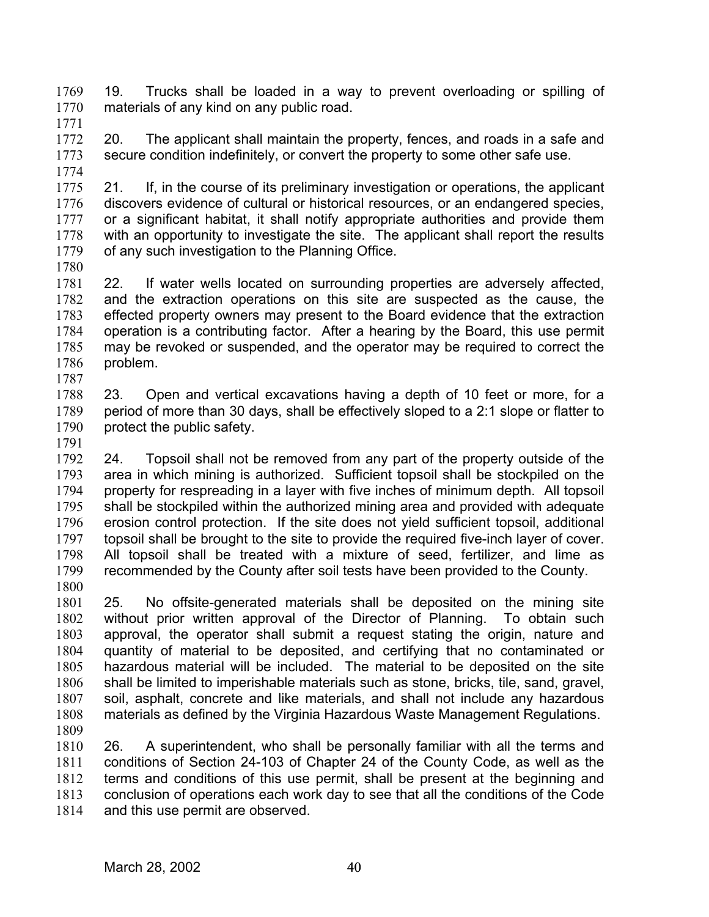19. Trucks shall be loaded in a way to prevent overloading or spilling of materials of any kind on any public road.

20. The applicant shall maintain the property, fences, and roads in a safe and secure condition indefinitely, or convert the property to some other safe use.

21. If, in the course of its preliminary investigation or operations, the applicant discovers evidence of cultural or historical resources, or an endangered species, or a significant habitat, it shall notify appropriate authorities and provide them with an opportunity to investigate the site. The applicant shall report the results of any such investigation to the Planning Office.

22. If water wells located on surrounding properties are adversely affected, and the extraction operations on this site are suspected as the cause, the effected property owners may present to the Board evidence that the extraction operation is a contributing factor. After a hearing by the Board, this use permit may be revoked or suspended, and the operator may be required to correct the problem.

23. Open and vertical excavations having a depth of 10 feet or more, for a period of more than 30 days, shall be effectively sloped to a 2:1 slope or flatter to protect the public safety.

24. Topsoil shall not be removed from any part of the property outside of the area in which mining is authorized. Sufficient topsoil shall be stockpiled on the property for respreading in a layer with five inches of minimum depth. All topsoil shall be stockpiled within the authorized mining area and provided with adequate erosion control protection. If the site does not yield sufficient topsoil, additional topsoil shall be brought to the site to provide the required five-inch layer of cover. All topsoil shall be treated with a mixture of seed, fertilizer, and lime as recommended by the County after soil tests have been provided to the County.

25. No offsite-generated materials shall be deposited on the mining site without prior written approval of the Director of Planning. To obtain such approval, the operator shall submit a request stating the origin, nature and quantity of material to be deposited, and certifying that no contaminated or hazardous material will be included. The material to be deposited on the site shall be limited to imperishable materials such as stone, bricks, tile, sand, gravel, soil, asphalt, concrete and like materials, and shall not include any hazardous materials as defined by the Virginia Hazardous Waste Management Regulations.

26. A superintendent, who shall be personally familiar with all the terms and conditions of Section 24-103 of Chapter 24 of the County Code, as well as the terms and conditions of this use permit, shall be present at the beginning and conclusion of operations each work day to see that all the conditions of the Code and this use permit are observed.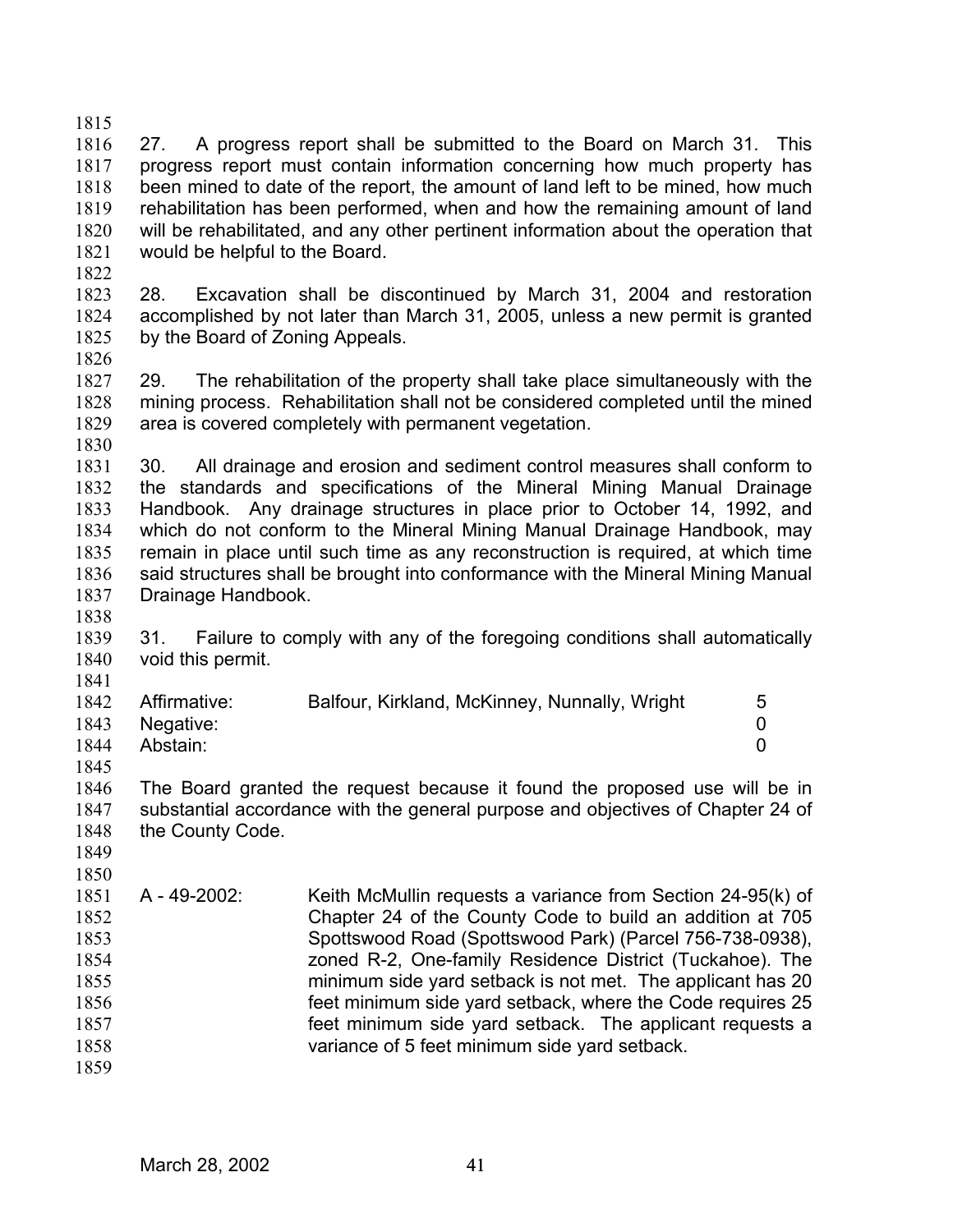27. A progress report shall be submitted to the Board on March 31. This progress report must contain information concerning how much property has been mined to date of the report, the amount of land left to be mined, how much rehabilitation has been performed, when and how the remaining amount of land will be rehabilitated, and any other pertinent information about the operation that would be helpful to the Board.

28. Excavation shall be discontinued by March 31, 2004 and restoration accomplished by not later than March 31, 2005, unless a new permit is granted by the Board of Zoning Appeals.

29. The rehabilitation of the property shall take place simultaneously with the mining process. Rehabilitation shall not be considered completed until the mined area is covered completely with permanent vegetation.

30. All drainage and erosion and sediment control measures shall conform to the standards and specifications of the Mineral Mining Manual Drainage Handbook. Any drainage structures in place prior to October 14, 1992, and which do not conform to the Mineral Mining Manual Drainage Handbook, may remain in place until such time as any reconstruction is required, at which time said structures shall be brought into conformance with the Mineral Mining Manual Drainage Handbook.

31. Failure to comply with any of the foregoing conditions shall automatically void this permit.

| | | |
|---|---|---|
| Affirmative: | Balfour, Kirkland, McKinney, Nunnally, Wright | 5 |
| Negative: | | 0 |
| Abstain: | | 0 |

The Board granted the request because it found the proposed use will be in substantial accordance with the general purpose and objectives of Chapter 24 of the County Code.

A - 49-2002: Keith McMullin requests a variance from Section 24-95(k) of Chapter 24 of the County Code to build an addition at 705 Spottswood Road (Spottswood Park) (Parcel 756-738-0938), zoned R-2, One-family Residence District (Tuckahoe). The minimum side yard setback is not met. The applicant has 20 feet minimum side yard setback, where the Code requires 25 feet minimum side yard setback. The applicant requests a variance of 5 feet minimum side yard setback.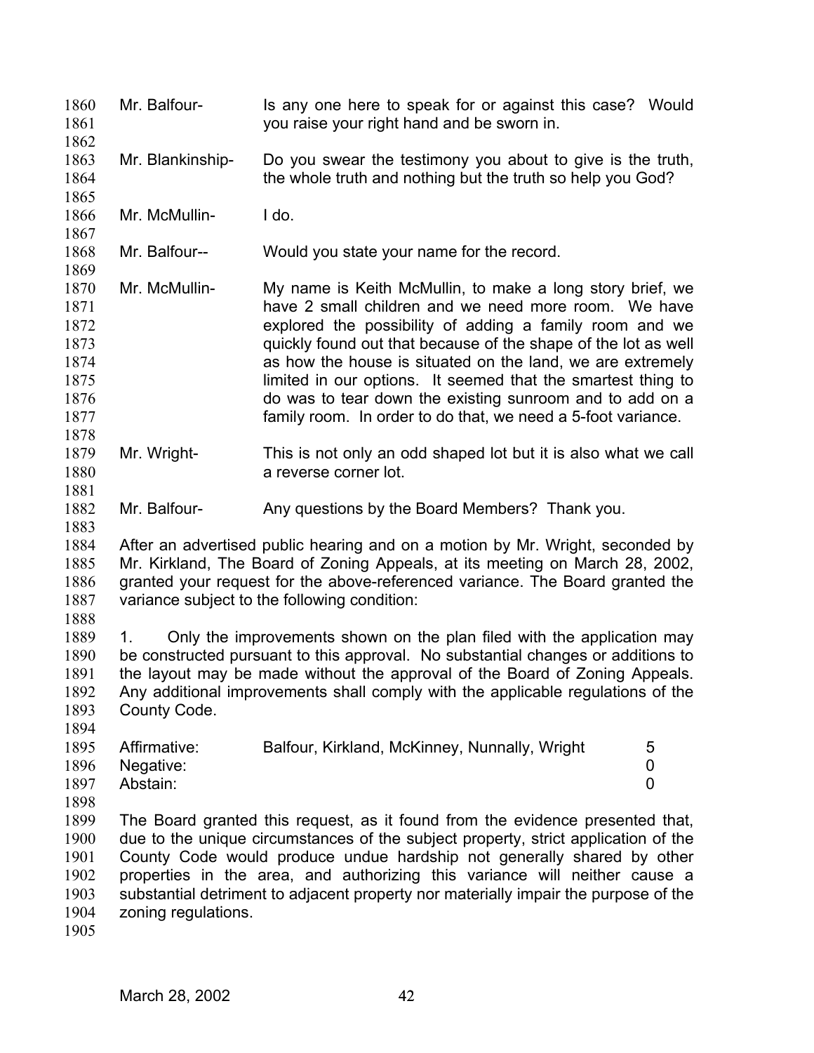Mr. Balfour- Is any one here to speak for or against this case? Would you raise your right hand and be sworn in.

Mr. Blankinship- Do you swear the testimony you about to give is the truth, the whole truth and nothing but the truth so help you God?

Mr. McMullin- I do.

Mr. Balfour-- Would you state your name for the record.

Mr. McMullin- My name is Keith McMullin, to make a long story brief, we have 2 small children and we need more room. We have explored the possibility of adding a family room and we quickly found out that because of the shape of the lot as well as how the house is situated on the land, we are extremely limited in our options. It seemed that the smartest thing to do was to tear down the existing sunroom and to add on a family room. In order to do that, we need a 5-foot variance.

Mr. Wright- This is not only an odd shaped lot but it is also what we call a reverse corner lot.

Mr. Balfour- Any questions by the Board Members? Thank you.

After an advertised public hearing and on a motion by Mr. Wright, seconded by Mr. Kirkland, The Board of Zoning Appeals, at its meeting on March 28, 2002, granted your request for the above-referenced variance. The Board granted the variance subject to the following condition:

1. Only the improvements shown on the plan filed with the application may be constructed pursuant to this approval. No substantial changes or additions to the layout may be made without the approval of the Board of Zoning Appeals. Any additional improvements shall comply with the applicable regulations of the County Code.

| | | |
|---|---|---|
| Affirmative: | Balfour, Kirkland, McKinney, Nunnally, Wright | 5 |
| Negative: | | 0 |
| Abstain: | | 0 |

The Board granted this request, as it found from the evidence presented that, due to the unique circumstances of the subject property, strict application of the County Code would produce undue hardship not generally shared by other properties in the area, and authorizing this variance will neither cause a substantial detriment to adjacent property nor materially impair the purpose of the zoning regulations.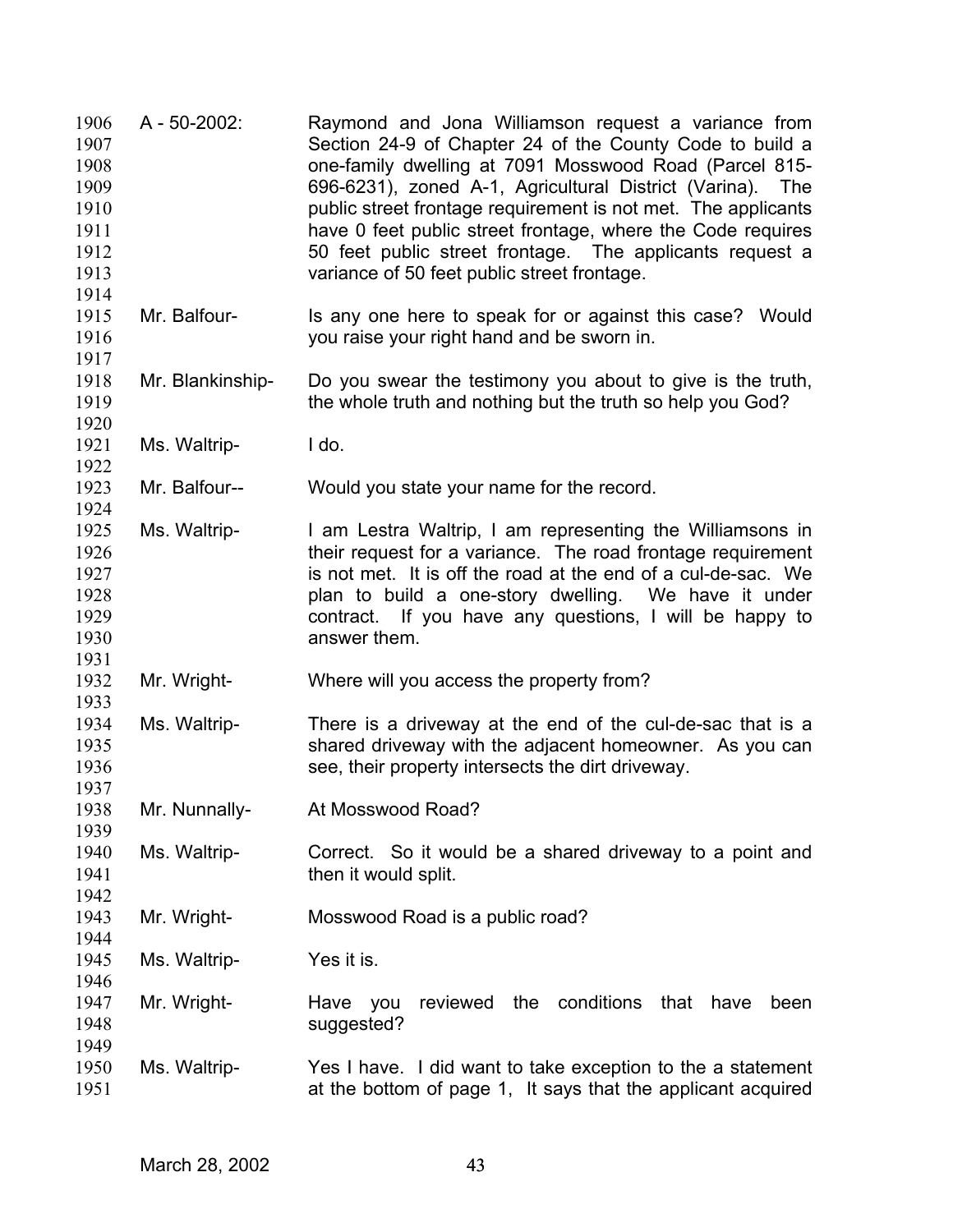A - 50-2002: Raymond and Jona Williamson request a variance from Section 24-9 of Chapter 24 of the County Code to build a one-family dwelling at 7091 Mosswood Road (Parcel 815-696-6231), zoned A-1, Agricultural District (Varina). The public street frontage requirement is not met. The applicants have 0 feet public street frontage, where the Code requires 50 feet public street frontage. The applicants request a variance of 50 feet public street frontage.

Mr. Balfour- Is any one here to speak for or against this case? Would you raise your right hand and be sworn in.

Mr. Blankinship- Do you swear the testimony you about to give is the truth, the whole truth and nothing but the truth so help you God?

Ms. Waltrip- I do.

Mr. Balfour-- Would you state your name for the record.

Ms. Waltrip- I am Lestra Waltrip, I am representing the Williamsons in their request for a variance. The road frontage requirement is not met. It is off the road at the end of a cul-de-sac. We plan to build a one-story dwelling. We have it under contract. If you have any questions, I will be happy to answer them.

Mr. Wright- Where will you access the property from?

Ms. Waltrip- There is a driveway at the end of the cul-de-sac that is a shared driveway with the adjacent homeowner. As you can see, their property intersects the dirt driveway.

Mr. Nunnally- At Mosswood Road?

Ms. Waltrip- Correct. So it would be a shared driveway to a point and then it would split.

Mr. Wright- Mosswood Road is a public road?

Ms. Waltrip- Yes it is.

Mr. Wright- Have you reviewed the conditions that have been suggested?

Ms. Waltrip- Yes I have. I did want to take exception to the a statement at the bottom of page 1, It says that the applicant acquired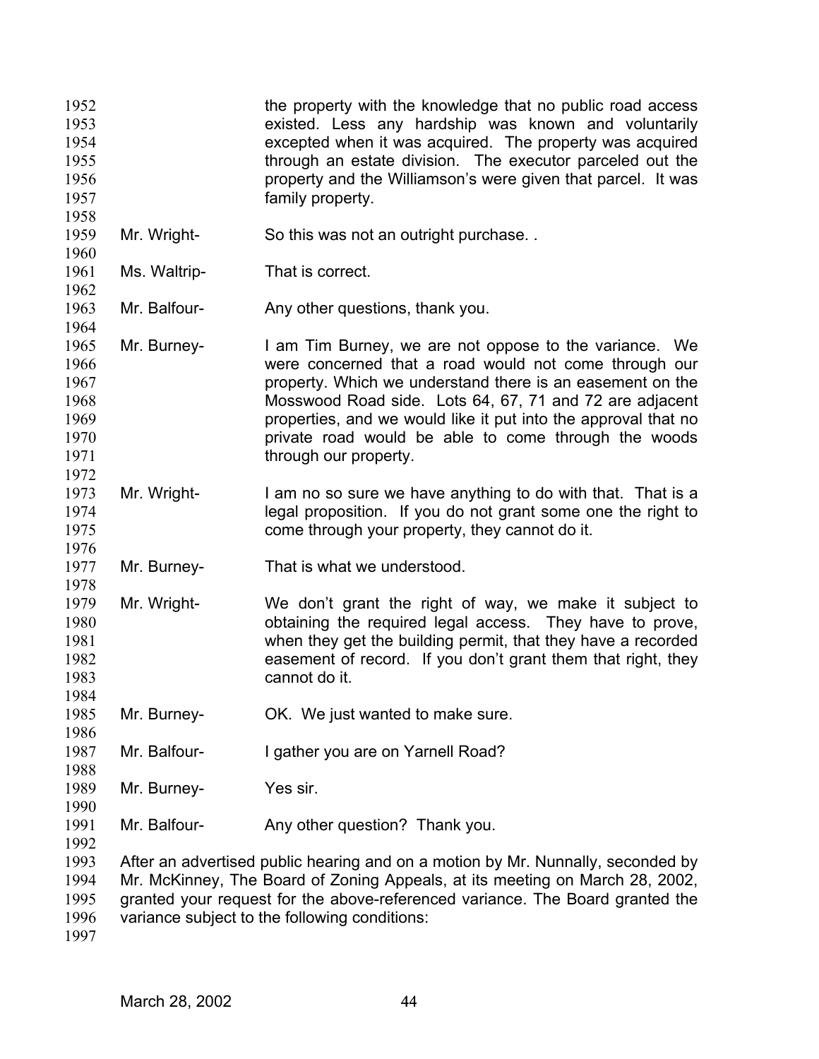the property with the knowledge that no public road access existed. Less any hardship was known and voluntarily excepted when it was acquired. The property was acquired through an estate division. The executor parceled out the property and the Williamson's were given that parcel. It was family property.

Mr. Wright- So this was not an outright purchase. .

Ms. Waltrip- That is correct.

Mr. Balfour- Any other questions, thank you.

Mr. Burney- I am Tim Burney, we are not oppose to the variance. We were concerned that a road would not come through our property. Which we understand there is an easement on the Mosswood Road side. Lots 64, 67, 71 and 72 are adjacent properties, and we would like it put into the approval that no private road would be able to come through the woods through our property.

Mr. Wright- I am no so sure we have anything to do with that. That is a legal proposition. If you do not grant some one the right to come through your property, they cannot do it.

Mr. Burney- That is what we understood.

Mr. Wright- We don't grant the right of way, we make it subject to obtaining the required legal access. They have to prove, when they get the building permit, that they have a recorded easement of record. If you don't grant them that right, they cannot do it.

Mr. Burney- OK. We just wanted to make sure.

Mr. Balfour- I gather you are on Yarnell Road?

Mr. Burney- Yes sir.

Mr. Balfour- Any other question? Thank you.

After an advertised public hearing and on a motion by Mr. Nunnally, seconded by Mr. McKinney, The Board of Zoning Appeals, at its meeting on March 28, 2002, granted your request for the above-referenced variance. The Board granted the variance subject to the following conditions: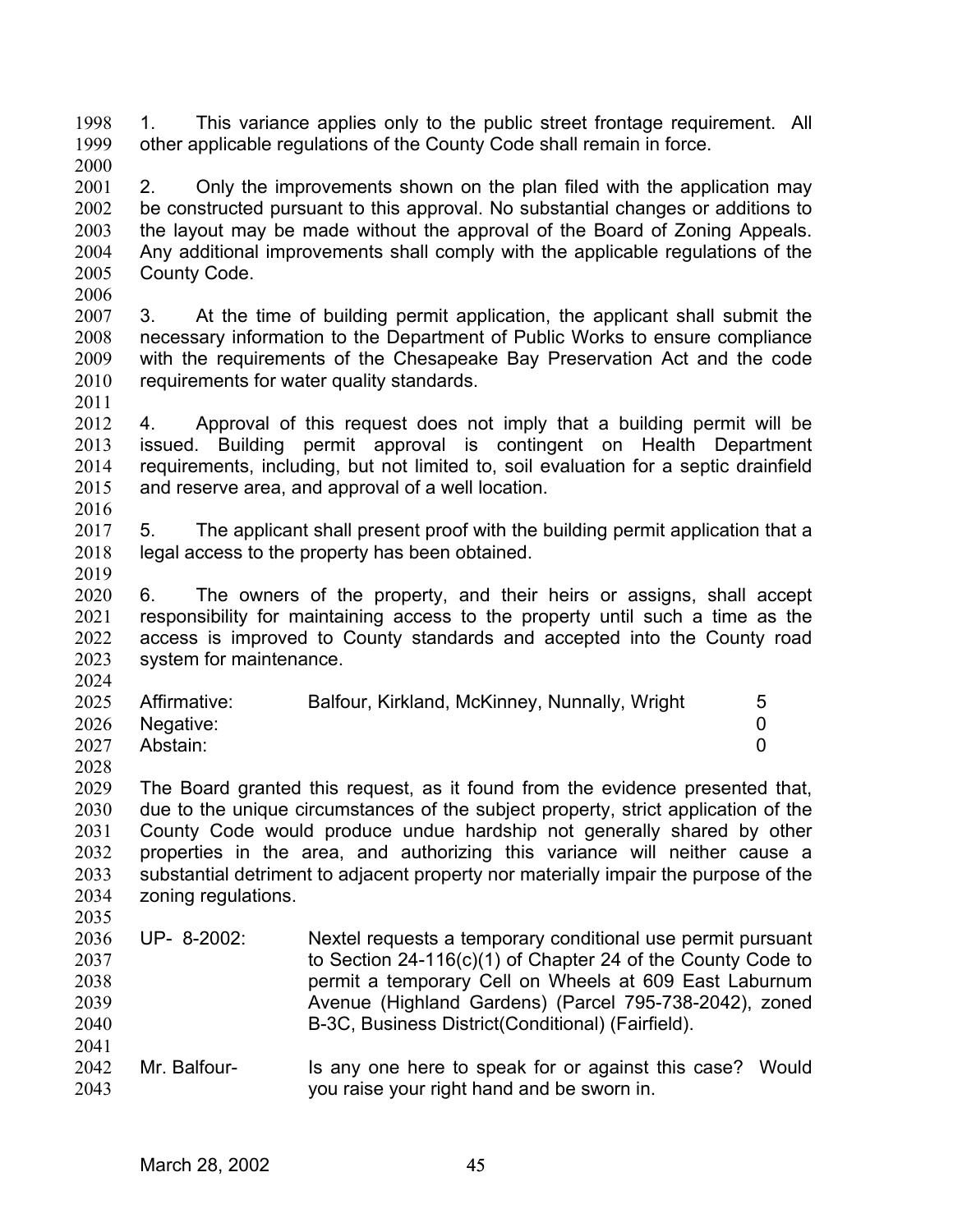1. This variance applies only to the public street frontage requirement. All other applicable regulations of the County Code shall remain in force.

2. Only the improvements shown on the plan filed with the application may be constructed pursuant to this approval. No substantial changes or additions to the layout may be made without the approval of the Board of Zoning Appeals. Any additional improvements shall comply with the applicable regulations of the County Code.

3. At the time of building permit application, the applicant shall submit the necessary information to the Department of Public Works to ensure compliance with the requirements of the Chesapeake Bay Preservation Act and the code requirements for water quality standards.

4. Approval of this request does not imply that a building permit will be issued. Building permit approval is contingent on Health Department requirements, including, but not limited to, soil evaluation for a septic drainfield and reserve area, and approval of a well location.

5. The applicant shall present proof with the building permit application that a legal access to the property has been obtained.

6. The owners of the property, and their heirs or assigns, shall accept responsibility for maintaining access to the property until such a time as the access is improved to County standards and accepted into the County road system for maintenance.

| | | |
|---|---|---|
| Affirmative: | Balfour, Kirkland, McKinney, Nunnally, Wright | 5 |
| Negative: | | 0 |
| Abstain: | | 0 |

The Board granted this request, as it found from the evidence presented that, due to the unique circumstances of the subject property, strict application of the County Code would produce undue hardship not generally shared by other properties in the area, and authorizing this variance will neither cause a substantial detriment to adjacent property nor materially impair the purpose of the zoning regulations.

UP- 8-2002: Nextel requests a temporary conditional use permit pursuant to Section 24-116(c)(1) of Chapter 24 of the County Code to permit a temporary Cell on Wheels at 609 East Laburnum Avenue (Highland Gardens) (Parcel 795-738-2042), zoned B-3C, Business District(Conditional) (Fairfield).

Mr. Balfour- Is any one here to speak for or against this case? Would you raise your right hand and be sworn in.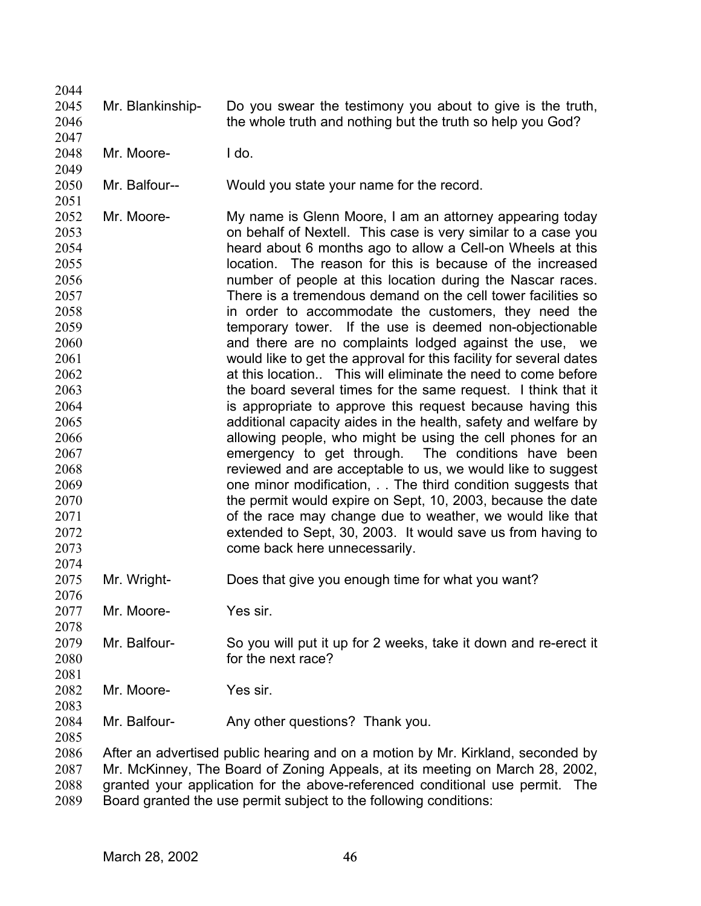Mr. Blankinship- Do you swear the testimony you about to give is the truth, the whole truth and nothing but the truth so help you God?

Mr. Moore- I do.

Mr. Balfour-- Would you state your name for the record.

Mr. Moore- My name is Glenn Moore, I am an attorney appearing today on behalf of Nextell. This case is very similar to a case you heard about 6 months ago to allow a Cell-on Wheels at this location. The reason for this is because of the increased number of people at this location during the Nascar races. There is a tremendous demand on the cell tower facilities so in order to accommodate the customers, they need the temporary tower. If the use is deemed non-objectionable and there are no complaints lodged against the use, we would like to get the approval for this facility for several dates at this location.. This will eliminate the need to come before the board several times for the same request. I think that it is appropriate to approve this request because having this additional capacity aides in the health, safety and welfare by allowing people, who might be using the cell phones for an emergency to get through. The conditions have been reviewed and are acceptable to us, we would like to suggest one minor modification, . . The third condition suggests that the permit would expire on Sept, 10, 2003, because the date of the race may change due to weather, we would like that extended to Sept, 30, 2003. It would save us from having to come back here unnecessarily.

Mr. Wright- Does that give you enough time for what you want?

Mr. Moore- Yes sir.

Mr. Balfour- So you will put it up for 2 weeks, take it down and re-erect it for the next race?

Mr. Moore- Yes sir.

Mr. Balfour- Any other questions? Thank you.

After an advertised public hearing and on a motion by Mr. Kirkland, seconded by Mr. McKinney, The Board of Zoning Appeals, at its meeting on March 28, 2002, granted your application for the above-referenced conditional use permit. The Board granted the use permit subject to the following conditions: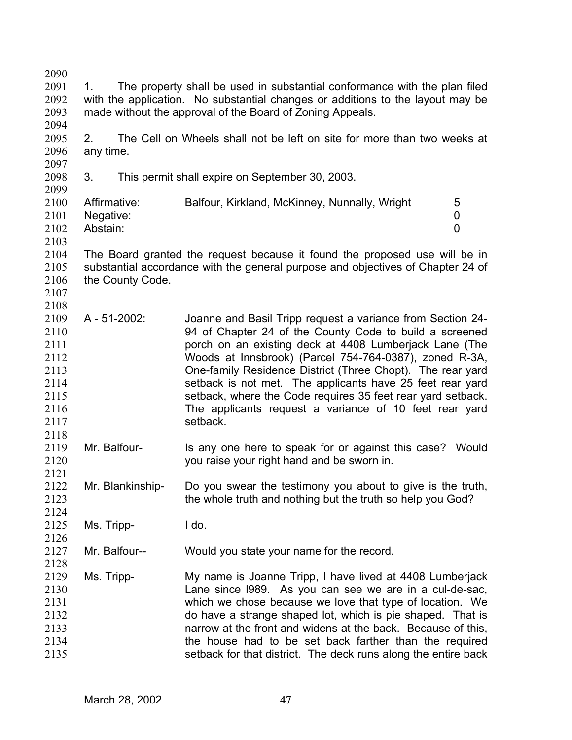1. The property shall be used in substantial conformance with the plan filed with the application. No substantial changes or additions to the layout may be made without the approval of the Board of Zoning Appeals.

2. The Cell on Wheels shall not be left on site for more than two weeks at any time.

3. This permit shall expire on September 30, 2003.

| | | |
|---|---|---|
| Affirmative: | Balfour, Kirkland, McKinney, Nunnally, Wright | 5 |
| Negative: | | 0 |
| Abstain: | | 0 |

The Board granted the request because it found the proposed use will be in substantial accordance with the general purpose and objectives of Chapter 24 of the County Code.

A - 51-2002: Joanne and Basil Tripp request a variance from Section 24-94 of Chapter 24 of the County Code to build a screened porch on an existing deck at 4408 Lumberjack Lane (The Woods at Innsbrook) (Parcel 754-764-0387), zoned R-3A, One-family Residence District (Three Chopt). The rear yard setback is not met. The applicants have 25 feet rear yard setback, where the Code requires 35 feet rear yard setback. The applicants request a variance of 10 feet rear yard setback.

Mr. Balfour- Is any one here to speak for or against this case? Would you raise your right hand and be sworn in.

Mr. Blankinship- Do you swear the testimony you about to give is the truth, the whole truth and nothing but the truth so help you God?

Ms. Tripp- I do.

Mr. Balfour-- Would you state your name for the record.

Ms. Tripp- My name is Joanne Tripp, I have lived at 4408 Lumberjack Lane since l989. As you can see we are in a cul-de-sac, which we chose because we love that type of location. We do have a strange shaped lot, which is pie shaped. That is narrow at the front and widens at the back. Because of this, the house had to be set back farther than the required setback for that district. The deck runs along the entire back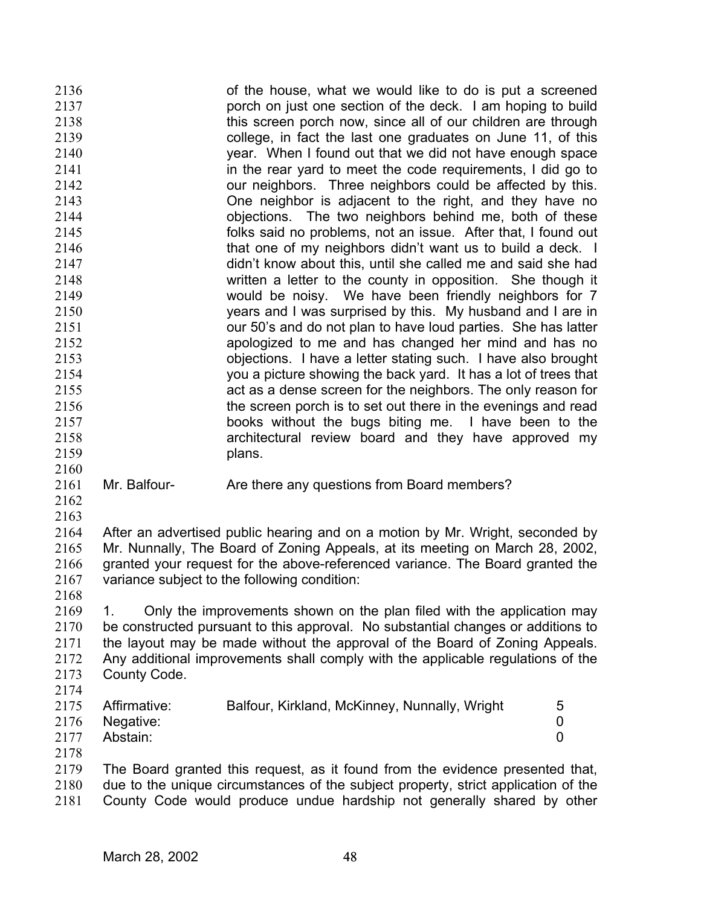of the house, what we would like to do is put a screened porch on just one section of the deck. I am hoping to build this screen porch now, since all of our children are through college, in fact the last one graduates on June 11, of this year. When I found out that we did not have enough space in the rear yard to meet the code requirements, I did go to our neighbors. Three neighbors could be affected by this. One neighbor is adjacent to the right, and they have no objections. The two neighbors behind me, both of these folks said no problems, not an issue. After that, I found out that one of my neighbors didn't want us to build a deck. I didn't know about this, until she called me and said she had written a letter to the county in opposition. She though it would be noisy. We have been friendly neighbors for 7 years and I was surprised by this. My husband and I are in our 50's and do not plan to have loud parties. She has latter apologized to me and has changed her mind and has no objections. I have a letter stating such. I have also brought you a picture showing the back yard. It has a lot of trees that act as a dense screen for the neighbors. The only reason for the screen porch is to set out there in the evenings and read books without the bugs biting me. I have been to the architectural review board and they have approved my plans.

Mr. Balfour- Are there any questions from Board members?

After an advertised public hearing and on a motion by Mr. Wright, seconded by Mr. Nunnally, The Board of Zoning Appeals, at its meeting on March 28, 2002, granted your request for the above-referenced variance. The Board granted the variance subject to the following condition:

1. Only the improvements shown on the plan filed with the application may be constructed pursuant to this approval. No substantial changes or additions to the layout may be made without the approval of the Board of Zoning Appeals. Any additional improvements shall comply with the applicable regulations of the County Code.

| | | |
|---|---|---|
| Affirmative: | Balfour, Kirkland, McKinney, Nunnally, Wright | 5 |
| Negative: | | 0 |
| Abstain: | | 0 |

The Board granted this request, as it found from the evidence presented that, due to the unique circumstances of the subject property, strict application of the County Code would produce undue hardship not generally shared by other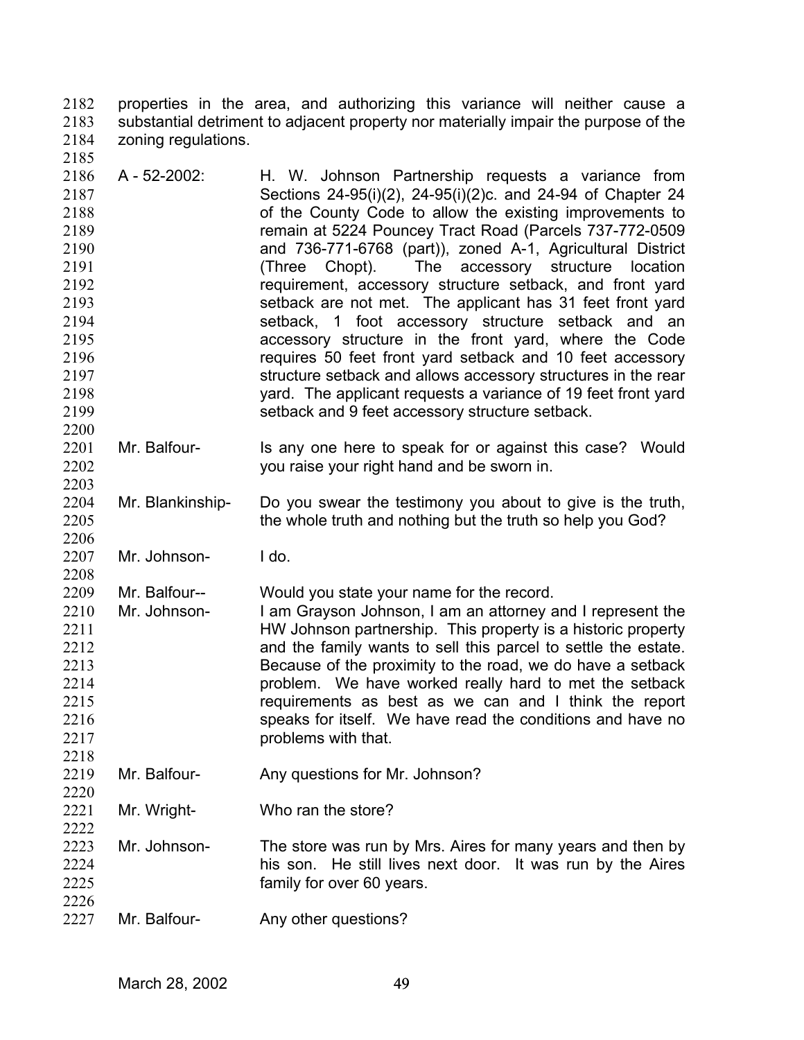properties in the area, and authorizing this variance will neither cause a substantial detriment to adjacent property nor materially impair the purpose of the zoning regulations.

A - 52-2002: H. W. Johnson Partnership requests a variance from Sections 24-95(i)(2), 24-95(i)(2)c. and 24-94 of Chapter 24 of the County Code to allow the existing improvements to remain at 5224 Pouncey Tract Road (Parcels 737-772-0509 and 736-771-6768 (part)), zoned A-1, Agricultural District (Three Chopt). The accessory structure location requirement, accessory structure setback, and front yard setback are not met. The applicant has 31 feet front yard setback, 1 foot accessory structure setback and an accessory structure in the front yard, where the Code requires 50 feet front yard setback and 10 feet accessory structure setback and allows accessory structures in the rear yard. The applicant requests a variance of 19 feet front yard setback and 9 feet accessory structure setback.

Mr. Balfour- Is any one here to speak for or against this case? Would you raise your right hand and be sworn in.

Mr. Blankinship- Do you swear the testimony you about to give is the truth, the whole truth and nothing but the truth so help you God?

Mr. Johnson- I do.

Mr. Balfour-- Would you state your name for the record.

Mr. Johnson- I am Grayson Johnson, I am an attorney and I represent the HW Johnson partnership. This property is a historic property and the family wants to sell this parcel to settle the estate. Because of the proximity to the road, we do have a setback problem. We have worked really hard to met the setback requirements as best as we can and I think the report speaks for itself. We have read the conditions and have no problems with that.

Mr. Balfour- Any questions for Mr. Johnson?

Mr. Wright- Who ran the store?

Mr. Johnson- The store was run by Mrs. Aires for many years and then by his son. He still lives next door. It was run by the Aires family for over 60 years.

Mr. Balfour- Any other questions?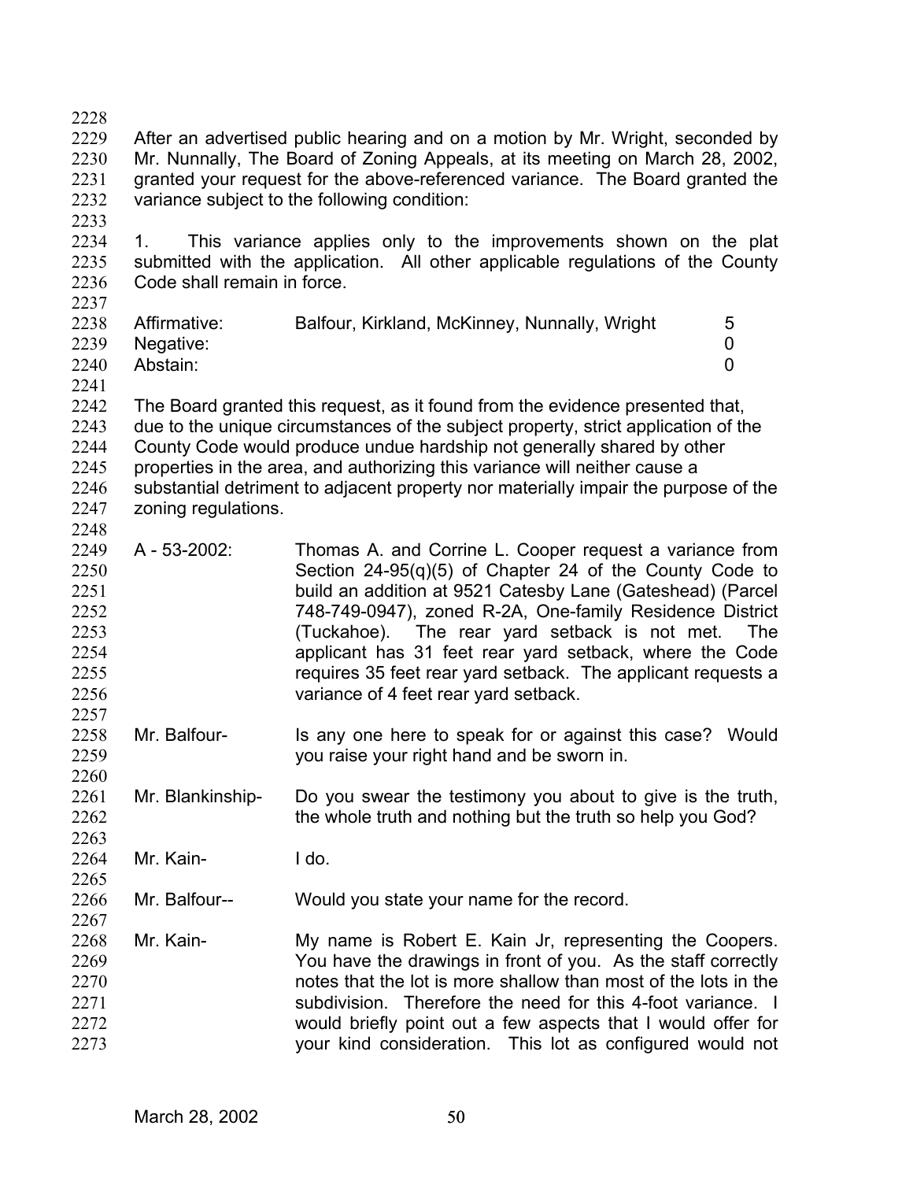After an advertised public hearing and on a motion by Mr. Wright, seconded by Mr. Nunnally, The Board of Zoning Appeals, at its meeting on March 28, 2002, granted your request for the above-referenced variance. The Board granted the variance subject to the following condition:

1. This variance applies only to the improvements shown on the plat submitted with the application. All other applicable regulations of the County Code shall remain in force.

| | | |
|---|---|---|
| Affirmative: | Balfour, Kirkland, McKinney, Nunnally, Wright | 5 |
| Negative: | | 0 |
| Abstain: | | 0 |

The Board granted this request, as it found from the evidence presented that, due to the unique circumstances of the subject property, strict application of the County Code would produce undue hardship not generally shared by other properties in the area, and authorizing this variance will neither cause a substantial detriment to adjacent property nor materially impair the purpose of the zoning regulations.

A - 53-2002: Thomas A. and Corrine L. Cooper request a variance from Section 24-95(q)(5) of Chapter 24 of the County Code to build an addition at 9521 Catesby Lane (Gateshead) (Parcel 748-749-0947), zoned R-2A, One-family Residence District (Tuckahoe). The rear yard setback is not met. The applicant has 31 feet rear yard setback, where the Code requires 35 feet rear yard setback. The applicant requests a variance of 4 feet rear yard setback.

Mr. Balfour- Is any one here to speak for or against this case? Would you raise your right hand and be sworn in.

Mr. Blankinship- Do you swear the testimony you about to give is the truth, the whole truth and nothing but the truth so help you God?

Mr. Kain- I do.

Mr. Balfour-- Would you state your name for the record.

Mr. Kain- My name is Robert E. Kain Jr, representing the Coopers. You have the drawings in front of you. As the staff correctly notes that the lot is more shallow than most of the lots in the subdivision. Therefore the need for this 4-foot variance. I would briefly point out a few aspects that I would offer for your kind consideration. This lot as configured would not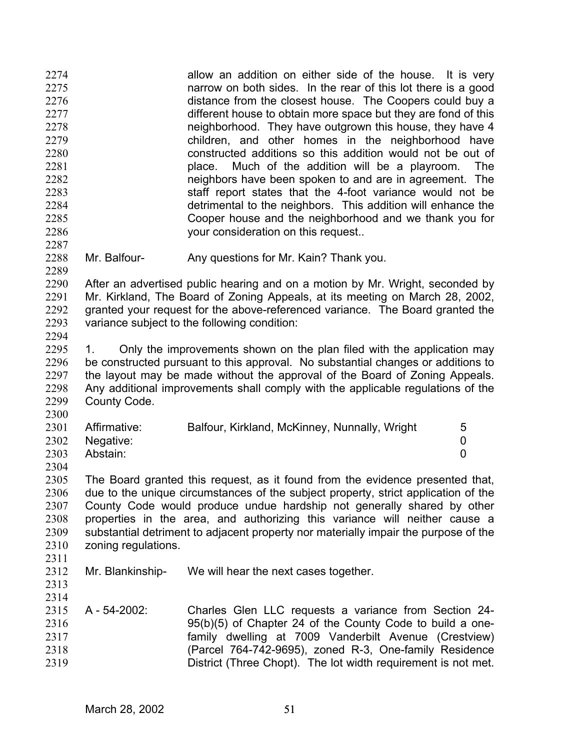allow an addition on either side of the house. It is very narrow on both sides. In the rear of this lot there is a good distance from the closest house. The Coopers could buy a different house to obtain more space but they are fond of this neighborhood. They have outgrown this house, they have 4 children, and other homes in the neighborhood have constructed additions so this addition would not be out of place. Much of the addition will be a playroom. The neighbors have been spoken to and are in agreement. The staff report states that the 4-foot variance would not be detrimental to the neighbors. This addition will enhance the Cooper house and the neighborhood and we thank you for your consideration on this request..

Mr. Balfour- Any questions for Mr. Kain? Thank you.

After an advertised public hearing and on a motion by Mr. Wright, seconded by Mr. Kirkland, The Board of Zoning Appeals, at its meeting on March 28, 2002, granted your request for the above-referenced variance. The Board granted the variance subject to the following condition:

1. Only the improvements shown on the plan filed with the application may be constructed pursuant to this approval. No substantial changes or additions to the layout may be made without the approval of the Board of Zoning Appeals. Any additional improvements shall comply with the applicable regulations of the County Code.

| | | |
|---|---|---|
| Affirmative: | Balfour, Kirkland, McKinney, Nunnally, Wright | 5 |
| Negative: | | 0 |
| Abstain: | | 0 |

The Board granted this request, as it found from the evidence presented that, due to the unique circumstances of the subject property, strict application of the County Code would produce undue hardship not generally shared by other properties in the area, and authorizing this variance will neither cause a substantial detriment to adjacent property nor materially impair the purpose of the zoning regulations.

Mr. Blankinship- We will hear the next cases together.

A - 54-2002: Charles Glen LLC requests a variance from Section 24-95(b)(5) of Chapter 24 of the County Code to build a one-family dwelling at 7009 Vanderbilt Avenue (Crestview) (Parcel 764-742-9695), zoned R-3, One-family Residence District (Three Chopt). The lot width requirement is not met.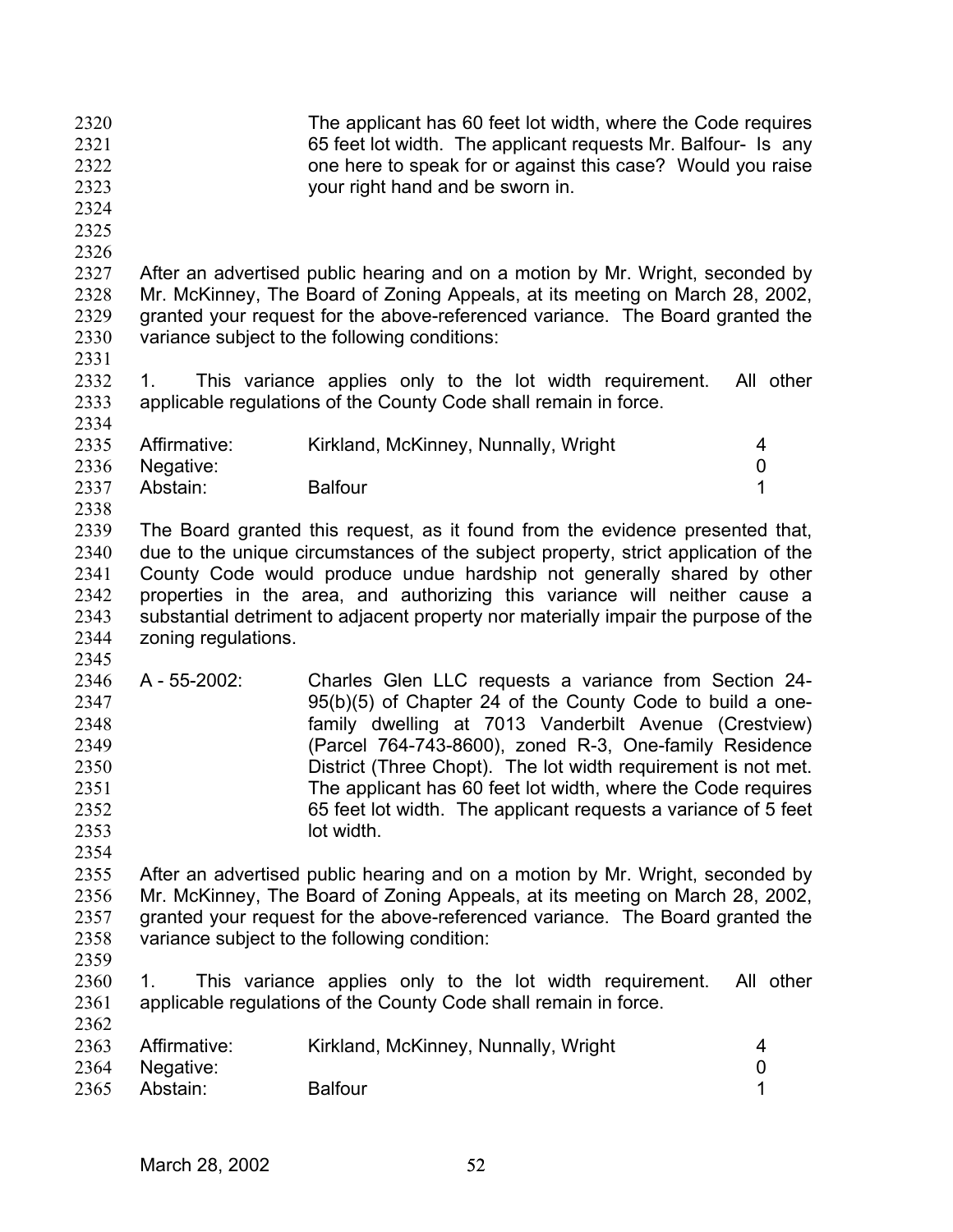The applicant has 60 feet lot width, where the Code requires 65 feet lot width. The applicant requests Mr. Balfour- Is any one here to speak for or against this case? Would you raise your right hand and be sworn in.

After an advertised public hearing and on a motion by Mr. Wright, seconded by Mr. McKinney, The Board of Zoning Appeals, at its meeting on March 28, 2002, granted your request for the above-referenced variance. The Board granted the variance subject to the following conditions:

1. This variance applies only to the lot width requirement. All other applicable regulations of the County Code shall remain in force.

| | | |
|---|---|---|
| Affirmative: | Kirkland, McKinney, Nunnally, Wright | 4 |
| Negative: | | 0 |
| Abstain: | Balfour | 1 |

The Board granted this request, as it found from the evidence presented that, due to the unique circumstances of the subject property, strict application of the County Code would produce undue hardship not generally shared by other properties in the area, and authorizing this variance will neither cause a substantial detriment to adjacent property nor materially impair the purpose of the zoning regulations.

A - 55-2002: Charles Glen LLC requests a variance from Section 24-95(b)(5) of Chapter 24 of the County Code to build a one-family dwelling at 7013 Vanderbilt Avenue (Crestview) (Parcel 764-743-8600), zoned R-3, One-family Residence District (Three Chopt). The lot width requirement is not met. The applicant has 60 feet lot width, where the Code requires 65 feet lot width. The applicant requests a variance of 5 feet lot width.

After an advertised public hearing and on a motion by Mr. Wright, seconded by Mr. McKinney, The Board of Zoning Appeals, at its meeting on March 28, 2002, granted your request for the above-referenced variance. The Board granted the variance subject to the following condition:

1. This variance applies only to the lot width requirement. All other applicable regulations of the County Code shall remain in force.

| | | |
|---|---|---|
| Affirmative: | Kirkland, McKinney, Nunnally, Wright | 4 |
| Negative: | | 0 |
| Abstain: | Balfour | 1 |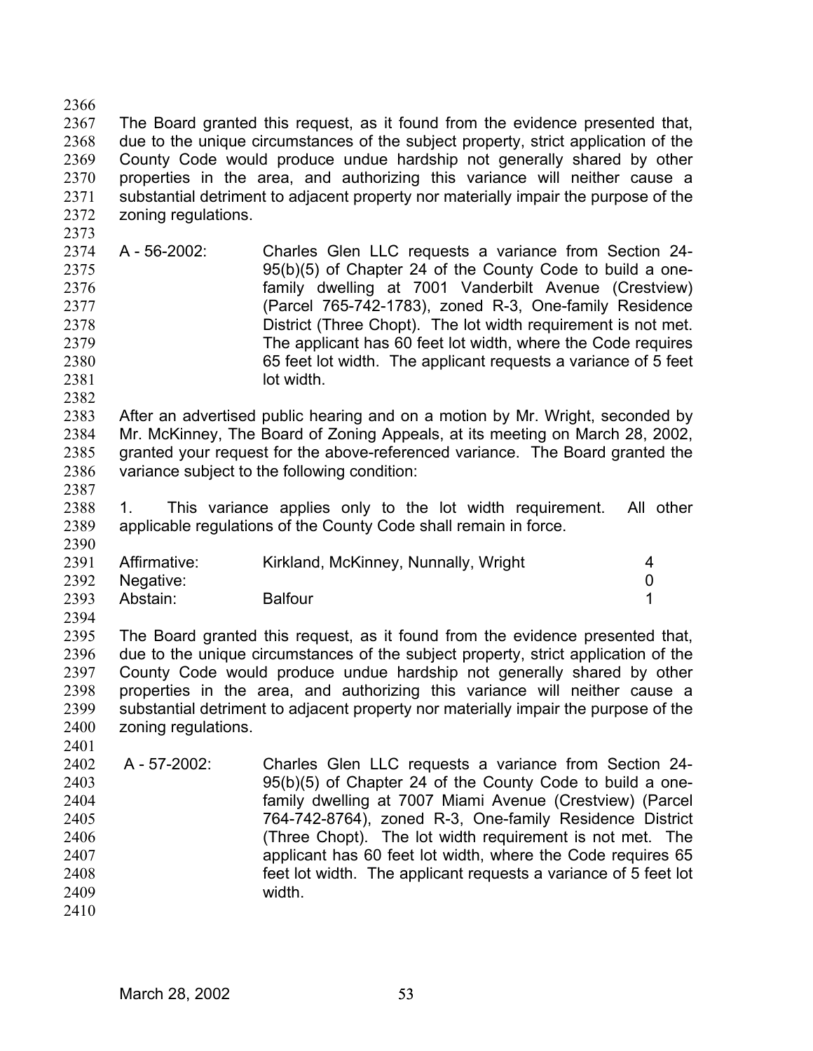The Board granted this request, as it found from the evidence presented that, due to the unique circumstances of the subject property, strict application of the County Code would produce undue hardship not generally shared by other properties in the area, and authorizing this variance will neither cause a substantial detriment to adjacent property nor materially impair the purpose of the zoning regulations.

A - 56-2002: Charles Glen LLC requests a variance from Section 24-95(b)(5) of Chapter 24 of the County Code to build a one-family dwelling at 7001 Vanderbilt Avenue (Crestview) (Parcel 765-742-1783), zoned R-3, One-family Residence District (Three Chopt). The lot width requirement is not met. The applicant has 60 feet lot width, where the Code requires 65 feet lot width. The applicant requests a variance of 5 feet lot width.

After an advertised public hearing and on a motion by Mr. Wright, seconded by Mr. McKinney, The Board of Zoning Appeals, at its meeting on March 28, 2002, granted your request for the above-referenced variance. The Board granted the variance subject to the following condition:

1. This variance applies only to the lot width requirement. All other applicable regulations of the County Code shall remain in force.

| | | |
|---|---|---|
| Affirmative: | Kirkland, McKinney, Nunnally, Wright | 4 |
| Negative: | | 0 |
| Abstain: | Balfour | 1 |

The Board granted this request, as it found from the evidence presented that, due to the unique circumstances of the subject property, strict application of the County Code would produce undue hardship not generally shared by other properties in the area, and authorizing this variance will neither cause a substantial detriment to adjacent property nor materially impair the purpose of the zoning regulations.

A - 57-2002: Charles Glen LLC requests a variance from Section 24-95(b)(5) of Chapter 24 of the County Code to build a one-family dwelling at 7007 Miami Avenue (Crestview) (Parcel 764-742-8764), zoned R-3, One-family Residence District (Three Chopt). The lot width requirement is not met. The applicant has 60 feet lot width, where the Code requires 65 feet lot width. The applicant requests a variance of 5 feet lot width.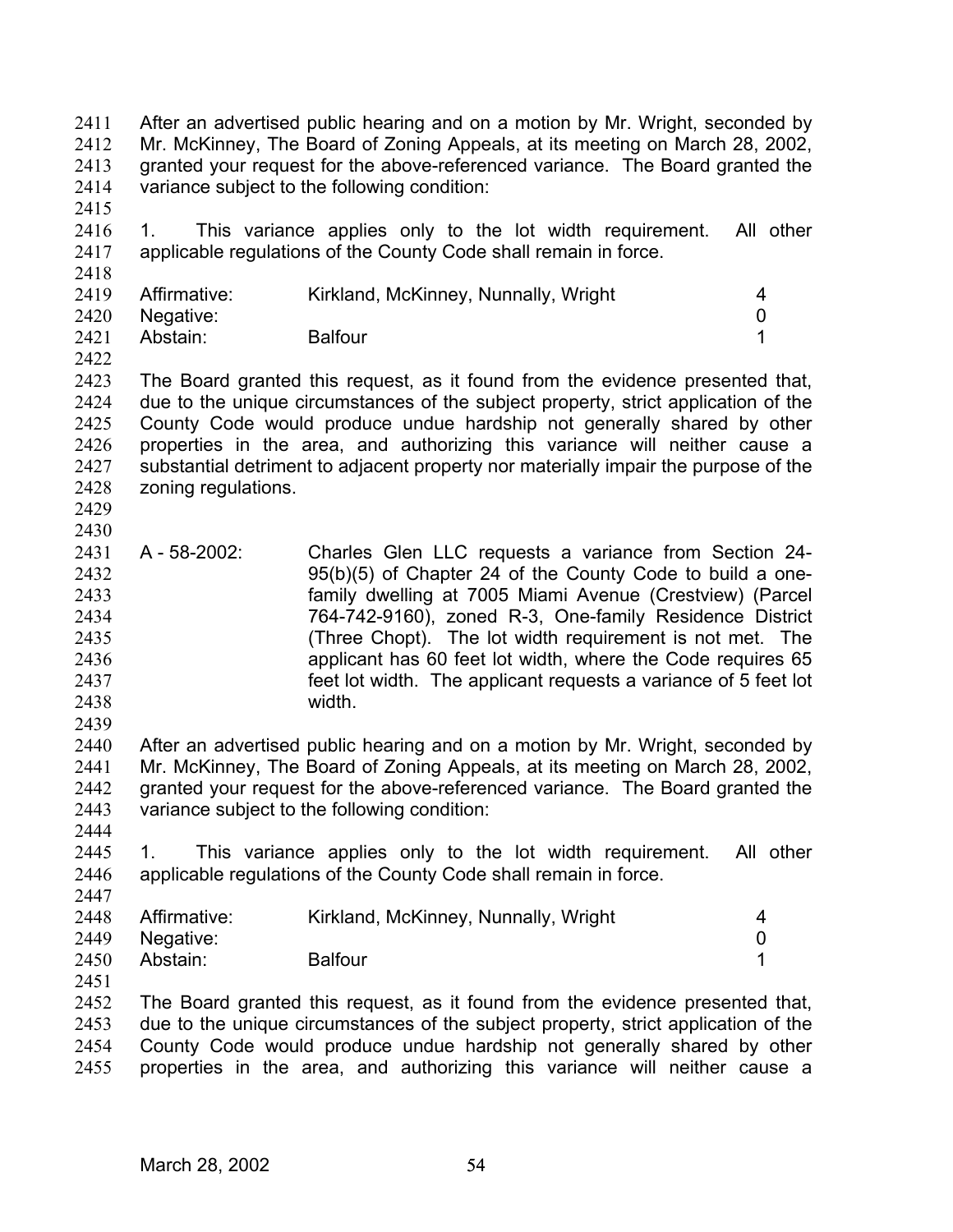After an advertised public hearing and on a motion by Mr. Wright, seconded by Mr. McKinney, The Board of Zoning Appeals, at its meeting on March 28, 2002, granted your request for the above-referenced variance. The Board granted the variance subject to the following condition:

1. This variance applies only to the lot width requirement. All other applicable regulations of the County Code shall remain in force.

| | | |
|---|---|---|
| Affirmative: | Kirkland, McKinney, Nunnally, Wright | 4 |
| Negative: | | 0 |
| Abstain: | Balfour | 1 |

The Board granted this request, as it found from the evidence presented that, due to the unique circumstances of the subject property, strict application of the County Code would produce undue hardship not generally shared by other properties in the area, and authorizing this variance will neither cause a substantial detriment to adjacent property nor materially impair the purpose of the zoning regulations.

A - 58-2002: Charles Glen LLC requests a variance from Section 24-95(b)(5) of Chapter 24 of the County Code to build a one-family dwelling at 7005 Miami Avenue (Crestview) (Parcel 764-742-9160), zoned R-3, One-family Residence District (Three Chopt). The lot width requirement is not met. The applicant has 60 feet lot width, where the Code requires 65 feet lot width. The applicant requests a variance of 5 feet lot width.

After an advertised public hearing and on a motion by Mr. Wright, seconded by Mr. McKinney, The Board of Zoning Appeals, at its meeting on March 28, 2002, granted your request for the above-referenced variance. The Board granted the variance subject to the following condition:

1. This variance applies only to the lot width requirement. All other applicable regulations of the County Code shall remain in force.

| | | |
|---|---|---|
| Affirmative: | Kirkland, McKinney, Nunnally, Wright | 4 |
| Negative: | | 0 |
| Abstain: | Balfour | 1 |

The Board granted this request, as it found from the evidence presented that, due to the unique circumstances of the subject property, strict application of the County Code would produce undue hardship not generally shared by other properties in the area, and authorizing this variance will neither cause a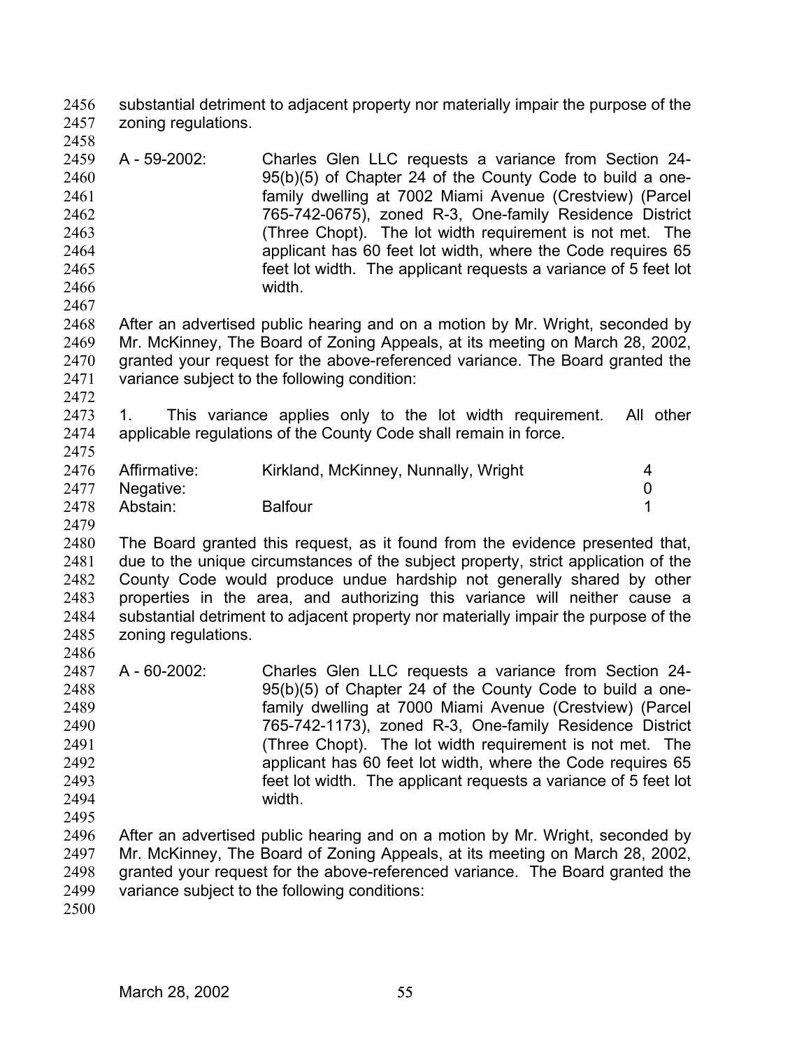substantial detriment to adjacent property nor materially impair the purpose of the zoning regulations.

A - 59-2002: Charles Glen LLC requests a variance from Section 24-95(b)(5) of Chapter 24 of the County Code to build a one-family dwelling at 7002 Miami Avenue (Crestview) (Parcel 765-742-0675), zoned R-3, One-family Residence District (Three Chopt). The lot width requirement is not met. The applicant has 60 feet lot width, where the Code requires 65 feet lot width. The applicant requests a variance of 5 feet lot width.

After an advertised public hearing and on a motion by Mr. Wright, seconded by Mr. McKinney, The Board of Zoning Appeals, at its meeting on March 28, 2002, granted your request for the above-referenced variance. The Board granted the variance subject to the following condition:

1. This variance applies only to the lot width requirement. All other applicable regulations of the County Code shall remain in force.

| | | |
|---|---|---|
| Affirmative: | Kirkland, McKinney, Nunnally, Wright | 4 |
| Negative: | | 0 |
| Abstain: | Balfour | 1 |

The Board granted this request, as it found from the evidence presented that, due to the unique circumstances of the subject property, strict application of the County Code would produce undue hardship not generally shared by other properties in the area, and authorizing this variance will neither cause a substantial detriment to adjacent property nor materially impair the purpose of the zoning regulations.

A - 60-2002: Charles Glen LLC requests a variance from Section 24-95(b)(5) of Chapter 24 of the County Code to build a one-family dwelling at 7000 Miami Avenue (Crestview) (Parcel 765-742-1173), zoned R-3, One-family Residence District (Three Chopt). The lot width requirement is not met. The applicant has 60 feet lot width, where the Code requires 65 feet lot width. The applicant requests a variance of 5 feet lot width.

After an advertised public hearing and on a motion by Mr. Wright, seconded by Mr. McKinney, The Board of Zoning Appeals, at its meeting on March 28, 2002, granted your request for the above-referenced variance. The Board granted the variance subject to the following conditions: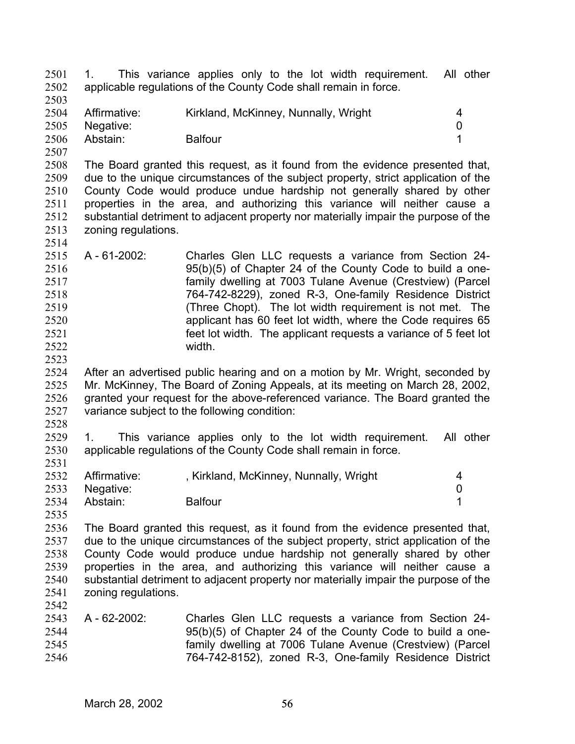1. This variance applies only to the lot width requirement. All other applicable regulations of the County Code shall remain in force.

| | | |
|---|---|---|
| Affirmative: | Kirkland, McKinney, Nunnally, Wright | 4 |
| Negative: | | 0 |
| Abstain: | Balfour | 1 |

The Board granted this request, as it found from the evidence presented that, due to the unique circumstances of the subject property, strict application of the County Code would produce undue hardship not generally shared by other properties in the area, and authorizing this variance will neither cause a substantial detriment to adjacent property nor materially impair the purpose of the zoning regulations.

A - 61-2002: Charles Glen LLC requests a variance from Section 24-95(b)(5) of Chapter 24 of the County Code to build a one-family dwelling at 7003 Tulane Avenue (Crestview) (Parcel 764-742-8229), zoned R-3, One-family Residence District (Three Chopt). The lot width requirement is not met. The applicant has 60 feet lot width, where the Code requires 65 feet lot width. The applicant requests a variance of 5 feet lot width.

After an advertised public hearing and on a motion by Mr. Wright, seconded by Mr. McKinney, The Board of Zoning Appeals, at its meeting on March 28, 2002, granted your request for the above-referenced variance. The Board granted the variance subject to the following condition:

1. This variance applies only to the lot width requirement. All other applicable regulations of the County Code shall remain in force.

| | | |
|---|---|---|
| Affirmative: | , Kirkland, McKinney, Nunnally, Wright | 4 |
| Negative: | | 0 |
| Abstain: | Balfour | 1 |

The Board granted this request, as it found from the evidence presented that, due to the unique circumstances of the subject property, strict application of the County Code would produce undue hardship not generally shared by other properties in the area, and authorizing this variance will neither cause a substantial detriment to adjacent property nor materially impair the purpose of the zoning regulations.

A - 62-2002: Charles Glen LLC requests a variance from Section 24-95(b)(5) of Chapter 24 of the County Code to build a one-family dwelling at 7006 Tulane Avenue (Crestview) (Parcel 764-742-8152), zoned R-3, One-family Residence District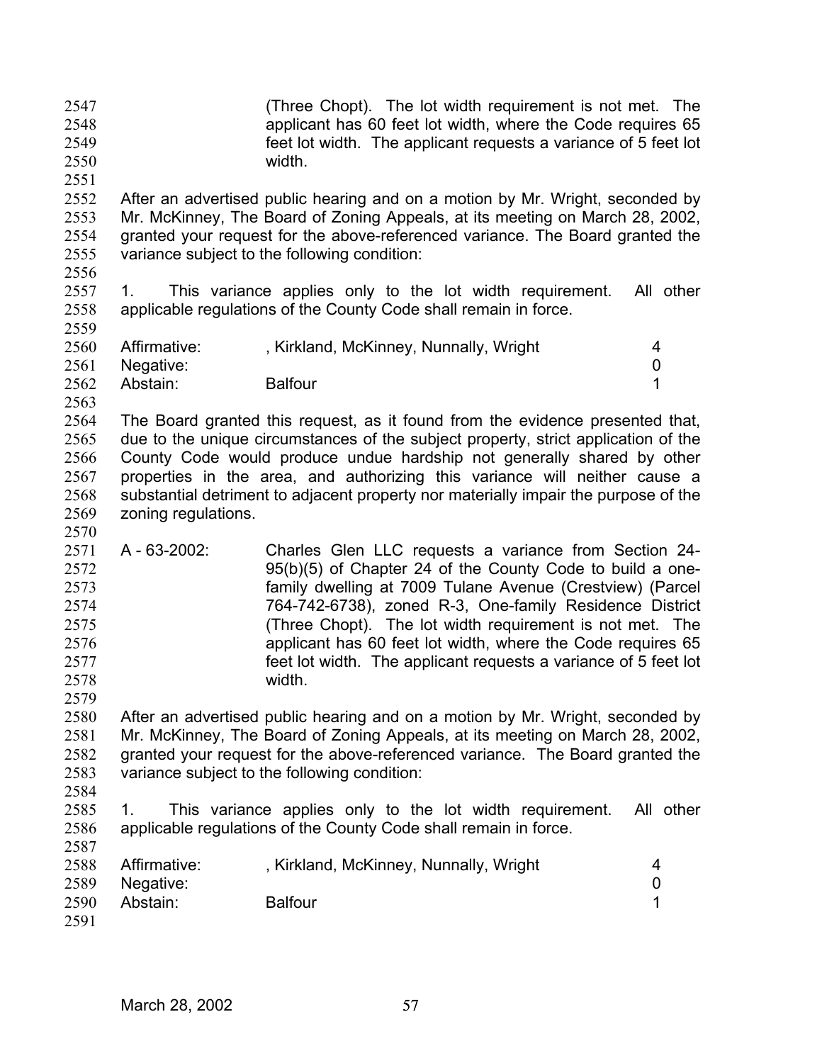(Three Chopt). The lot width requirement is not met. The applicant has 60 feet lot width, where the Code requires 65 feet lot width. The applicant requests a variance of 5 feet lot width.

After an advertised public hearing and on a motion by Mr. Wright, seconded by Mr. McKinney, The Board of Zoning Appeals, at its meeting on March 28, 2002, granted your request for the above-referenced variance. The Board granted the variance subject to the following condition:

1. This variance applies only to the lot width requirement. All other applicable regulations of the County Code shall remain in force.

| | | |
|---|---|---|
| Affirmative: | , Kirkland, McKinney, Nunnally, Wright | 4 |
| Negative: | | 0 |
| Abstain: | Balfour | 1 |

The Board granted this request, as it found from the evidence presented that, due to the unique circumstances of the subject property, strict application of the County Code would produce undue hardship not generally shared by other properties in the area, and authorizing this variance will neither cause a substantial detriment to adjacent property nor materially impair the purpose of the zoning regulations.

A - 63-2002: Charles Glen LLC requests a variance from Section 24-95(b)(5) of Chapter 24 of the County Code to build a one-family dwelling at 7009 Tulane Avenue (Crestview) (Parcel 764-742-6738), zoned R-3, One-family Residence District (Three Chopt). The lot width requirement is not met. The applicant has 60 feet lot width, where the Code requires 65 feet lot width. The applicant requests a variance of 5 feet lot width.

After an advertised public hearing and on a motion by Mr. Wright, seconded by Mr. McKinney, The Board of Zoning Appeals, at its meeting on March 28, 2002, granted your request for the above-referenced variance. The Board granted the variance subject to the following condition:

1. This variance applies only to the lot width requirement. All other applicable regulations of the County Code shall remain in force.

| | | |
|---|---|---|
| Affirmative: | , Kirkland, McKinney, Nunnally, Wright | 4 |
| Negative: | | 0 |
| Abstain: | Balfour | 1 |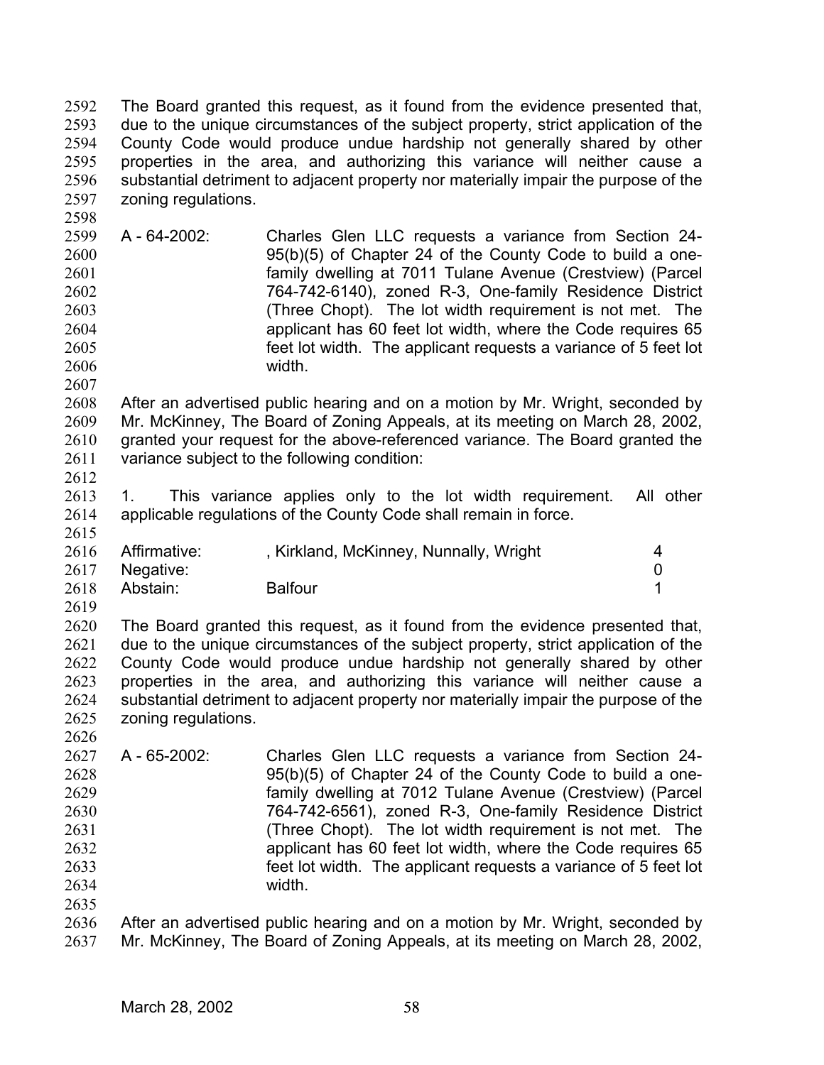The Board granted this request, as it found from the evidence presented that, due to the unique circumstances of the subject property, strict application of the County Code would produce undue hardship not generally shared by other properties in the area, and authorizing this variance will neither cause a substantial detriment to adjacent property nor materially impair the purpose of the zoning regulations.

A - 64-2002: Charles Glen LLC requests a variance from Section 24-95(b)(5) of Chapter 24 of the County Code to build a one-family dwelling at 7011 Tulane Avenue (Crestview) (Parcel 764-742-6140), zoned R-3, One-family Residence District (Three Chopt). The lot width requirement is not met. The applicant has 60 feet lot width, where the Code requires 65 feet lot width. The applicant requests a variance of 5 feet lot width.

After an advertised public hearing and on a motion by Mr. Wright, seconded by Mr. McKinney, The Board of Zoning Appeals, at its meeting on March 28, 2002, granted your request for the above-referenced variance. The Board granted the variance subject to the following condition:

1. This variance applies only to the lot width requirement. All other applicable regulations of the County Code shall remain in force.

| | | |
|---|---|---|
| Affirmative: | , Kirkland, McKinney, Nunnally, Wright | 4 |
| Negative: | | 0 |
| Abstain: | Balfour | 1 |

The Board granted this request, as it found from the evidence presented that, due to the unique circumstances of the subject property, strict application of the County Code would produce undue hardship not generally shared by other properties in the area, and authorizing this variance will neither cause a substantial detriment to adjacent property nor materially impair the purpose of the zoning regulations.

A - 65-2002: Charles Glen LLC requests a variance from Section 24-95(b)(5) of Chapter 24 of the County Code to build a one-family dwelling at 7012 Tulane Avenue (Crestview) (Parcel 764-742-6561), zoned R-3, One-family Residence District (Three Chopt). The lot width requirement is not met. The applicant has 60 feet lot width, where the Code requires 65 feet lot width. The applicant requests a variance of 5 feet lot width.

After an advertised public hearing and on a motion by Mr. Wright, seconded by Mr. McKinney, The Board of Zoning Appeals, at its meeting on March 28, 2002,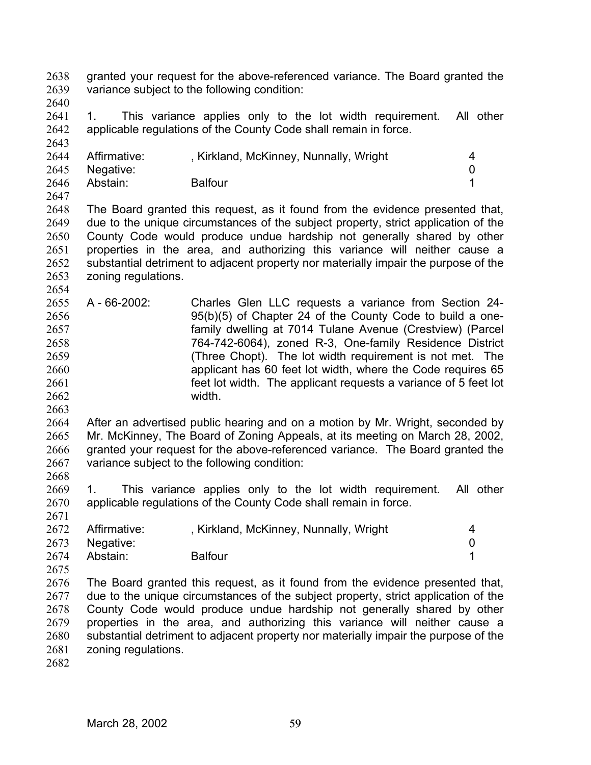granted your request for the above-referenced variance. The Board granted the variance subject to the following condition:

1. This variance applies only to the lot width requirement. All other applicable regulations of the County Code shall remain in force.

| | | |
|---|---|---|
| Affirmative: | , Kirkland, McKinney, Nunnally, Wright | 4 |
| Negative: | | 0 |
| Abstain: | Balfour | 1 |

The Board granted this request, as it found from the evidence presented that, due to the unique circumstances of the subject property, strict application of the County Code would produce undue hardship not generally shared by other properties in the area, and authorizing this variance will neither cause a substantial detriment to adjacent property nor materially impair the purpose of the zoning regulations.

A - 66-2002: Charles Glen LLC requests a variance from Section 24-95(b)(5) of Chapter 24 of the County Code to build a one-family dwelling at 7014 Tulane Avenue (Crestview) (Parcel 764-742-6064), zoned R-3, One-family Residence District (Three Chopt). The lot width requirement is not met. The applicant has 60 feet lot width, where the Code requires 65 feet lot width. The applicant requests a variance of 5 feet lot width.

After an advertised public hearing and on a motion by Mr. Wright, seconded by Mr. McKinney, The Board of Zoning Appeals, at its meeting on March 28, 2002, granted your request for the above-referenced variance. The Board granted the variance subject to the following condition:

1. This variance applies only to the lot width requirement. All other applicable regulations of the County Code shall remain in force.

| | | |
|---|---|---|
| Affirmative: | , Kirkland, McKinney, Nunnally, Wright | 4 |
| Negative: | | 0 |
| Abstain: | Balfour | 1 |

The Board granted this request, as it found from the evidence presented that, due to the unique circumstances of the subject property, strict application of the County Code would produce undue hardship not generally shared by other properties in the area, and authorizing this variance will neither cause a substantial detriment to adjacent property nor materially impair the purpose of the zoning regulations.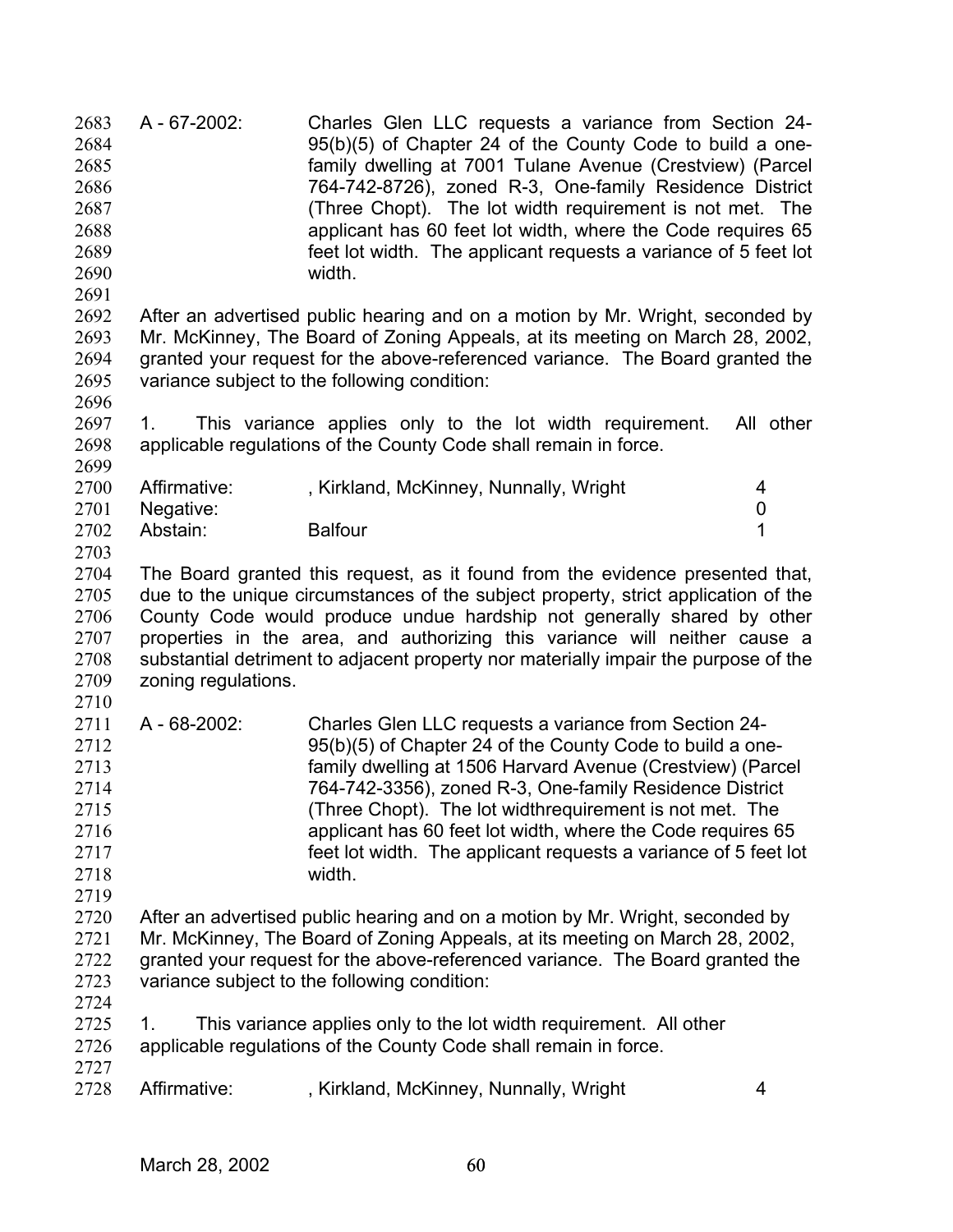A - 67-2002: Charles Glen LLC requests a variance from Section 24-95(b)(5) of Chapter 24 of the County Code to build a one-family dwelling at 7001 Tulane Avenue (Crestview) (Parcel 764-742-8726), zoned R-3, One-family Residence District (Three Chopt). The lot width requirement is not met. The applicant has 60 feet lot width, where the Code requires 65 feet lot width. The applicant requests a variance of 5 feet lot width.

After an advertised public hearing and on a motion by Mr. Wright, seconded by Mr. McKinney, The Board of Zoning Appeals, at its meeting on March 28, 2002, granted your request for the above-referenced variance. The Board granted the variance subject to the following condition:

1. This variance applies only to the lot width requirement. All other applicable regulations of the County Code shall remain in force.

| | | |
|---|---|---|
| Affirmative: | , Kirkland, McKinney, Nunnally, Wright | 4 |
| Negative: | | 0 |
| Abstain: | Balfour | 1 |

The Board granted this request, as it found from the evidence presented that, due to the unique circumstances of the subject property, strict application of the County Code would produce undue hardship not generally shared by other properties in the area, and authorizing this variance will neither cause a substantial detriment to adjacent property nor materially impair the purpose of the zoning regulations.

A - 68-2002: Charles Glen LLC requests a variance from Section 24-95(b)(5) of Chapter 24 of the County Code to build a one-family dwelling at 1506 Harvard Avenue (Crestview) (Parcel 764-742-3356), zoned R-3, One-family Residence District (Three Chopt). The lot widthrequirement is not met. The applicant has 60 feet lot width, where the Code requires 65 feet lot width. The applicant requests a variance of 5 feet lot width.

After an advertised public hearing and on a motion by Mr. Wright, seconded by Mr. McKinney, The Board of Zoning Appeals, at its meeting on March 28, 2002, granted your request for the above-referenced variance. The Board granted the variance subject to the following condition:

1. This variance applies only to the lot width requirement. All other applicable regulations of the County Code shall remain in force.

| | | |
|---|---|---|
| Affirmative: | , Kirkland, McKinney, Nunnally, Wright | 4 |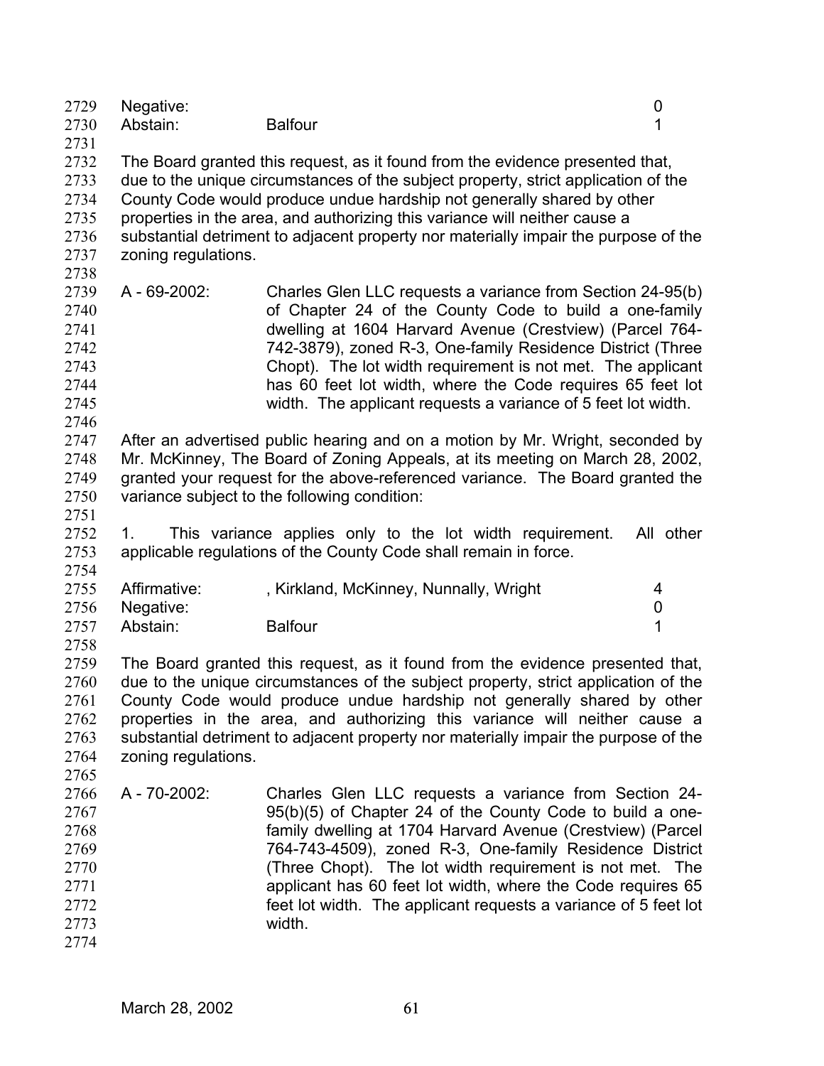| | | |
|---|---|---|
| Negative: | | 0 |
| Abstain: | Balfour | 1 |

The Board granted this request, as it found from the evidence presented that, due to the unique circumstances of the subject property, strict application of the County Code would produce undue hardship not generally shared by other properties in the area, and authorizing this variance will neither cause a substantial detriment to adjacent property nor materially impair the purpose of the zoning regulations.

A - 69-2002: Charles Glen LLC requests a variance from Section 24-95(b) of Chapter 24 of the County Code to build a one-family dwelling at 1604 Harvard Avenue (Crestview) (Parcel 764-742-3879), zoned R-3, One-family Residence District (Three Chopt). The lot width requirement is not met. The applicant has 60 feet lot width, where the Code requires 65 feet lot width. The applicant requests a variance of 5 feet lot width.

After an advertised public hearing and on a motion by Mr. Wright, seconded by Mr. McKinney, The Board of Zoning Appeals, at its meeting on March 28, 2002, granted your request for the above-referenced variance. The Board granted the variance subject to the following condition:

1. This variance applies only to the lot width requirement. All other applicable regulations of the County Code shall remain in force.

| | | |
|---|---|---|
| Affirmative: | , Kirkland, McKinney, Nunnally, Wright | 4 |
| Negative: | | 0 |
| Abstain: | Balfour | 1 |

The Board granted this request, as it found from the evidence presented that, due to the unique circumstances of the subject property, strict application of the County Code would produce undue hardship not generally shared by other properties in the area, and authorizing this variance will neither cause a substantial detriment to adjacent property nor materially impair the purpose of the zoning regulations.

A - 70-2002: Charles Glen LLC requests a variance from Section 24-95(b)(5) of Chapter 24 of the County Code to build a one-family dwelling at 1704 Harvard Avenue (Crestview) (Parcel 764-743-4509), zoned R-3, One-family Residence District (Three Chopt). The lot width requirement is not met. The applicant has 60 feet lot width, where the Code requires 65 feet lot width. The applicant requests a variance of 5 feet lot width.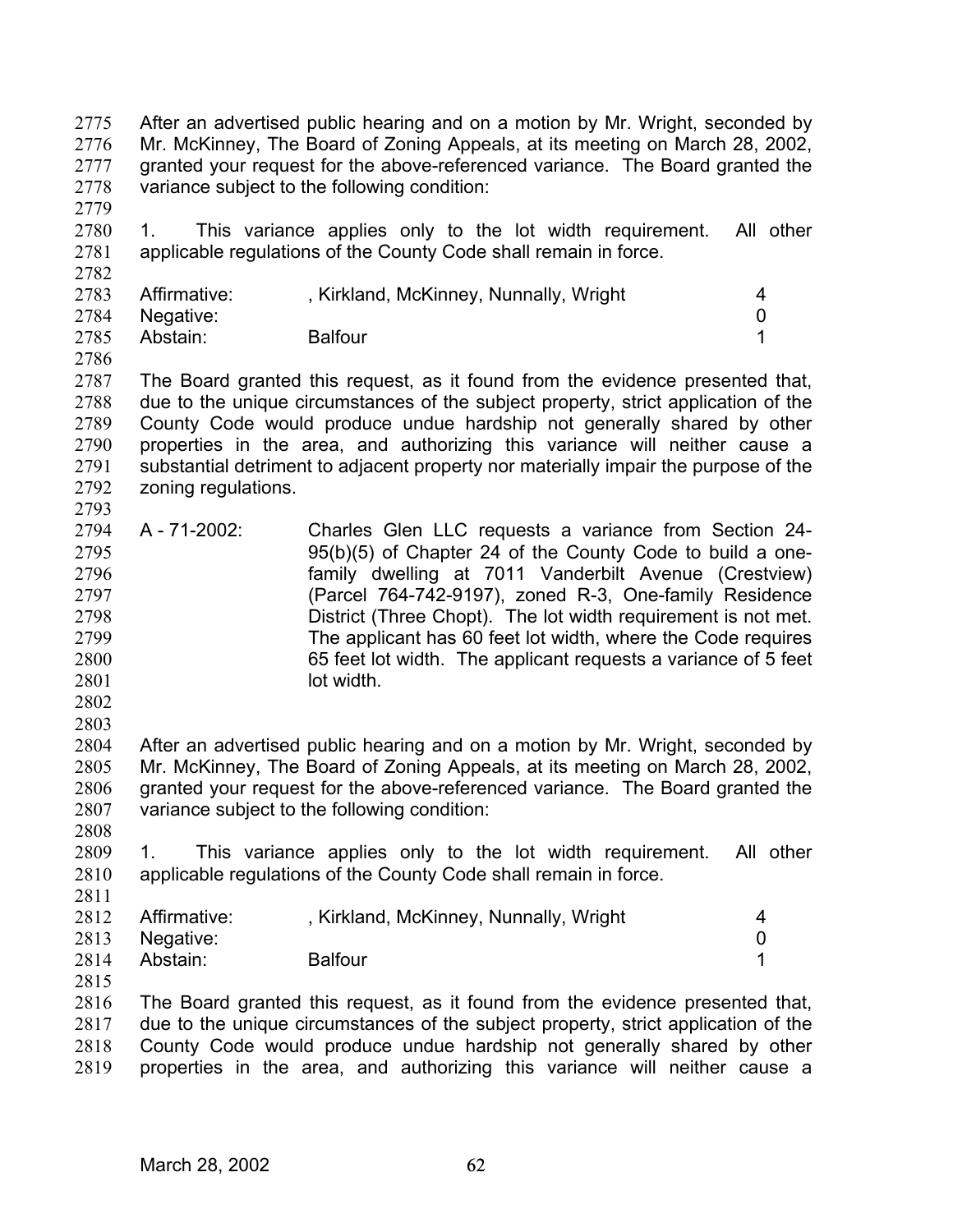After an advertised public hearing and on a motion by Mr. Wright, seconded by Mr. McKinney, The Board of Zoning Appeals, at its meeting on March 28, 2002, granted your request for the above-referenced variance. The Board granted the variance subject to the following condition:

1. This variance applies only to the lot width requirement. All other applicable regulations of the County Code shall remain in force.

| | | |
|---|---|---|
| Affirmative: | , Kirkland, McKinney, Nunnally, Wright | 4 |
| Negative: | | 0 |
| Abstain: | Balfour | 1 |

The Board granted this request, as it found from the evidence presented that, due to the unique circumstances of the subject property, strict application of the County Code would produce undue hardship not generally shared by other properties in the area, and authorizing this variance will neither cause a substantial detriment to adjacent property nor materially impair the purpose of the zoning regulations.

A - 71-2002: Charles Glen LLC requests a variance from Section 24-95(b)(5) of Chapter 24 of the County Code to build a one-family dwelling at 7011 Vanderbilt Avenue (Crestview) (Parcel 764-742-9197), zoned R-3, One-family Residence District (Three Chopt). The lot width requirement is not met. The applicant has 60 feet lot width, where the Code requires 65 feet lot width. The applicant requests a variance of 5 feet lot width.

After an advertised public hearing and on a motion by Mr. Wright, seconded by Mr. McKinney, The Board of Zoning Appeals, at its meeting on March 28, 2002, granted your request for the above-referenced variance. The Board granted the variance subject to the following condition:

1. This variance applies only to the lot width requirement. All other applicable regulations of the County Code shall remain in force.

| | | |
|---|---|---|
| Affirmative: | , Kirkland, McKinney, Nunnally, Wright | 4 |
| Negative: | | 0 |
| Abstain: | Balfour | 1 |

The Board granted this request, as it found from the evidence presented that, due to the unique circumstances of the subject property, strict application of the County Code would produce undue hardship not generally shared by other properties in the area, and authorizing this variance will neither cause a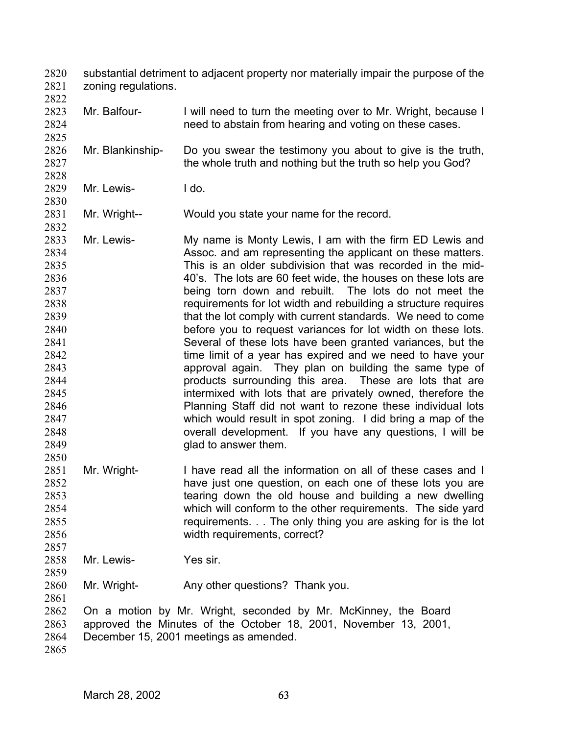substantial detriment to adjacent property nor materially impair the purpose of the zoning regulations.

Mr. Balfour- I will need to turn the meeting over to Mr. Wright, because I need to abstain from hearing and voting on these cases.

Mr. Blankinship- Do you swear the testimony you about to give is the truth, the whole truth and nothing but the truth so help you God?

Mr. Lewis- I do.

Mr. Wright-- Would you state your name for the record.

Mr. Lewis- My name is Monty Lewis, I am with the firm ED Lewis and Assoc. and am representing the applicant on these matters. This is an older subdivision that was recorded in the mid-40's. The lots are 60 feet wide, the houses on these lots are being torn down and rebuilt. The lots do not meet the requirements for lot width and rebuilding a structure requires that the lot comply with current standards. We need to come before you to request variances for lot width on these lots. Several of these lots have been granted variances, but the time limit of a year has expired and we need to have your approval again. They plan on building the same type of products surrounding this area. These are lots that are intermixed with lots that are privately owned, therefore the Planning Staff did not want to rezone these individual lots which would result in spot zoning. I did bring a map of the overall development. If you have any questions, I will be glad to answer them.

Mr. Wright- I have read all the information on all of these cases and I have just one question, on each one of these lots you are tearing down the old house and building a new dwelling which will conform to the other requirements. The side yard requirements. . . The only thing you are asking for is the lot width requirements, correct?

Mr. Lewis- Yes sir.

Mr. Wright- Any other questions? Thank you.

On a motion by Mr. Wright, seconded by Mr. McKinney, the Board approved the Minutes of the October 18, 2001, November 13, 2001, December 15, 2001 meetings as amended.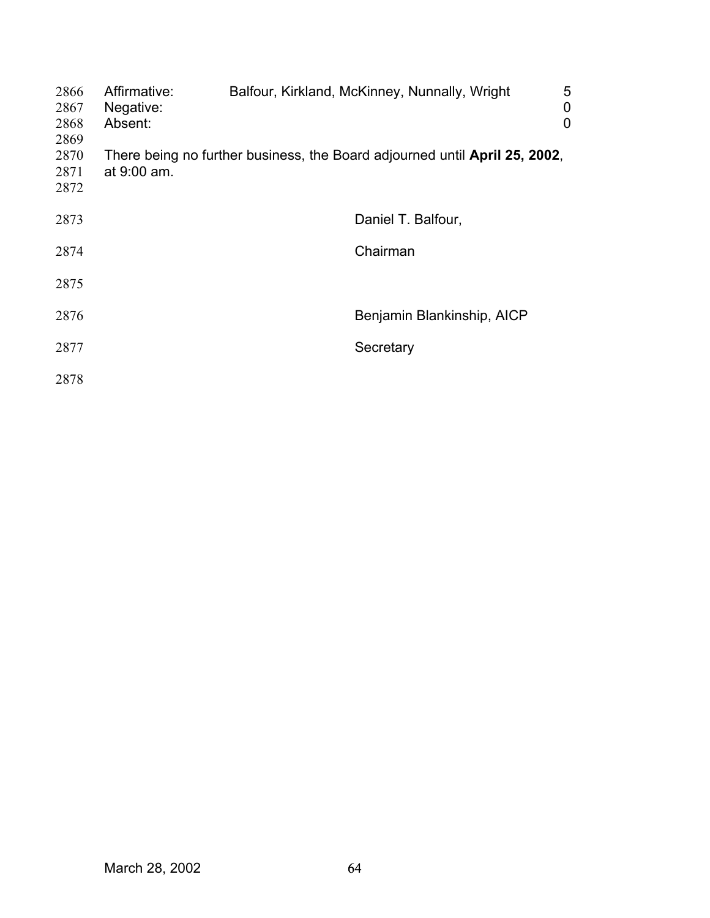| | | |
|---|---|---|
| Affirmative: | Balfour, Kirkland, McKinney, Nunnally, Wright | 5 |
| Negative: | | 0 |
| Absent: | | 0 |

There being no further business, the Board adjourned until **April 25, 2002**, at 9:00 am.

Daniel T. Balfour,

Chairman

Benjamin Blankinship, AICP

Secretary